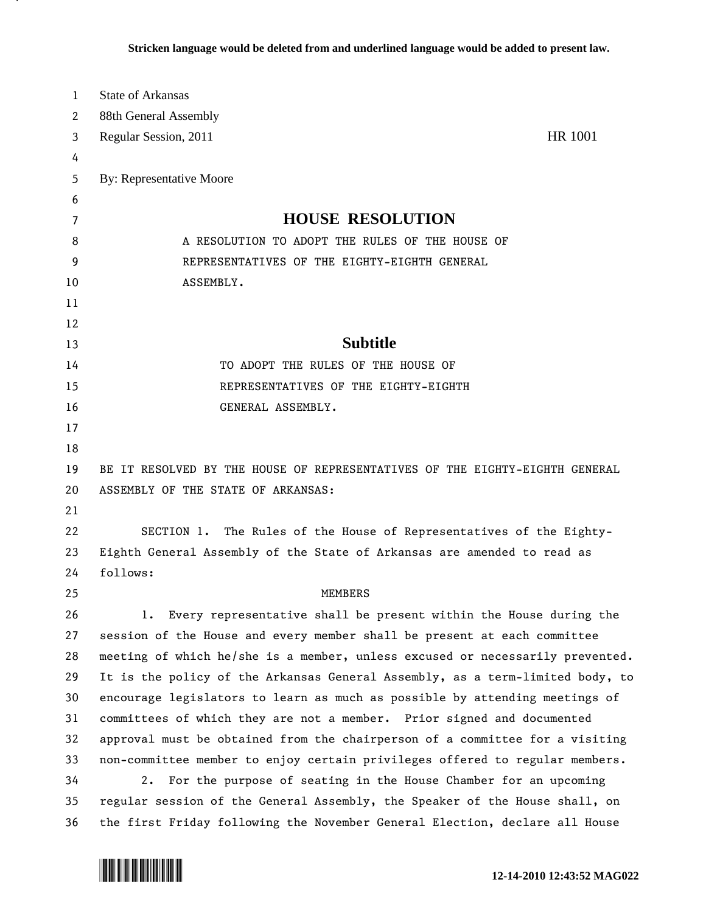Stricken language would be deleted from and underlined language would be added to present law.

State of Arkansas
88th General Assembly
Regular Session, 2011 HR 1001

By: Representative Moore

# HOUSE RESOLUTION

A RESOLUTION TO ADOPT THE RULES OF THE HOUSE OF REPRESENTATIVES OF THE EIGHTY-EIGHTH GENERAL ASSEMBLY.

## Subtitle

TO ADOPT THE RULES OF THE HOUSE OF REPRESENTATIVES OF THE EIGHTY-EIGHTH GENERAL ASSEMBLY.

BE IT RESOLVED BY THE HOUSE OF REPRESENTATIVES OF THE EIGHTY-EIGHTH GENERAL ASSEMBLY OF THE STATE OF ARKANSAS:

SECTION 1. The Rules of the House of Representatives of the Eighty-Eighth General Assembly of the State of Arkansas are amended to read as follows:

MEMBERS

1. Every representative shall be present within the House during the session of the House and every member shall be present at each committee meeting of which he/she is a member, unless excused or necessarily prevented. It is the policy of the Arkansas General Assembly, as a term-limited body, to encourage legislators to learn as much as possible by attending meetings of committees of which they are not a member. Prior signed and documented approval must be obtained from the chairperson of a committee for a visiting non-committee member to enjoy certain privileges offered to regular members.

2. For the purpose of seating in the House Chamber for an upcoming regular session of the General Assembly, the Speaker of the House shall, on the first Friday following the November General Election, declare all House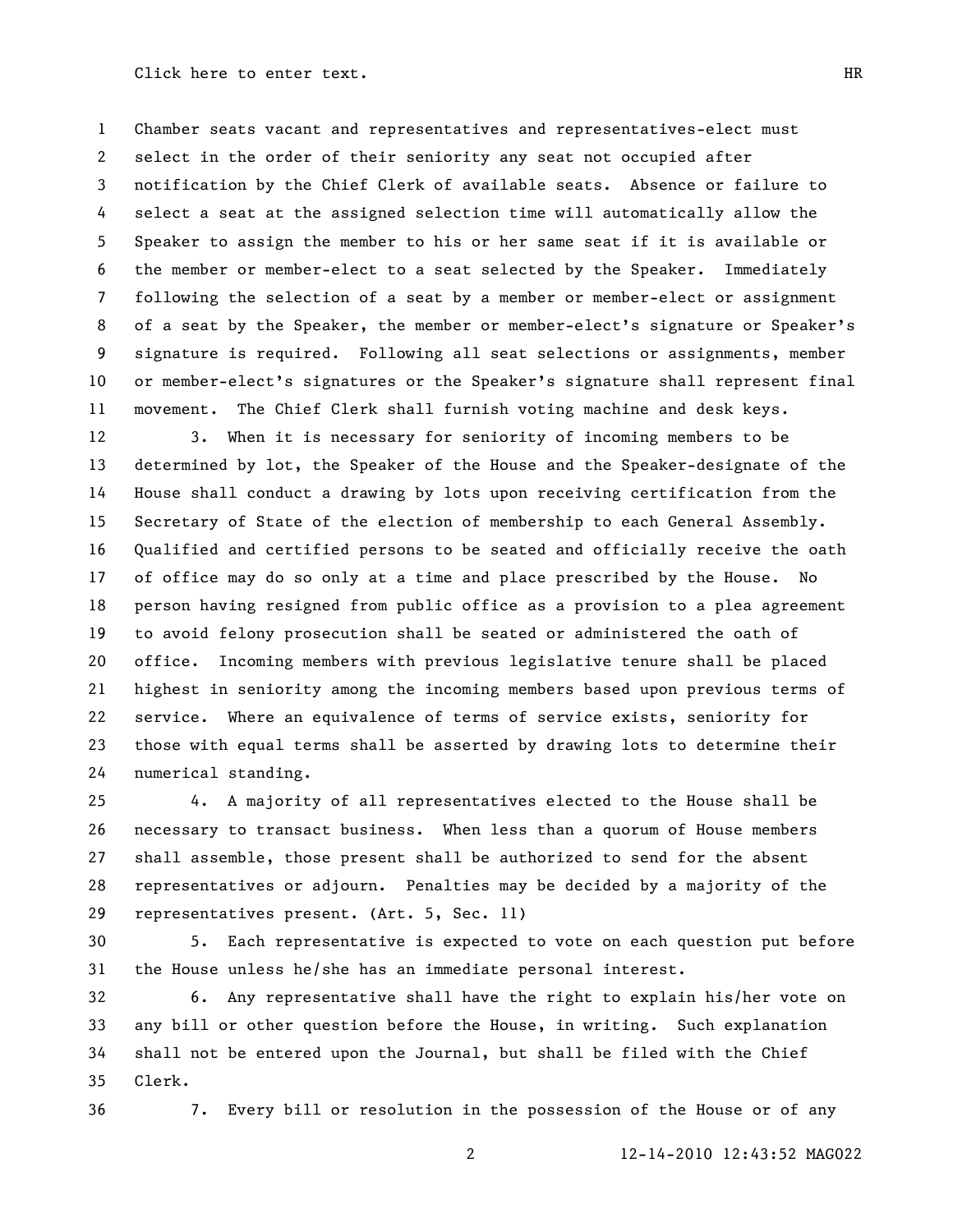Chamber seats vacant and representatives and representatives-elect must select in the order of their seniority any seat not occupied after notification by the Chief Clerk of available seats. Absence or failure to select a seat at the assigned selection time will automatically allow the Speaker to assign the member to his or her same seat if it is available or the member or member-elect to a seat selected by the Speaker. Immediately following the selection of a seat by a member or member-elect or assignment of a seat by the Speaker, the member or member-elect's signature or Speaker's signature is required. Following all seat selections or assignments, member or member-elect's signatures or the Speaker's signature shall represent final movement. The Chief Clerk shall furnish voting machine and desk keys.

3. When it is necessary for seniority of incoming members to be determined by lot, the Speaker of the House and the Speaker-designate of the House shall conduct a drawing by lots upon receiving certification from the Secretary of State of the election of membership to each General Assembly. Qualified and certified persons to be seated and officially receive the oath of office may do so only at a time and place prescribed by the House. No person having resigned from public office as a provision to a plea agreement to avoid felony prosecution shall be seated or administered the oath of office. Incoming members with previous legislative tenure shall be placed highest in seniority among the incoming members based upon previous terms of service. Where an equivalence of terms of service exists, seniority for those with equal terms shall be asserted by drawing lots to determine their numerical standing.

4. A majority of all representatives elected to the House shall be necessary to transact business. When less than a quorum of House members shall assemble, those present shall be authorized to send for the absent representatives or adjourn. Penalties may be decided by a majority of the representatives present. (Art. 5, Sec. 11)

5. Each representative is expected to vote on each question put before the House unless he/she has an immediate personal interest.

6. Any representative shall have the right to explain his/her vote on any bill or other question before the House, in writing. Such explanation shall not be entered upon the Journal, but shall be filed with the Chief Clerk.

7. Every bill or resolution in the possession of the House or of any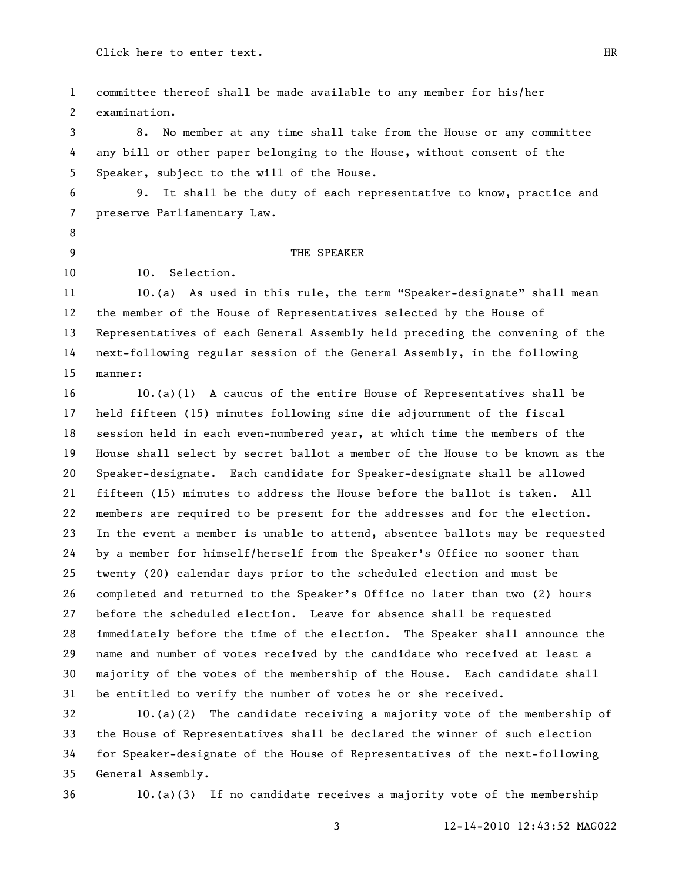committee thereof shall be made available to any member for his/her examination.

8. No member at any time shall take from the House or any committee any bill or other paper belonging to the House, without consent of the Speaker, subject to the will of the House.

9. It shall be the duty of each representative to know, practice and preserve Parliamentary Law.

## THE SPEAKER

10. Selection.

10.(a) As used in this rule, the term "Speaker-designate" shall mean the member of the House of Representatives selected by the House of Representatives of each General Assembly held preceding the convening of the next-following regular session of the General Assembly, in the following manner:

10.(a)(1) A caucus of the entire House of Representatives shall be held fifteen (15) minutes following sine die adjournment of the fiscal session held in each even-numbered year, at which time the members of the House shall select by secret ballot a member of the House to be known as the Speaker-designate. Each candidate for Speaker-designate shall be allowed fifteen (15) minutes to address the House before the ballot is taken. All members are required to be present for the addresses and for the election. In the event a member is unable to attend, absentee ballots may be requested by a member for himself/herself from the Speaker's Office no sooner than twenty (20) calendar days prior to the scheduled election and must be completed and returned to the Speaker's Office no later than two (2) hours before the scheduled election. Leave for absence shall be requested immediately before the time of the election. The Speaker shall announce the name and number of votes received by the candidate who received at least a majority of the votes of the membership of the House. Each candidate shall be entitled to verify the number of votes he or she received.

10.(a)(2) The candidate receiving a majority vote of the membership of the House of Representatives shall be declared the winner of such election for Speaker-designate of the House of Representatives of the next-following General Assembly.

10.(a)(3) If no candidate receives a majority vote of the membership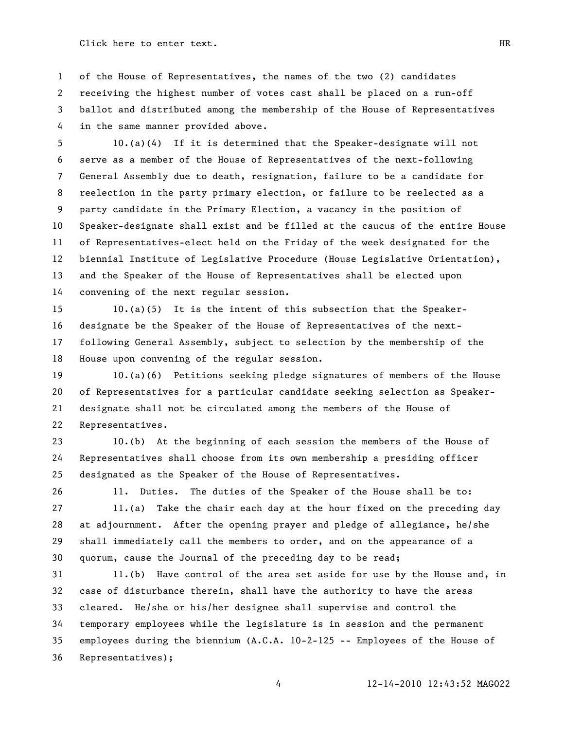of the House of Representatives, the names of the two (2) candidates receiving the highest number of votes cast shall be placed on a run-off ballot and distributed among the membership of the House of Representatives in the same manner provided above.

10.(a)(4) If it is determined that the Speaker-designate will not serve as a member of the House of Representatives of the next-following General Assembly due to death, resignation, failure to be a candidate for reelection in the party primary election, or failure to be reelected as a party candidate in the Primary Election, a vacancy in the position of Speaker-designate shall exist and be filled at the caucus of the entire House of Representatives-elect held on the Friday of the week designated for the biennial Institute of Legislative Procedure (House Legislative Orientation), and the Speaker of the House of Representatives shall be elected upon convening of the next regular session.

10.(a)(5) It is the intent of this subsection that the Speaker-designate be the Speaker of the House of Representatives of the next-following General Assembly, subject to selection by the membership of the House upon convening of the regular session.

10.(a)(6) Petitions seeking pledge signatures of members of the House of Representatives for a particular candidate seeking selection as Speaker-designate shall not be circulated among the members of the House of Representatives.

10.(b) At the beginning of each session the members of the House of Representatives shall choose from its own membership a presiding officer designated as the Speaker of the House of Representatives.

11. Duties. The duties of the Speaker of the House shall be to:

11.(a) Take the chair each day at the hour fixed on the preceding day at adjournment. After the opening prayer and pledge of allegiance, he/she shall immediately call the members to order, and on the appearance of a quorum, cause the Journal of the preceding day to be read;

11.(b) Have control of the area set aside for use by the House and, in case of disturbance therein, shall have the authority to have the areas cleared. He/she or his/her designee shall supervise and control the temporary employees while the legislature is in session and the permanent employees during the biennium (A.C.A. 10-2-125 -- Employees of the House of Representatives);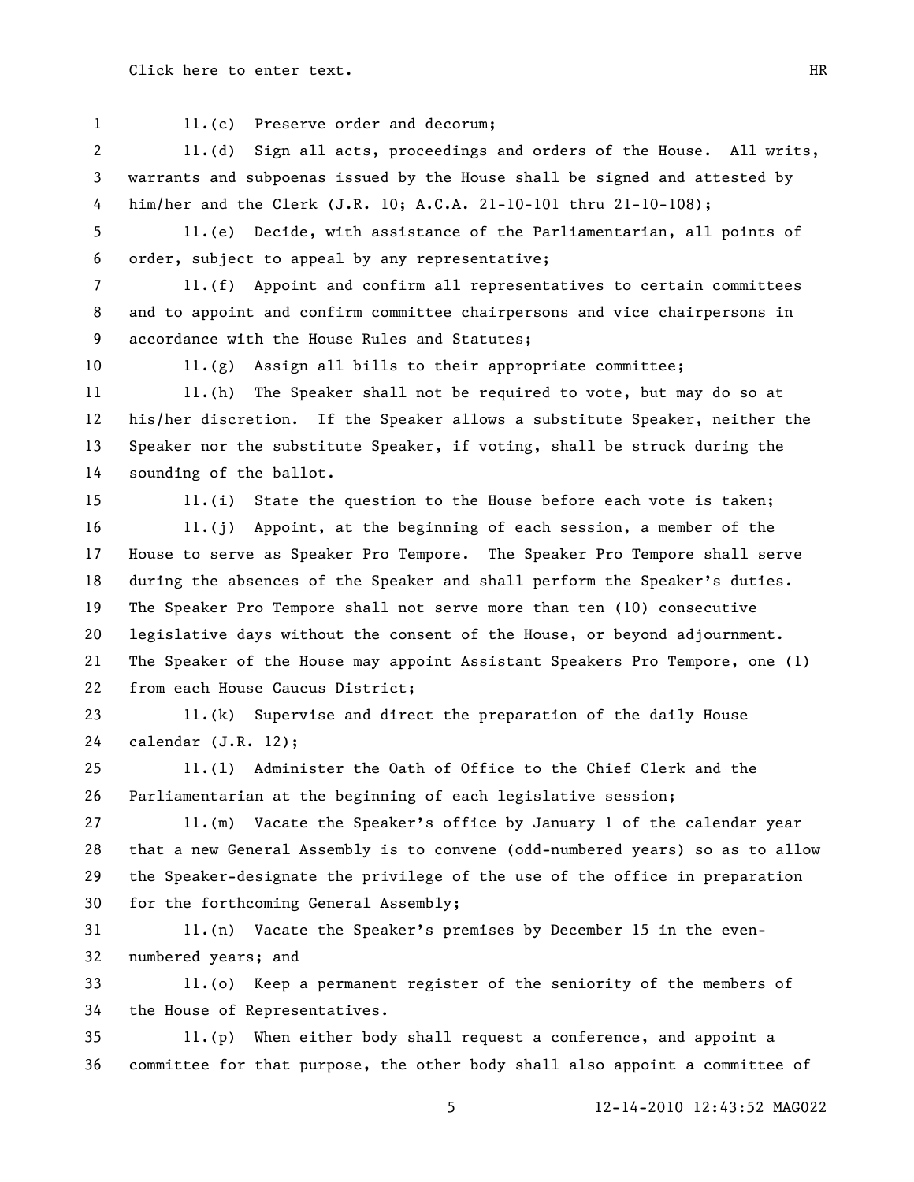11.(c) Preserve order and decorum;

11.(d) Sign all acts, proceedings and orders of the House. All writs, warrants and subpoenas issued by the House shall be signed and attested by him/her and the Clerk (J.R. 10; A.C.A. 21-10-101 thru 21-10-108);

11.(e) Decide, with assistance of the Parliamentarian, all points of order, subject to appeal by any representative;

11.(f) Appoint and confirm all representatives to certain committees and to appoint and confirm committee chairpersons and vice chairpersons in accordance with the House Rules and Statutes;

11.(g) Assign all bills to their appropriate committee;

11.(h) The Speaker shall not be required to vote, but may do so at his/her discretion. If the Speaker allows a substitute Speaker, neither the Speaker nor the substitute Speaker, if voting, shall be struck during the sounding of the ballot.

11.(i) State the question to the House before each vote is taken;

11.(j) Appoint, at the beginning of each session, a member of the House to serve as Speaker Pro Tempore. The Speaker Pro Tempore shall serve during the absences of the Speaker and shall perform the Speaker's duties. The Speaker Pro Tempore shall not serve more than ten (10) consecutive legislative days without the consent of the House, or beyond adjournment. The Speaker of the House may appoint Assistant Speakers Pro Tempore, one (1) from each House Caucus District;

11.(k) Supervise and direct the preparation of the daily House calendar (J.R. 12);

11.(l) Administer the Oath of Office to the Chief Clerk and the Parliamentarian at the beginning of each legislative session;

11.(m) Vacate the Speaker's office by January 1 of the calendar year that a new General Assembly is to convene (odd-numbered years) so as to allow the Speaker-designate the privilege of the use of the office in preparation for the forthcoming General Assembly;

11.(n) Vacate the Speaker's premises by December 15 in the even-numbered years; and

11.(o) Keep a permanent register of the seniority of the members of the House of Representatives.

11.(p) When either body shall request a conference, and appoint a committee for that purpose, the other body shall also appoint a committee of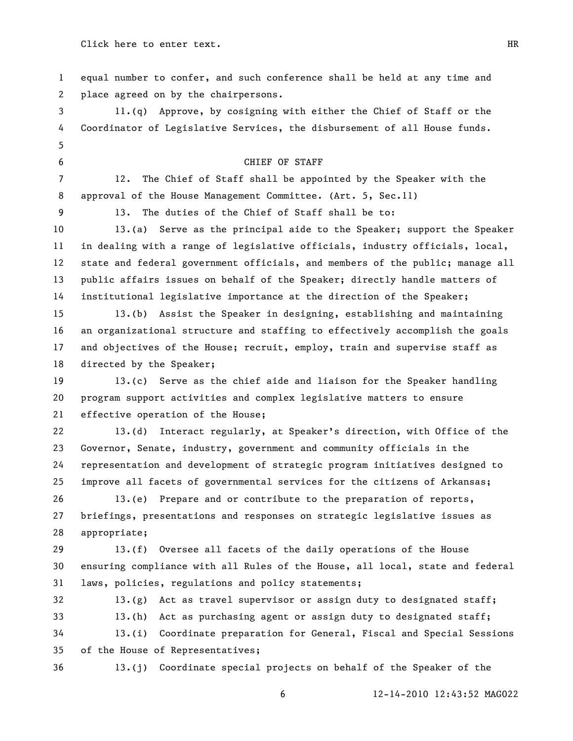equal number to confer, and such conference shall be held at any time and place agreed on by the chairpersons.

11.(q) Approve, by cosigning with either the Chief of Staff or the Coordinator of Legislative Services, the disbursement of all House funds.

## CHIEF OF STAFF

12. The Chief of Staff shall be appointed by the Speaker with the approval of the House Management Committee. (Art. 5, Sec.11)

13. The duties of the Chief of Staff shall be to:

13.(a) Serve as the principal aide to the Speaker; support the Speaker in dealing with a range of legislative officials, industry officials, local, state and federal government officials, and members of the public; manage all public affairs issues on behalf of the Speaker; directly handle matters of institutional legislative importance at the direction of the Speaker;

13.(b) Assist the Speaker in designing, establishing and maintaining an organizational structure and staffing to effectively accomplish the goals and objectives of the House; recruit, employ, train and supervise staff as directed by the Speaker;

13.(c) Serve as the chief aide and liaison for the Speaker handling program support activities and complex legislative matters to ensure effective operation of the House;

13.(d) Interact regularly, at Speaker's direction, with Office of the Governor, Senate, industry, government and community officials in the representation and development of strategic program initiatives designed to improve all facets of governmental services for the citizens of Arkansas;

13.(e) Prepare and or contribute to the preparation of reports, briefings, presentations and responses on strategic legislative issues as appropriate;

13.(f) Oversee all facets of the daily operations of the House ensuring compliance with all Rules of the House, all local, state and federal laws, policies, regulations and policy statements;

13.(g) Act as travel supervisor or assign duty to designated staff;

13.(h) Act as purchasing agent or assign duty to designated staff;

13.(i) Coordinate preparation for General, Fiscal and Special Sessions of the House of Representatives;

13.(j) Coordinate special projects on behalf of the Speaker of the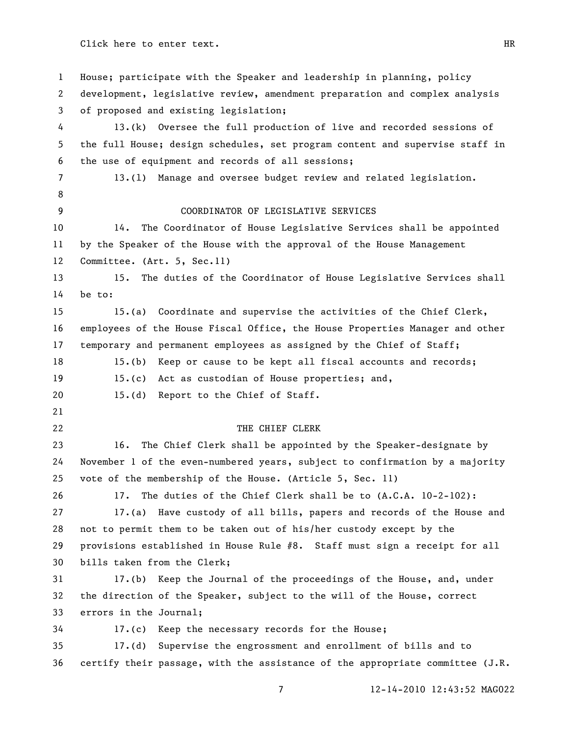House; participate with the Speaker and leadership in planning, policy development, legislative review, amendment preparation and complex analysis of proposed and existing legislation;

13.(k) Oversee the full production of live and recorded sessions of the full House; design schedules, set program content and supervise staff in the use of equipment and records of all sessions;

13.(l) Manage and oversee budget review and related legislation.

## COORDINATOR OF LEGISLATIVE SERVICES

14. The Coordinator of House Legislative Services shall be appointed by the Speaker of the House with the approval of the House Management Committee. (Art. 5, Sec.11)

15. The duties of the Coordinator of House Legislative Services shall be to:

15.(a) Coordinate and supervise the activities of the Chief Clerk, employees of the House Fiscal Office, the House Properties Manager and other temporary and permanent employees as assigned by the Chief of Staff;

15.(b) Keep or cause to be kept all fiscal accounts and records;

15.(c) Act as custodian of House properties; and,

15.(d) Report to the Chief of Staff.

## THE CHIEF CLERK

16. The Chief Clerk shall be appointed by the Speaker-designate by November 1 of the even-numbered years, subject to confirmation by a majority vote of the membership of the House. (Article 5, Sec. 11)

17. The duties of the Chief Clerk shall be to (A.C.A. 10-2-102):

17.(a) Have custody of all bills, papers and records of the House and not to permit them to be taken out of his/her custody except by the provisions established in House Rule #8. Staff must sign a receipt for all bills taken from the Clerk;

17.(b) Keep the Journal of the proceedings of the House, and, under the direction of the Speaker, subject to the will of the House, correct errors in the Journal;

17.(c) Keep the necessary records for the House;

17.(d) Supervise the engrossment and enrollment of bills and to certify their passage, with the assistance of the appropriate committee (J.R.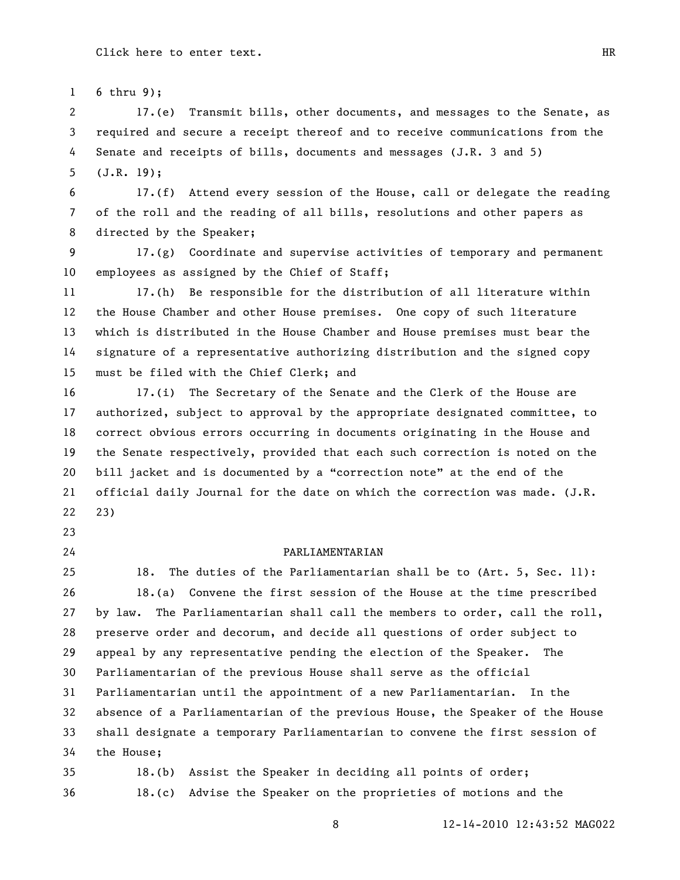6 thru 9);

17.(e) Transmit bills, other documents, and messages to the Senate, as required and secure a receipt thereof and to receive communications from the Senate and receipts of bills, documents and messages (J.R. 3 and 5) (J.R. 19);

17.(f) Attend every session of the House, call or delegate the reading of the roll and the reading of all bills, resolutions and other papers as directed by the Speaker;

17.(g) Coordinate and supervise activities of temporary and permanent employees as assigned by the Chief of Staff;

17.(h) Be responsible for the distribution of all literature within the House Chamber and other House premises. One copy of such literature which is distributed in the House Chamber and House premises must bear the signature of a representative authorizing distribution and the signed copy must be filed with the Chief Clerk; and

17.(i) The Secretary of the Senate and the Clerk of the House are authorized, subject to approval by the appropriate designated committee, to correct obvious errors occurring in documents originating in the House and the Senate respectively, provided that each such correction is noted on the bill jacket and is documented by a "correction note" at the end of the official daily Journal for the date on which the correction was made. (J.R. 23)

## PARLIAMENTARIAN

18. The duties of the Parliamentarian shall be to (Art. 5, Sec. 11):

18.(a) Convene the first session of the House at the time prescribed by law. The Parliamentarian shall call the members to order, call the roll, preserve order and decorum, and decide all questions of order subject to appeal by any representative pending the election of the Speaker. The Parliamentarian of the previous House shall serve as the official Parliamentarian until the appointment of a new Parliamentarian. In the absence of a Parliamentarian of the previous House, the Speaker of the House shall designate a temporary Parliamentarian to convene the first session of the House;

18.(b) Assist the Speaker in deciding all points of order;

18.(c) Advise the Speaker on the proprieties of motions and the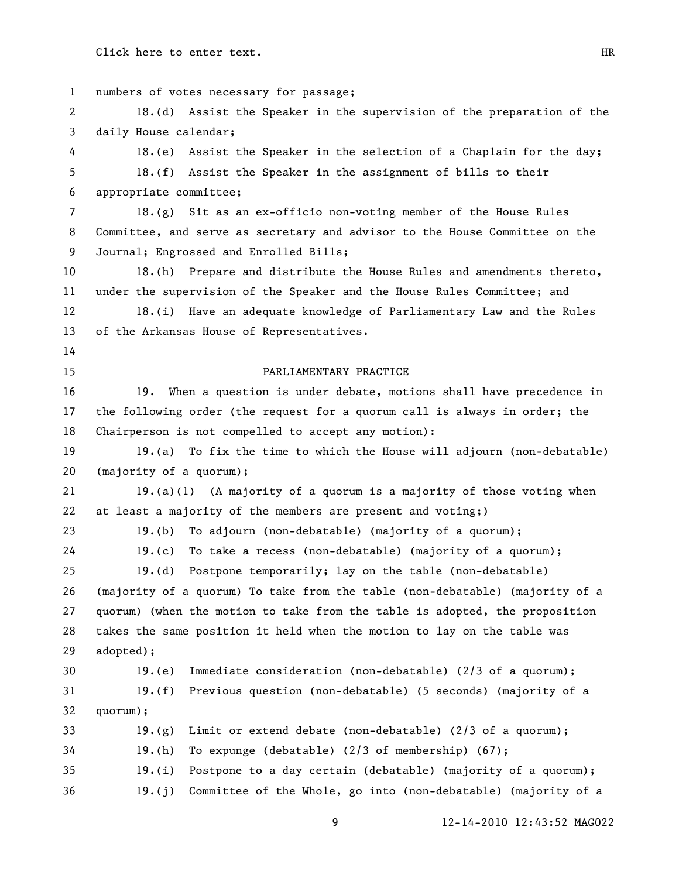numbers of votes necessary for passage;

18.(d) Assist the Speaker in the supervision of the preparation of the daily House calendar;

18.(e) Assist the Speaker in the selection of a Chaplain for the day;

18.(f) Assist the Speaker in the assignment of bills to their appropriate committee;

18.(g) Sit as an ex-officio non-voting member of the House Rules Committee, and serve as secretary and advisor to the House Committee on the Journal; Engrossed and Enrolled Bills;

18.(h) Prepare and distribute the House Rules and amendments thereto, under the supervision of the Speaker and the House Rules Committee; and

18.(i) Have an adequate knowledge of Parliamentary Law and the Rules of the Arkansas House of Representatives.

## PARLIAMENTARY PRACTICE

19. When a question is under debate, motions shall have precedence in the following order (the request for a quorum call is always in order; the Chairperson is not compelled to accept any motion):

19.(a) To fix the time to which the House will adjourn (non-debatable) (majority of a quorum);

19.(a)(1) (A majority of a quorum is a majority of those voting when at least a majority of the members are present and voting;)

19.(b) To adjourn (non-debatable) (majority of a quorum);

19.(c) To take a recess (non-debatable) (majority of a quorum);

19.(d) Postpone temporarily; lay on the table (non-debatable) (majority of a quorum) To take from the table (non-debatable) (majority of a quorum) (when the motion to take from the table is adopted, the proposition takes the same position it held when the motion to lay on the table was adopted);

19.(e) Immediate consideration (non-debatable) (2/3 of a quorum);

19.(f) Previous question (non-debatable) (5 seconds) (majority of a quorum);

19.(g) Limit or extend debate (non-debatable) (2/3 of a quorum);

19.(h) To expunge (debatable) (2/3 of membership) (67);

19.(i) Postpone to a day certain (debatable) (majority of a quorum);

19.(j) Committee of the Whole, go into (non-debatable) (majority of a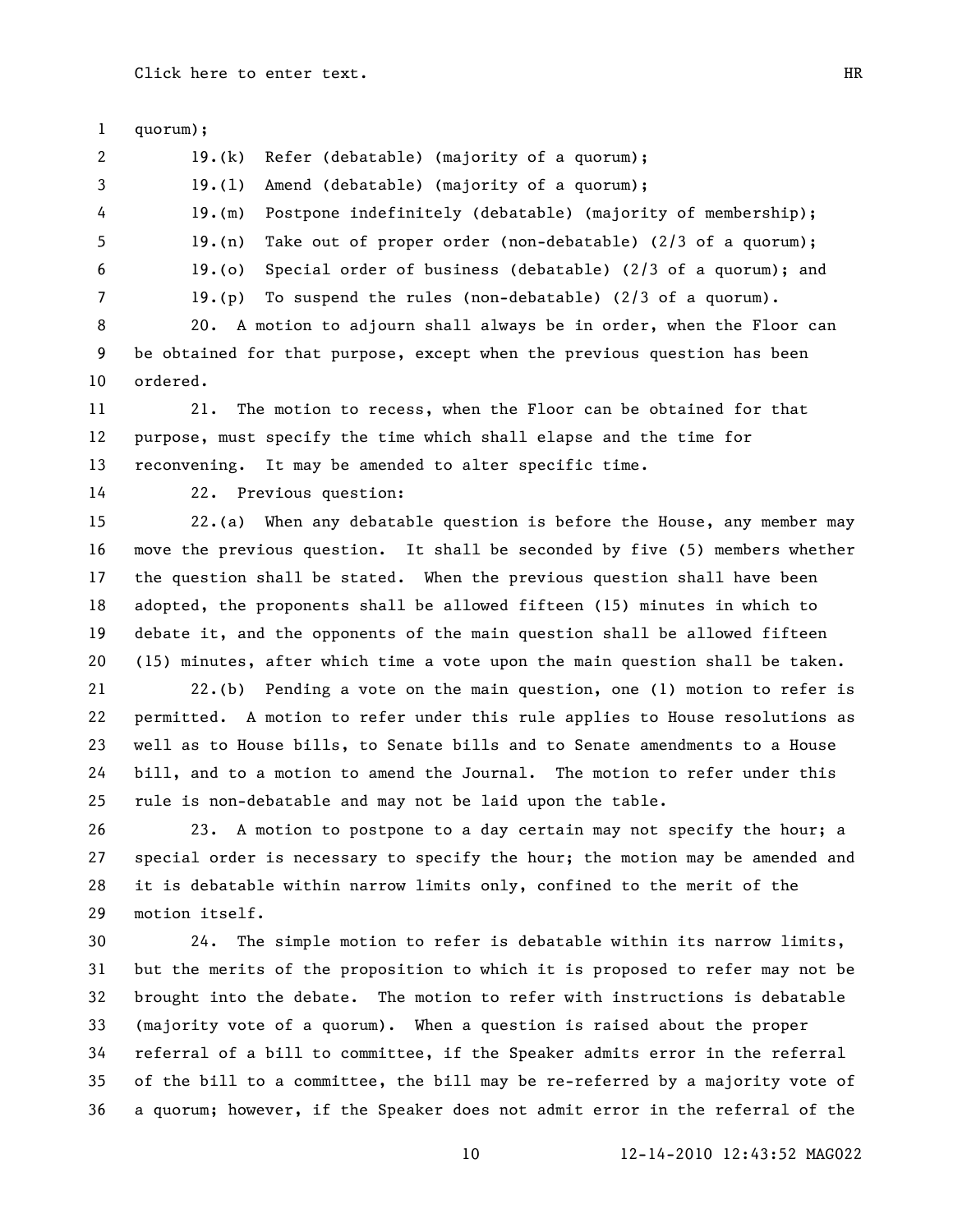quorum);

19.(k) Refer (debatable) (majority of a quorum);

19.(l) Amend (debatable) (majority of a quorum);

19.(m) Postpone indefinitely (debatable) (majority of membership);

19.(n) Take out of proper order (non-debatable) (2/3 of a quorum);

19.(o) Special order of business (debatable) (2/3 of a quorum); and

19.(p) To suspend the rules (non-debatable) (2/3 of a quorum).

20. A motion to adjourn shall always be in order, when the Floor can be obtained for that purpose, except when the previous question has been ordered.

21. The motion to recess, when the Floor can be obtained for that purpose, must specify the time which shall elapse and the time for reconvening. It may be amended to alter specific time.

22. Previous question:

22.(a) When any debatable question is before the House, any member may move the previous question. It shall be seconded by five (5) members whether the question shall be stated. When the previous question shall have been adopted, the proponents shall be allowed fifteen (15) minutes in which to debate it, and the opponents of the main question shall be allowed fifteen (15) minutes, after which time a vote upon the main question shall be taken.

22.(b) Pending a vote on the main question, one (1) motion to refer is permitted. A motion to refer under this rule applies to House resolutions as well as to House bills, to Senate bills and to Senate amendments to a House bill, and to a motion to amend the Journal. The motion to refer under this rule is non-debatable and may not be laid upon the table.

23. A motion to postpone to a day certain may not specify the hour; a special order is necessary to specify the hour; the motion may be amended and it is debatable within narrow limits only, confined to the merit of the motion itself.

24. The simple motion to refer is debatable within its narrow limits, but the merits of the proposition to which it is proposed to refer may not be brought into the debate. The motion to refer with instructions is debatable (majority vote of a quorum). When a question is raised about the proper referral of a bill to committee, if the Speaker admits error in the referral of the bill to a committee, the bill may be re-referred by a majority vote of a quorum; however, if the Speaker does not admit error in the referral of the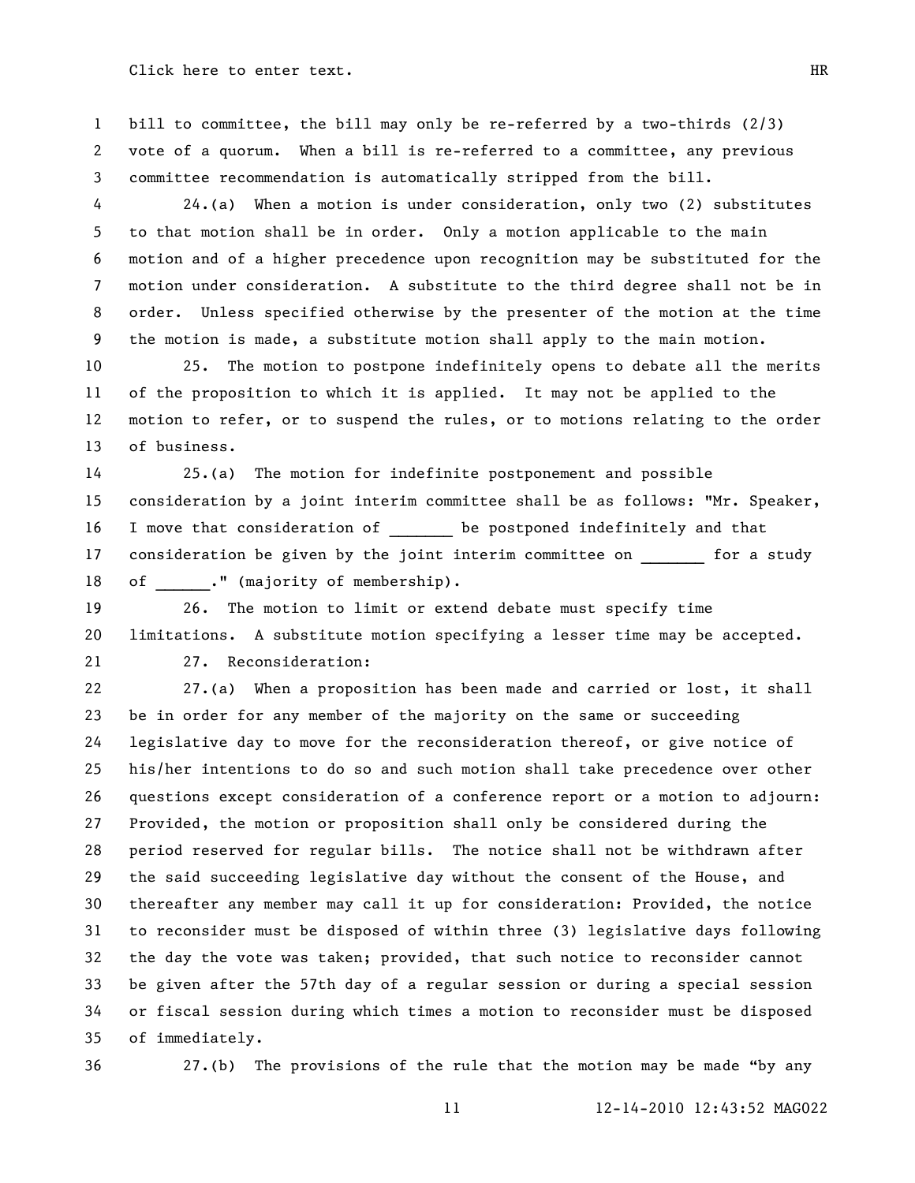bill to committee, the bill may only be re-referred by a two-thirds (2/3) vote of a quorum. When a bill is re-referred to a committee, any previous committee recommendation is automatically stripped from the bill.

24.(a) When a motion is under consideration, only two (2) substitutes to that motion shall be in order. Only a motion applicable to the main motion and of a higher precedence upon recognition may be substituted for the motion under consideration. A substitute to the third degree shall not be in order. Unless specified otherwise by the presenter of the motion at the time the motion is made, a substitute motion shall apply to the main motion.

25. The motion to postpone indefinitely opens to debate all the merits of the proposition to which it is applied. It may not be applied to the motion to refer, or to suspend the rules, or to motions relating to the order of business.

25.(a) The motion for indefinite postponement and possible consideration by a joint interim committee shall be as follows: "Mr. Speaker, I move that consideration of _______ be postponed indefinitely and that consideration be given by the joint interim committee on _______ for a study of ______." (majority of membership).

26. The motion to limit or extend debate must specify time limitations. A substitute motion specifying a lesser time may be accepted.

27. Reconsideration:

27.(a) When a proposition has been made and carried or lost, it shall be in order for any member of the majority on the same or succeeding legislative day to move for the reconsideration thereof, or give notice of his/her intentions to do so and such motion shall take precedence over other questions except consideration of a conference report or a motion to adjourn: Provided, the motion or proposition shall only be considered during the period reserved for regular bills. The notice shall not be withdrawn after the said succeeding legislative day without the consent of the House, and thereafter any member may call it up for consideration: Provided, the notice to reconsider must be disposed of within three (3) legislative days following the day the vote was taken; provided, that such notice to reconsider cannot be given after the 57th day of a regular session or during a special session or fiscal session during which times a motion to reconsider must be disposed of immediately.

27.(b) The provisions of the rule that the motion may be made “by any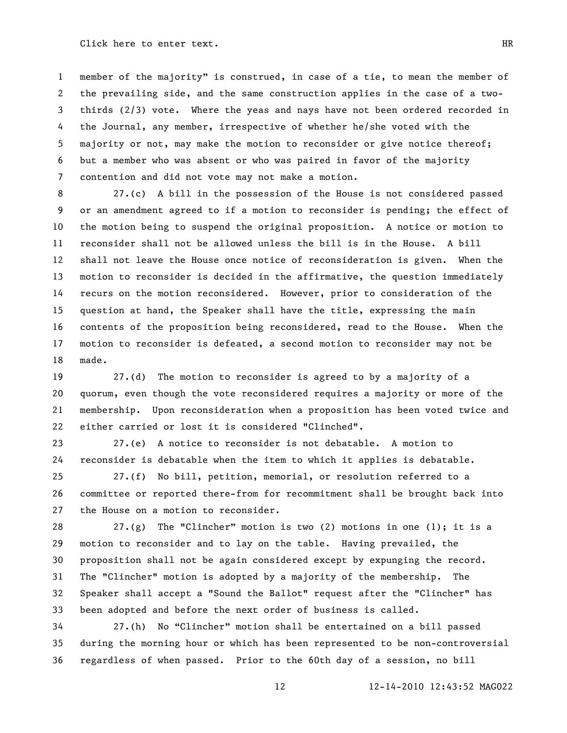member of the majority" is construed, in case of a tie, to mean the member of the prevailing side, and the same construction applies in the case of a two-thirds (2/3) vote. Where the yeas and nays have not been ordered recorded in the Journal, any member, irrespective of whether he/she voted with the majority or not, may make the motion to reconsider or give notice thereof; but a member who was absent or who was paired in favor of the majority contention and did not vote may not make a motion.

27.(c) A bill in the possession of the House is not considered passed or an amendment agreed to if a motion to reconsider is pending; the effect of the motion being to suspend the original proposition. A notice or motion to reconsider shall not be allowed unless the bill is in the House. A bill shall not leave the House once notice of reconsideration is given. When the motion to reconsider is decided in the affirmative, the question immediately recurs on the motion reconsidered. However, prior to consideration of the question at hand, the Speaker shall have the title, expressing the main contents of the proposition being reconsidered, read to the House. When the motion to reconsider is defeated, a second motion to reconsider may not be made.

27.(d) The motion to reconsider is agreed to by a majority of a quorum, even though the vote reconsidered requires a majority or more of the membership. Upon reconsideration when a proposition has been voted twice and either carried or lost it is considered "Clinched".

27.(e) A notice to reconsider is not debatable. A motion to reconsider is debatable when the item to which it applies is debatable.

27.(f) No bill, petition, memorial, or resolution referred to a committee or reported there-from for recommitment shall be brought back into the House on a motion to reconsider.

27.(g) The "Clincher" motion is two (2) motions in one (1); it is a motion to reconsider and to lay on the table. Having prevailed, the proposition shall not be again considered except by expunging the record. The "Clincher" motion is adopted by a majority of the membership. The Speaker shall accept a "Sound the Ballot" request after the "Clincher" has been adopted and before the next order of business is called.

27.(h) No "Clincher" motion shall be entertained on a bill passed during the morning hour or which has been represented to be non-controversial regardless of when passed. Prior to the 60th day of a session, no bill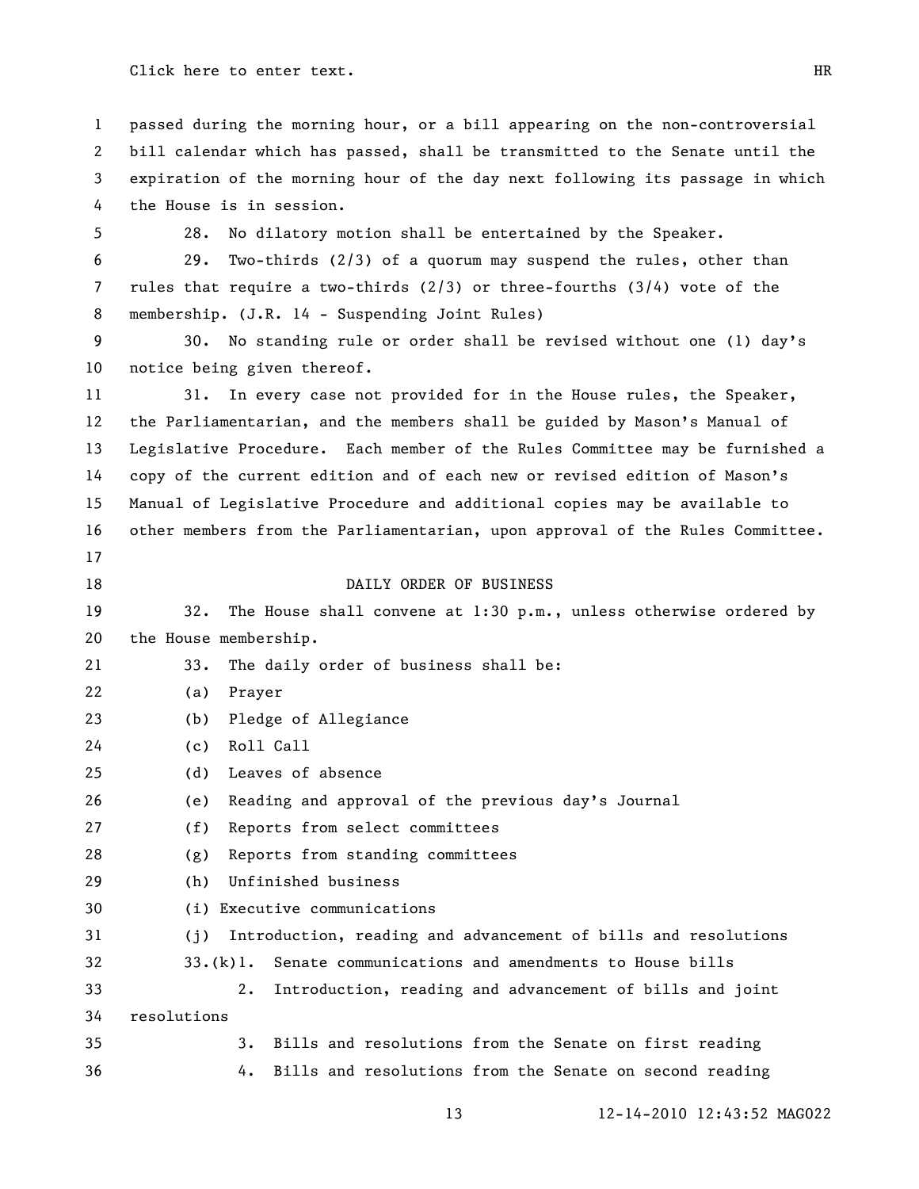passed during the morning hour, or a bill appearing on the non-controversial bill calendar which has passed, shall be transmitted to the Senate until the expiration of the morning hour of the day next following its passage in which the House is in session.

28. No dilatory motion shall be entertained by the Speaker.

29. Two-thirds (2/3) of a quorum may suspend the rules, other than rules that require a two-thirds (2/3) or three-fourths (3/4) vote of the membership. (J.R. 14 - Suspending Joint Rules)

30. No standing rule or order shall be revised without one (1) day's notice being given thereof.

31. In every case not provided for in the House rules, the Speaker, the Parliamentarian, and the members shall be guided by Mason's Manual of Legislative Procedure. Each member of the Rules Committee may be furnished a copy of the current edition and of each new or revised edition of Mason's Manual of Legislative Procedure and additional copies may be available to other members from the Parliamentarian, upon approval of the Rules Committee.

## DAILY ORDER OF BUSINESS

32. The House shall convene at 1:30 p.m., unless otherwise ordered by the House membership.

33. The daily order of business shall be:

(a) Prayer

(b) Pledge of Allegiance

(c) Roll Call

(d) Leaves of absence

(e) Reading and approval of the previous day's Journal

(f) Reports from select committees

(g) Reports from standing committees

(h) Unfinished business

(i) Executive communications

(j) Introduction, reading and advancement of bills and resolutions

33.(k)1. Senate communications and amendments to House bills

2. Introduction, reading and advancement of bills and joint resolutions

3. Bills and resolutions from the Senate on first reading

4. Bills and resolutions from the Senate on second reading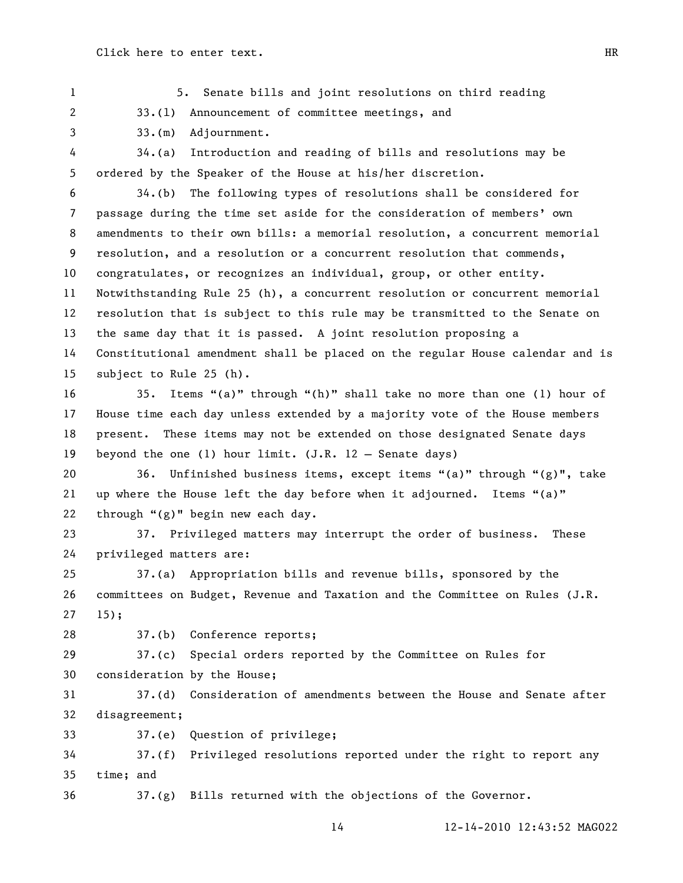5. Senate bills and joint resolutions on third reading

33.(l) Announcement of committee meetings, and

33.(m) Adjournment.

34.(a) Introduction and reading of bills and resolutions may be ordered by the Speaker of the House at his/her discretion.

34.(b) The following types of resolutions shall be considered for passage during the time set aside for the consideration of members' own amendments to their own bills: a memorial resolution, a concurrent memorial resolution, and a resolution or a concurrent resolution that commends, congratulates, or recognizes an individual, group, or other entity. Notwithstanding Rule 25 (h), a concurrent resolution or concurrent memorial resolution that is subject to this rule may be transmitted to the Senate on the same day that it is passed. A joint resolution proposing a Constitutional amendment shall be placed on the regular House calendar and is subject to Rule 25 (h).

35. Items "(a)" through "(h)" shall take no more than one (1) hour of House time each day unless extended by a majority vote of the House members present. These items may not be extended on those designated Senate days beyond the one (1) hour limit. (J.R. 12 – Senate days)

36. Unfinished business items, except items "(a)" through "(g)", take up where the House left the day before when it adjourned. Items "(a)" through "(g)" begin new each day.

37. Privileged matters may interrupt the order of business. These privileged matters are:

37.(a) Appropriation bills and revenue bills, sponsored by the committees on Budget, Revenue and Taxation and the Committee on Rules (J.R. 15);

37.(b) Conference reports;

37.(c) Special orders reported by the Committee on Rules for consideration by the House;

37.(d) Consideration of amendments between the House and Senate after disagreement;

37.(e) Question of privilege;

37.(f) Privileged resolutions reported under the right to report any time; and

37.(g) Bills returned with the objections of the Governor.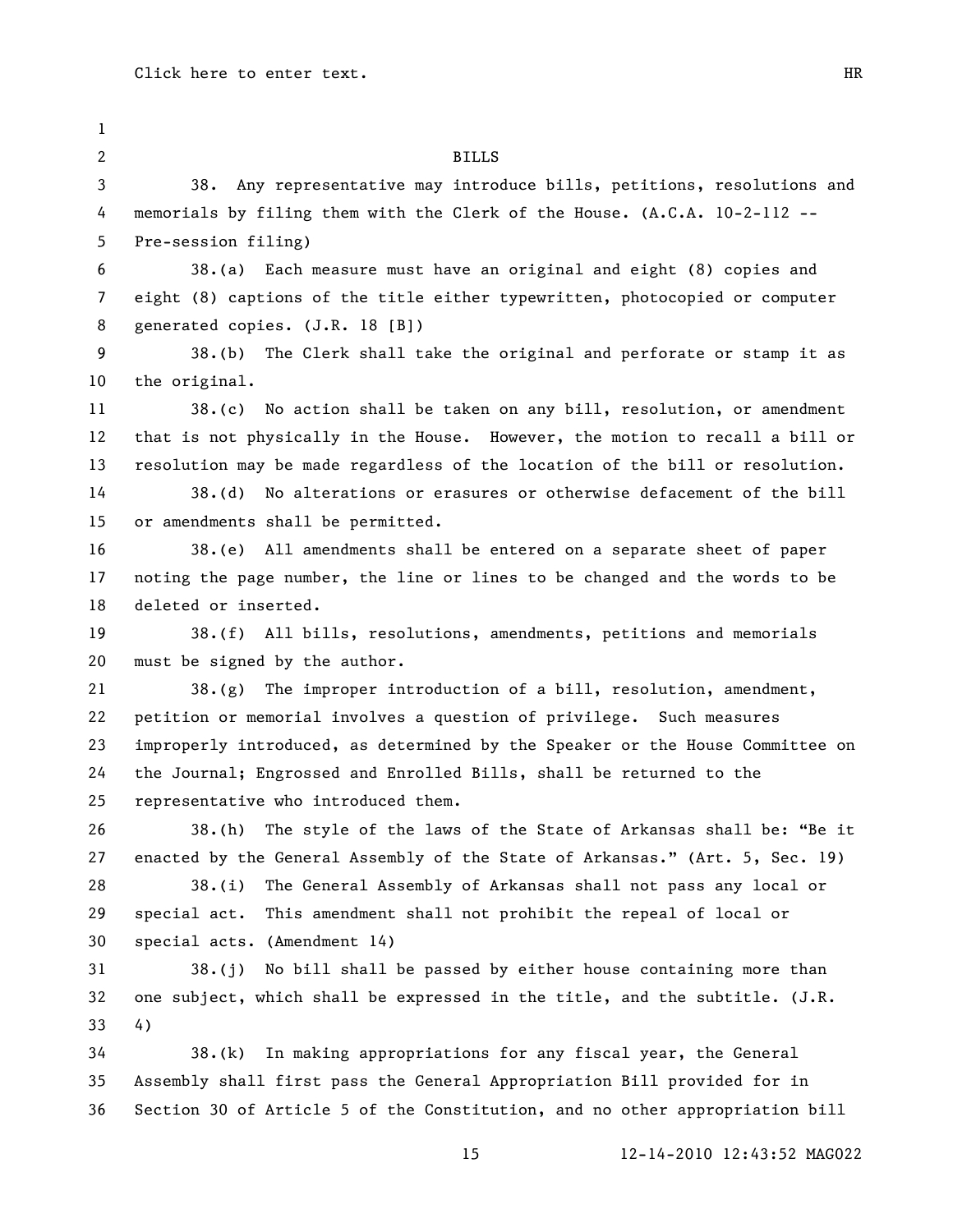## BILLS

38. Any representative may introduce bills, petitions, resolutions and memorials by filing them with the Clerk of the House. (A.C.A. 10-2-112 -- Pre-session filing)

38.(a) Each measure must have an original and eight (8) copies and eight (8) captions of the title either typewritten, photocopied or computer generated copies. (J.R. 18 [B])

38.(b) The Clerk shall take the original and perforate or stamp it as the original.

38.(c) No action shall be taken on any bill, resolution, or amendment that is not physically in the House. However, the motion to recall a bill or resolution may be made regardless of the location of the bill or resolution.

38.(d) No alterations or erasures or otherwise defacement of the bill or amendments shall be permitted.

38.(e) All amendments shall be entered on a separate sheet of paper noting the page number, the line or lines to be changed and the words to be deleted or inserted.

38.(f) All bills, resolutions, amendments, petitions and memorials must be signed by the author.

38.(g) The improper introduction of a bill, resolution, amendment, petition or memorial involves a question of privilege. Such measures improperly introduced, as determined by the Speaker or the House Committee on the Journal; Engrossed and Enrolled Bills, shall be returned to the representative who introduced them.

38.(h) The style of the laws of the State of Arkansas shall be: "Be it enacted by the General Assembly of the State of Arkansas." (Art. 5, Sec. 19)

38.(i) The General Assembly of Arkansas shall not pass any local or special act. This amendment shall not prohibit the repeal of local or special acts. (Amendment 14)

38.(j) No bill shall be passed by either house containing more than one subject, which shall be expressed in the title, and the subtitle. (J.R. 4)

38.(k) In making appropriations for any fiscal year, the General Assembly shall first pass the General Appropriation Bill provided for in Section 30 of Article 5 of the Constitution, and no other appropriation bill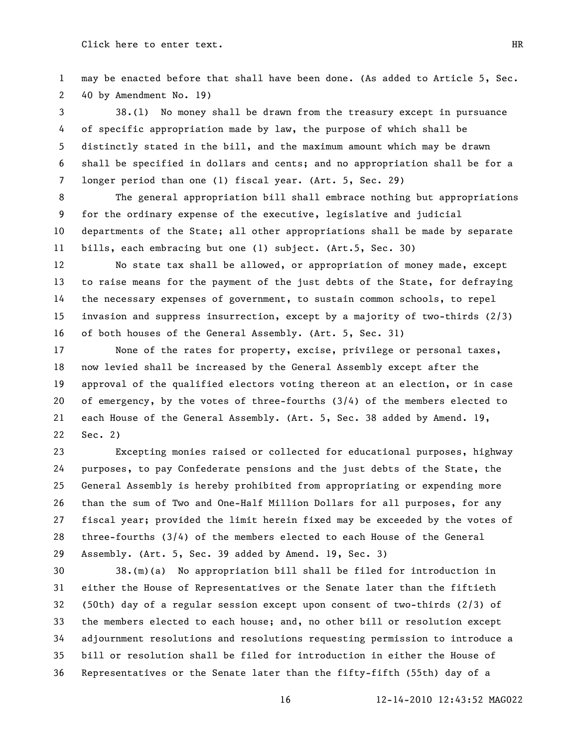may be enacted before that shall have been done. (As added to Article 5, Sec. 40 by Amendment No. 19)

38.(l) No money shall be drawn from the treasury except in pursuance of specific appropriation made by law, the purpose of which shall be distinctly stated in the bill, and the maximum amount which may be drawn shall be specified in dollars and cents; and no appropriation shall be for a longer period than one (1) fiscal year. (Art. 5, Sec. 29)

The general appropriation bill shall embrace nothing but appropriations for the ordinary expense of the executive, legislative and judicial departments of the State; all other appropriations shall be made by separate bills, each embracing but one (1) subject. (Art.5, Sec. 30)

No state tax shall be allowed, or appropriation of money made, except to raise means for the payment of the just debts of the State, for defraying the necessary expenses of government, to sustain common schools, to repel invasion and suppress insurrection, except by a majority of two-thirds (2/3) of both houses of the General Assembly. (Art. 5, Sec. 31)

None of the rates for property, excise, privilege or personal taxes, now levied shall be increased by the General Assembly except after the approval of the qualified electors voting thereon at an election, or in case of emergency, by the votes of three-fourths (3/4) of the members elected to each House of the General Assembly. (Art. 5, Sec. 38 added by Amend. 19, Sec. 2)

Excepting monies raised or collected for educational purposes, highway purposes, to pay Confederate pensions and the just debts of the State, the General Assembly is hereby prohibited from appropriating or expending more than the sum of Two and One-Half Million Dollars for all purposes, for any fiscal year; provided the limit herein fixed may be exceeded by the votes of three-fourths (3/4) of the members elected to each House of the General Assembly. (Art. 5, Sec. 39 added by Amend. 19, Sec. 3)

38.(m)(a) No appropriation bill shall be filed for introduction in either the House of Representatives or the Senate later than the fiftieth (50th) day of a regular session except upon consent of two-thirds (2/3) of the members elected to each house; and, no other bill or resolution except adjournment resolutions and resolutions requesting permission to introduce a bill or resolution shall be filed for introduction in either the House of Representatives or the Senate later than the fifty-fifth (55th) day of a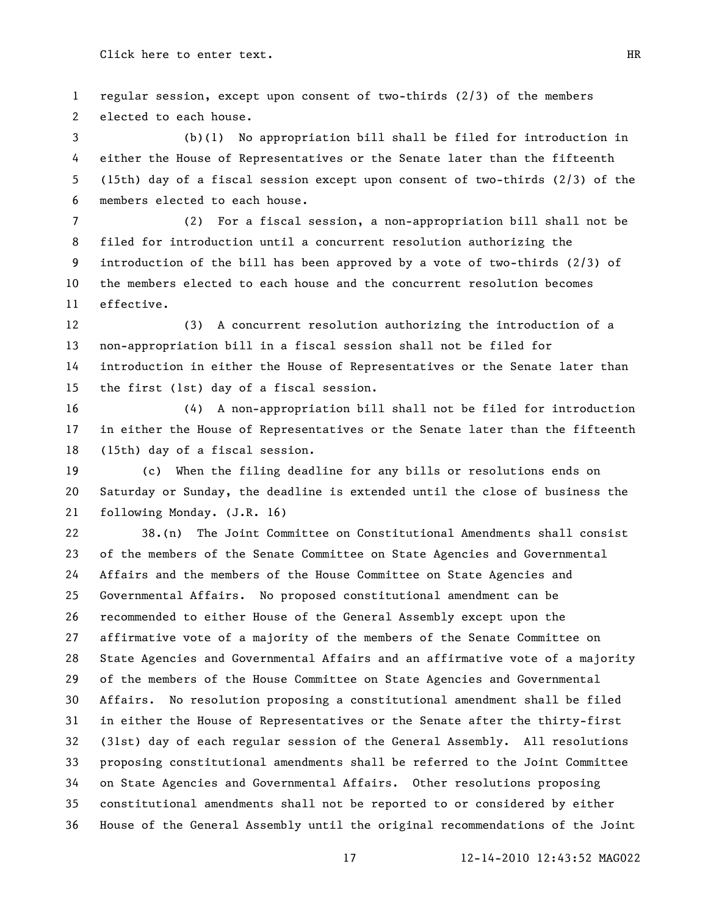regular session, except upon consent of two-thirds (2/3) of the members elected to each house.

(b)(1) No appropriation bill shall be filed for introduction in either the House of Representatives or the Senate later than the fifteenth (15th) day of a fiscal session except upon consent of two-thirds (2/3) of the members elected to each house.

(2) For a fiscal session, a non-appropriation bill shall not be filed for introduction until a concurrent resolution authorizing the introduction of the bill has been approved by a vote of two-thirds (2/3) of the members elected to each house and the concurrent resolution becomes effective.

(3) A concurrent resolution authorizing the introduction of a non-appropriation bill in a fiscal session shall not be filed for introduction in either the House of Representatives or the Senate later than the first (1st) day of a fiscal session.

(4) A non-appropriation bill shall not be filed for introduction in either the House of Representatives or the Senate later than the fifteenth (15th) day of a fiscal session.

(c) When the filing deadline for any bills or resolutions ends on Saturday or Sunday, the deadline is extended until the close of business the following Monday. (J.R. 16)

38.(n) The Joint Committee on Constitutional Amendments shall consist of the members of the Senate Committee on State Agencies and Governmental Affairs and the members of the House Committee on State Agencies and Governmental Affairs. No proposed constitutional amendment can be recommended to either House of the General Assembly except upon the affirmative vote of a majority of the members of the Senate Committee on State Agencies and Governmental Affairs and an affirmative vote of a majority of the members of the House Committee on State Agencies and Governmental Affairs. No resolution proposing a constitutional amendment shall be filed in either the House of Representatives or the Senate after the thirty-first (31st) day of each regular session of the General Assembly. All resolutions proposing constitutional amendments shall be referred to the Joint Committee on State Agencies and Governmental Affairs. Other resolutions proposing constitutional amendments shall not be reported to or considered by either House of the General Assembly until the original recommendations of the Joint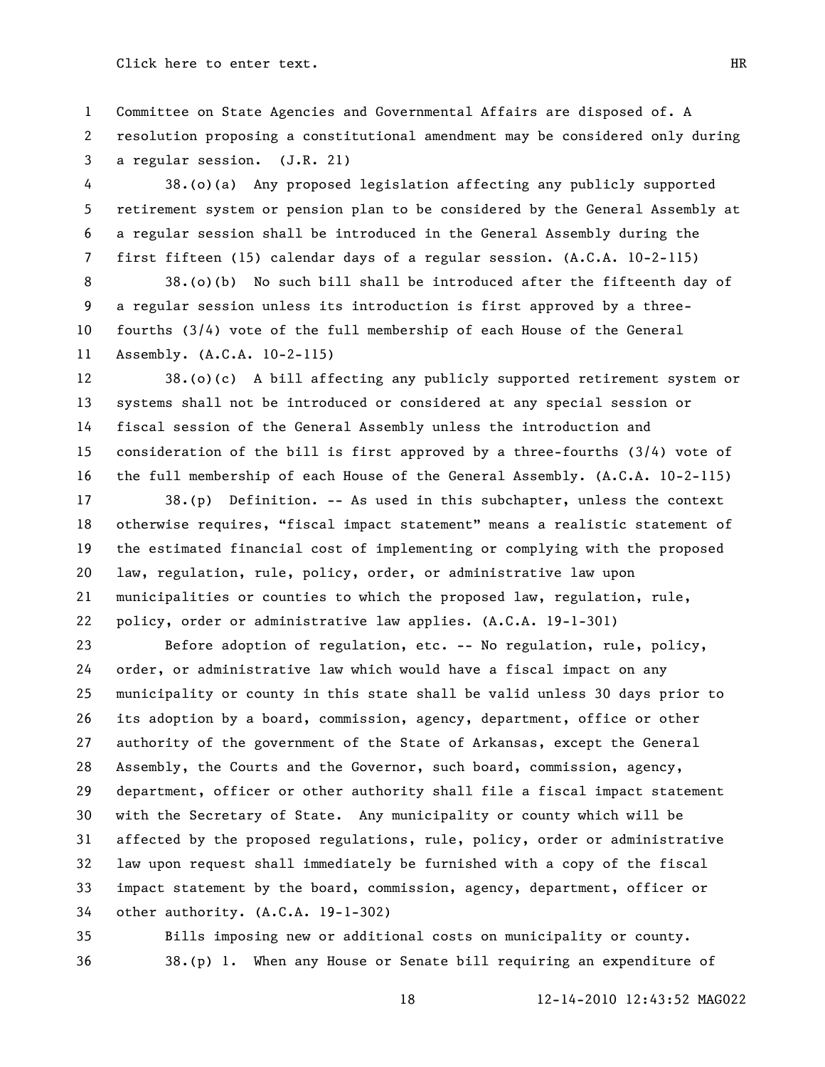Committee on State Agencies and Governmental Affairs are disposed of. A resolution proposing a constitutional amendment may be considered only during a regular session. (J.R. 21)

38.(o)(a) Any proposed legislation affecting any publicly supported retirement system or pension plan to be considered by the General Assembly at a regular session shall be introduced in the General Assembly during the first fifteen (15) calendar days of a regular session. (A.C.A. 10-2-115)

38.(o)(b) No such bill shall be introduced after the fifteenth day of a regular session unless its introduction is first approved by a three-fourths (3/4) vote of the full membership of each House of the General Assembly. (A.C.A. 10-2-115)

38.(o)(c) A bill affecting any publicly supported retirement system or systems shall not be introduced or considered at any special session or fiscal session of the General Assembly unless the introduction and consideration of the bill is first approved by a three-fourths (3/4) vote of the full membership of each House of the General Assembly. (A.C.A. 10-2-115)

38.(p) Definition. -- As used in this subchapter, unless the context otherwise requires, "fiscal impact statement" means a realistic statement of the estimated financial cost of implementing or complying with the proposed law, regulation, rule, policy, order, or administrative law upon municipalities or counties to which the proposed law, regulation, rule, policy, order or administrative law applies. (A.C.A. 19-1-301)

Before adoption of regulation, etc. -- No regulation, rule, policy, order, or administrative law which would have a fiscal impact on any municipality or county in this state shall be valid unless 30 days prior to its adoption by a board, commission, agency, department, office or other authority of the government of the State of Arkansas, except the General Assembly, the Courts and the Governor, such board, commission, agency, department, officer or other authority shall file a fiscal impact statement with the Secretary of State. Any municipality or county which will be affected by the proposed regulations, rule, policy, order or administrative law upon request shall immediately be furnished with a copy of the fiscal impact statement by the board, commission, agency, department, officer or other authority. (A.C.A. 19-1-302)

Bills imposing new or additional costs on municipality or county.

38.(p) 1. When any House or Senate bill requiring an expenditure of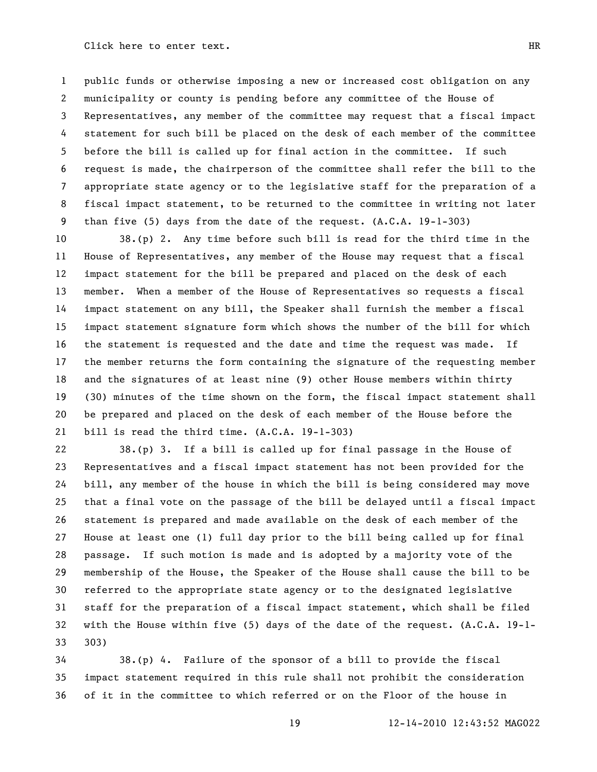public funds or otherwise imposing a new or increased cost obligation on any municipality or county is pending before any committee of the House of Representatives, any member of the committee may request that a fiscal impact statement for such bill be placed on the desk of each member of the committee before the bill is called up for final action in the committee. If such request is made, the chairperson of the committee shall refer the bill to the appropriate state agency or to the legislative staff for the preparation of a fiscal impact statement, to be returned to the committee in writing not later than five (5) days from the date of the request. (A.C.A. 19-1-303)

38.(p) 2. Any time before such bill is read for the third time in the House of Representatives, any member of the House may request that a fiscal impact statement for the bill be prepared and placed on the desk of each member. When a member of the House of Representatives so requests a fiscal impact statement on any bill, the Speaker shall furnish the member a fiscal impact statement signature form which shows the number of the bill for which the statement is requested and the date and time the request was made. If the member returns the form containing the signature of the requesting member and the signatures of at least nine (9) other House members within thirty (30) minutes of the time shown on the form, the fiscal impact statement shall be prepared and placed on the desk of each member of the House before the bill is read the third time. (A.C.A. 19-1-303)

38.(p) 3. If a bill is called up for final passage in the House of Representatives and a fiscal impact statement has not been provided for the bill, any member of the house in which the bill is being considered may move that a final vote on the passage of the bill be delayed until a fiscal impact statement is prepared and made available on the desk of each member of the House at least one (1) full day prior to the bill being called up for final passage. If such motion is made and is adopted by a majority vote of the membership of the House, the Speaker of the House shall cause the bill to be referred to the appropriate state agency or to the designated legislative staff for the preparation of a fiscal impact statement, which shall be filed with the House within five (5) days of the date of the request. (A.C.A. 19-1-303)

38.(p) 4. Failure of the sponsor of a bill to provide the fiscal impact statement required in this rule shall not prohibit the consideration of it in the committee to which referred or on the Floor of the house in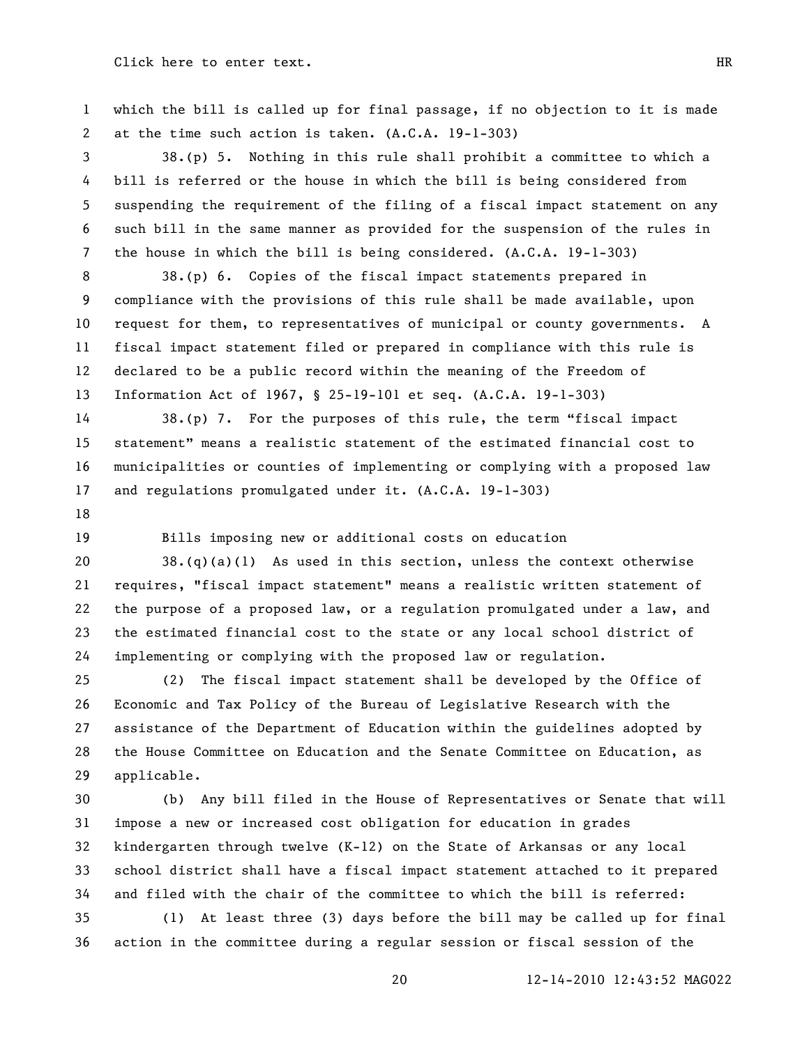which the bill is called up for final passage, if no objection to it is made at the time such action is taken. (A.C.A. 19-1-303)

38.(p) 5. Nothing in this rule shall prohibit a committee to which a bill is referred or the house in which the bill is being considered from suspending the requirement of the filing of a fiscal impact statement on any such bill in the same manner as provided for the suspension of the rules in the house in which the bill is being considered. (A.C.A. 19-1-303)

38.(p) 6. Copies of the fiscal impact statements prepared in compliance with the provisions of this rule shall be made available, upon request for them, to representatives of municipal or county governments. A fiscal impact statement filed or prepared in compliance with this rule is declared to be a public record within the meaning of the Freedom of Information Act of 1967, § 25-19-101 et seq. (A.C.A. 19-1-303)

38.(p) 7. For the purposes of this rule, the term "fiscal impact statement" means a realistic statement of the estimated financial cost to municipalities or counties of implementing or complying with a proposed law and regulations promulgated under it. (A.C.A. 19-1-303)

Bills imposing new or additional costs on education

38.(q)(a)(1) As used in this section, unless the context otherwise requires, "fiscal impact statement" means a realistic written statement of the purpose of a proposed law, or a regulation promulgated under a law, and the estimated financial cost to the state or any local school district of implementing or complying with the proposed law or regulation.

(2) The fiscal impact statement shall be developed by the Office of Economic and Tax Policy of the Bureau of Legislative Research with the assistance of the Department of Education within the guidelines adopted by the House Committee on Education and the Senate Committee on Education, as applicable.

(b) Any bill filed in the House of Representatives or Senate that will impose a new or increased cost obligation for education in grades kindergarten through twelve (K-12) on the State of Arkansas or any local school district shall have a fiscal impact statement attached to it prepared and filed with the chair of the committee to which the bill is referred:

(1) At least three (3) days before the bill may be called up for final action in the committee during a regular session or fiscal session of the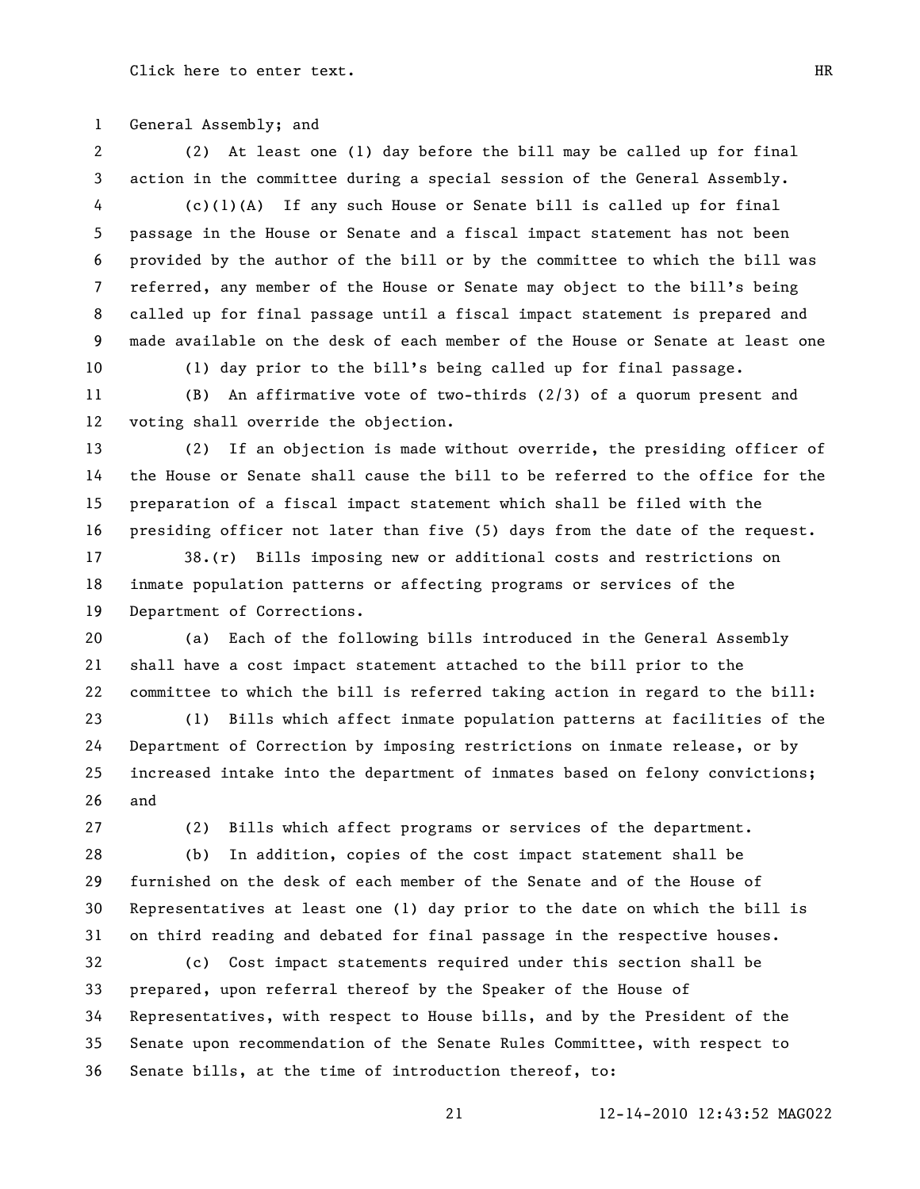General Assembly; and

(2) At least one (1) day before the bill may be called up for final action in the committee during a special session of the General Assembly.

(c)(1)(A) If any such House or Senate bill is called up for final passage in the House or Senate and a fiscal impact statement has not been provided by the author of the bill or by the committee to which the bill was referred, any member of the House or Senate may object to the bill's being called up for final passage until a fiscal impact statement is prepared and made available on the desk of each member of the House or Senate at least one (1) day prior to the bill's being called up for final passage.

(B) An affirmative vote of two-thirds (2/3) of a quorum present and voting shall override the objection.

(2) If an objection is made without override, the presiding officer of the House or Senate shall cause the bill to be referred to the office for the preparation of a fiscal impact statement which shall be filed with the presiding officer not later than five (5) days from the date of the request.

38.(r) Bills imposing new or additional costs and restrictions on inmate population patterns or affecting programs or services of the Department of Corrections.

(a) Each of the following bills introduced in the General Assembly shall have a cost impact statement attached to the bill prior to the committee to which the bill is referred taking action in regard to the bill:

(1) Bills which affect inmate population patterns at facilities of the Department of Correction by imposing restrictions on inmate release, or by increased intake into the department of inmates based on felony convictions; and

(2) Bills which affect programs or services of the department.

(b) In addition, copies of the cost impact statement shall be furnished on the desk of each member of the Senate and of the House of Representatives at least one (1) day prior to the date on which the bill is on third reading and debated for final passage in the respective houses.

(c) Cost impact statements required under this section shall be prepared, upon referral thereof by the Speaker of the House of Representatives, with respect to House bills, and by the President of the Senate upon recommendation of the Senate Rules Committee, with respect to Senate bills, at the time of introduction thereof, to: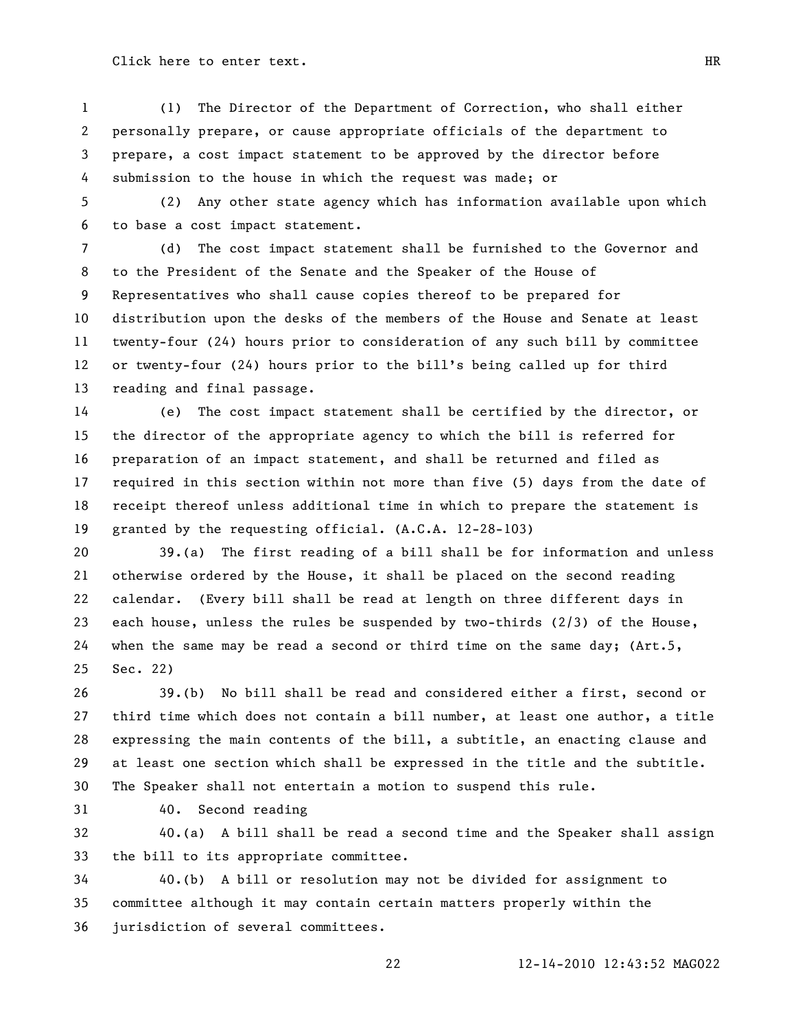(1) The Director of the Department of Correction, who shall either personally prepare, or cause appropriate officials of the department to prepare, a cost impact statement to be approved by the director before submission to the house in which the request was made; or

(2) Any other state agency which has information available upon which to base a cost impact statement.

(d) The cost impact statement shall be furnished to the Governor and to the President of the Senate and the Speaker of the House of Representatives who shall cause copies thereof to be prepared for distribution upon the desks of the members of the House and Senate at least twenty-four (24) hours prior to consideration of any such bill by committee or twenty-four (24) hours prior to the bill's being called up for third reading and final passage.

(e) The cost impact statement shall be certified by the director, or the director of the appropriate agency to which the bill is referred for preparation of an impact statement, and shall be returned and filed as required in this section within not more than five (5) days from the date of receipt thereof unless additional time in which to prepare the statement is granted by the requesting official. (A.C.A. 12-28-103)

39.(a) The first reading of a bill shall be for information and unless otherwise ordered by the House, it shall be placed on the second reading calendar. (Every bill shall be read at length on three different days in each house, unless the rules be suspended by two-thirds (2/3) of the House, when the same may be read a second or third time on the same day; (Art.5, Sec. 22)

39.(b) No bill shall be read and considered either a first, second or third time which does not contain a bill number, at least one author, a title expressing the main contents of the bill, a subtitle, an enacting clause and at least one section which shall be expressed in the title and the subtitle. The Speaker shall not entertain a motion to suspend this rule.

40. Second reading

40.(a) A bill shall be read a second time and the Speaker shall assign the bill to its appropriate committee.

40.(b) A bill or resolution may not be divided for assignment to committee although it may contain certain matters properly within the jurisdiction of several committees.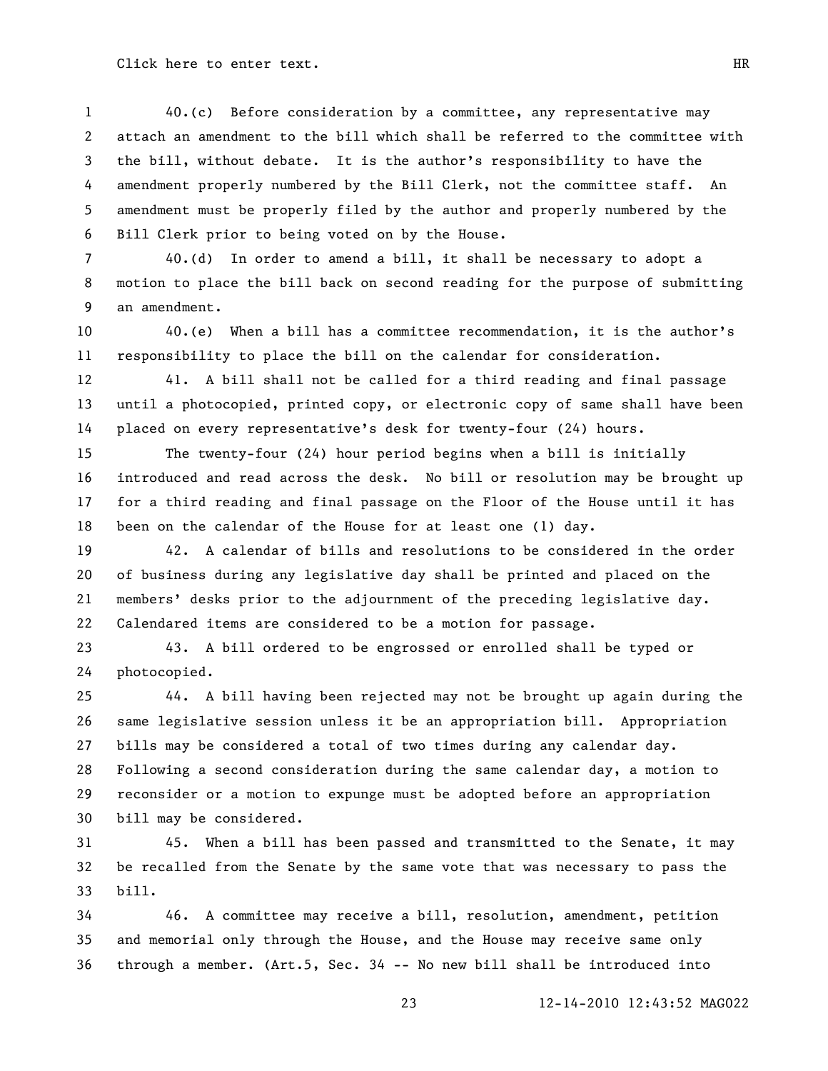40.(c) Before consideration by a committee, any representative may attach an amendment to the bill which shall be referred to the committee with the bill, without debate. It is the author's responsibility to have the amendment properly numbered by the Bill Clerk, not the committee staff. An amendment must be properly filed by the author and properly numbered by the Bill Clerk prior to being voted on by the House.

40.(d) In order to amend a bill, it shall be necessary to adopt a motion to place the bill back on second reading for the purpose of submitting an amendment.

40.(e) When a bill has a committee recommendation, it is the author's responsibility to place the bill on the calendar for consideration.

41. A bill shall not be called for a third reading and final passage until a photocopied, printed copy, or electronic copy of same shall have been placed on every representative's desk for twenty-four (24) hours.

The twenty-four (24) hour period begins when a bill is initially introduced and read across the desk. No bill or resolution may be brought up for a third reading and final passage on the Floor of the House until it has been on the calendar of the House for at least one (1) day.

42. A calendar of bills and resolutions to be considered in the order of business during any legislative day shall be printed and placed on the members' desks prior to the adjournment of the preceding legislative day. Calendared items are considered to be a motion for passage.

43. A bill ordered to be engrossed or enrolled shall be typed or photocopied.

44. A bill having been rejected may not be brought up again during the same legislative session unless it be an appropriation bill. Appropriation bills may be considered a total of two times during any calendar day. Following a second consideration during the same calendar day, a motion to reconsider or a motion to expunge must be adopted before an appropriation bill may be considered.

45. When a bill has been passed and transmitted to the Senate, it may be recalled from the Senate by the same vote that was necessary to pass the bill.

46. A committee may receive a bill, resolution, amendment, petition and memorial only through the House, and the House may receive same only through a member. (Art.5, Sec. 34 -- No new bill shall be introduced into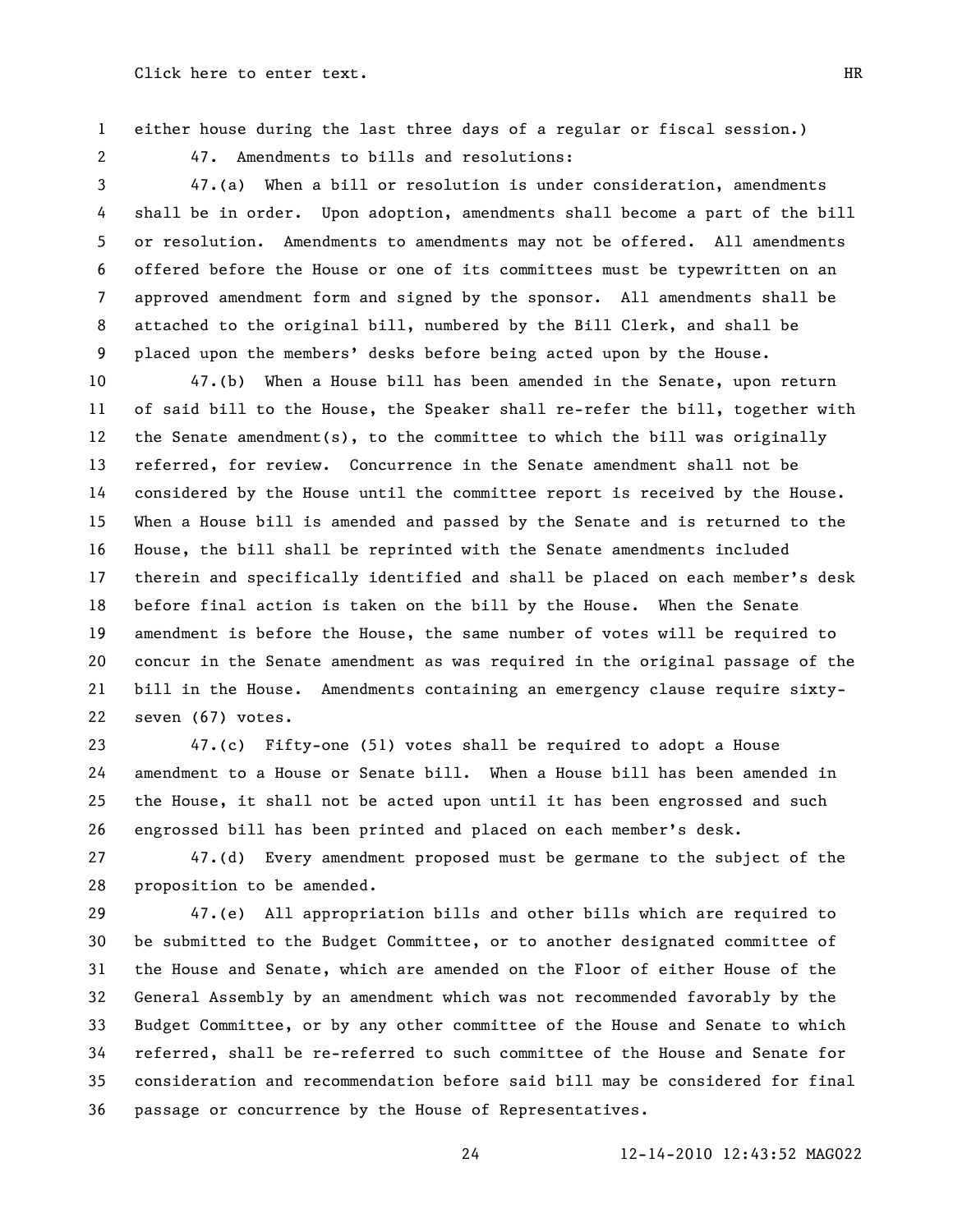either house during the last three days of a regular or fiscal session.)

47. Amendments to bills and resolutions:

47.(a) When a bill or resolution is under consideration, amendments shall be in order. Upon adoption, amendments shall become a part of the bill or resolution. Amendments to amendments may not be offered. All amendments offered before the House or one of its committees must be typewritten on an approved amendment form and signed by the sponsor. All amendments shall be attached to the original bill, numbered by the Bill Clerk, and shall be placed upon the members' desks before being acted upon by the House.

47.(b) When a House bill has been amended in the Senate, upon return of said bill to the House, the Speaker shall re-refer the bill, together with the Senate amendment(s), to the committee to which the bill was originally referred, for review. Concurrence in the Senate amendment shall not be considered by the House until the committee report is received by the House. When a House bill is amended and passed by the Senate and is returned to the House, the bill shall be reprinted with the Senate amendments included therein and specifically identified and shall be placed on each member's desk before final action is taken on the bill by the House. When the Senate amendment is before the House, the same number of votes will be required to concur in the Senate amendment as was required in the original passage of the bill in the House. Amendments containing an emergency clause require sixty-seven (67) votes.

47.(c) Fifty-one (51) votes shall be required to adopt a House amendment to a House or Senate bill. When a House bill has been amended in the House, it shall not be acted upon until it has been engrossed and such engrossed bill has been printed and placed on each member's desk.

47.(d) Every amendment proposed must be germane to the subject of the proposition to be amended.

47.(e) All appropriation bills and other bills which are required to be submitted to the Budget Committee, or to another designated committee of the House and Senate, which are amended on the Floor of either House of the General Assembly by an amendment which was not recommended favorably by the Budget Committee, or by any other committee of the House and Senate to which referred, shall be re-referred to such committee of the House and Senate for consideration and recommendation before said bill may be considered for final passage or concurrence by the House of Representatives.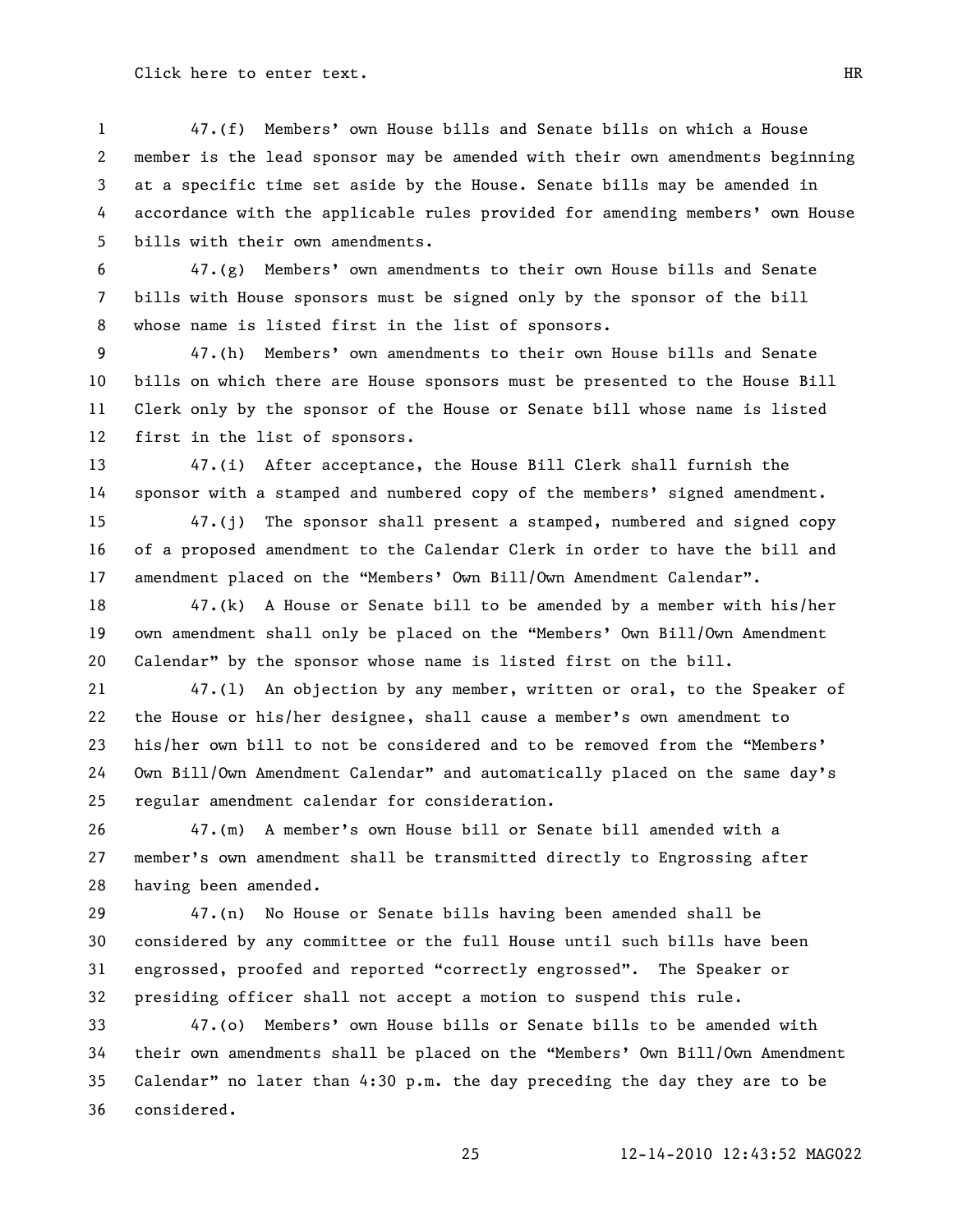47.(f) Members' own House bills and Senate bills on which a House member is the lead sponsor may be amended with their own amendments beginning at a specific time set aside by the House. Senate bills may be amended in accordance with the applicable rules provided for amending members' own House bills with their own amendments.

47.(g) Members' own amendments to their own House bills and Senate bills with House sponsors must be signed only by the sponsor of the bill whose name is listed first in the list of sponsors.

47.(h) Members' own amendments to their own House bills and Senate bills on which there are House sponsors must be presented to the House Bill Clerk only by the sponsor of the House or Senate bill whose name is listed first in the list of sponsors.

47.(i) After acceptance, the House Bill Clerk shall furnish the sponsor with a stamped and numbered copy of the members' signed amendment.

47.(j) The sponsor shall present a stamped, numbered and signed copy of a proposed amendment to the Calendar Clerk in order to have the bill and amendment placed on the "Members' Own Bill/Own Amendment Calendar".

47.(k) A House or Senate bill to be amended by a member with his/her own amendment shall only be placed on the "Members' Own Bill/Own Amendment Calendar" by the sponsor whose name is listed first on the bill.

47.(l) An objection by any member, written or oral, to the Speaker of the House or his/her designee, shall cause a member's own amendment to his/her own bill to not be considered and to be removed from the "Members' Own Bill/Own Amendment Calendar" and automatically placed on the same day's regular amendment calendar for consideration.

47.(m) A member's own House bill or Senate bill amended with a member's own amendment shall be transmitted directly to Engrossing after having been amended.

47.(n) No House or Senate bills having been amended shall be considered by any committee or the full House until such bills have been engrossed, proofed and reported "correctly engrossed". The Speaker or presiding officer shall not accept a motion to suspend this rule.

47.(o) Members' own House bills or Senate bills to be amended with their own amendments shall be placed on the "Members' Own Bill/Own Amendment Calendar" no later than 4:30 p.m. the day preceding the day they are to be considered.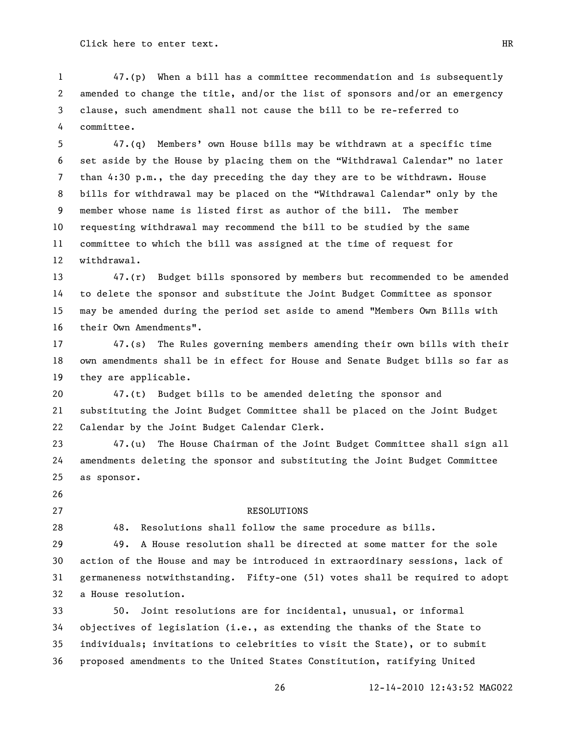47.(p) When a bill has a committee recommendation and is subsequently amended to change the title, and/or the list of sponsors and/or an emergency clause, such amendment shall not cause the bill to be re-referred to committee.

47.(q) Members' own House bills may be withdrawn at a specific time set aside by the House by placing them on the "Withdrawal Calendar" no later than 4:30 p.m., the day preceding the day they are to be withdrawn. House bills for withdrawal may be placed on the "Withdrawal Calendar" only by the member whose name is listed first as author of the bill. The member requesting withdrawal may recommend the bill to be studied by the same committee to which the bill was assigned at the time of request for withdrawal.

47.(r) Budget bills sponsored by members but recommended to be amended to delete the sponsor and substitute the Joint Budget Committee as sponsor may be amended during the period set aside to amend "Members Own Bills with their Own Amendments".

47.(s) The Rules governing members amending their own bills with their own amendments shall be in effect for House and Senate Budget bills so far as they are applicable.

47.(t) Budget bills to be amended deleting the sponsor and substituting the Joint Budget Committee shall be placed on the Joint Budget Calendar by the Joint Budget Calendar Clerk.

47.(u) The House Chairman of the Joint Budget Committee shall sign all amendments deleting the sponsor and substituting the Joint Budget Committee as sponsor.

## RESOLUTIONS

48. Resolutions shall follow the same procedure as bills.

49. A House resolution shall be directed at some matter for the sole action of the House and may be introduced in extraordinary sessions, lack of germaneness notwithstanding. Fifty-one (51) votes shall be required to adopt a House resolution.

50. Joint resolutions are for incidental, unusual, or informal objectives of legislation (i.e., as extending the thanks of the State to individuals; invitations to celebrities to visit the State), or to submit proposed amendments to the United States Constitution, ratifying United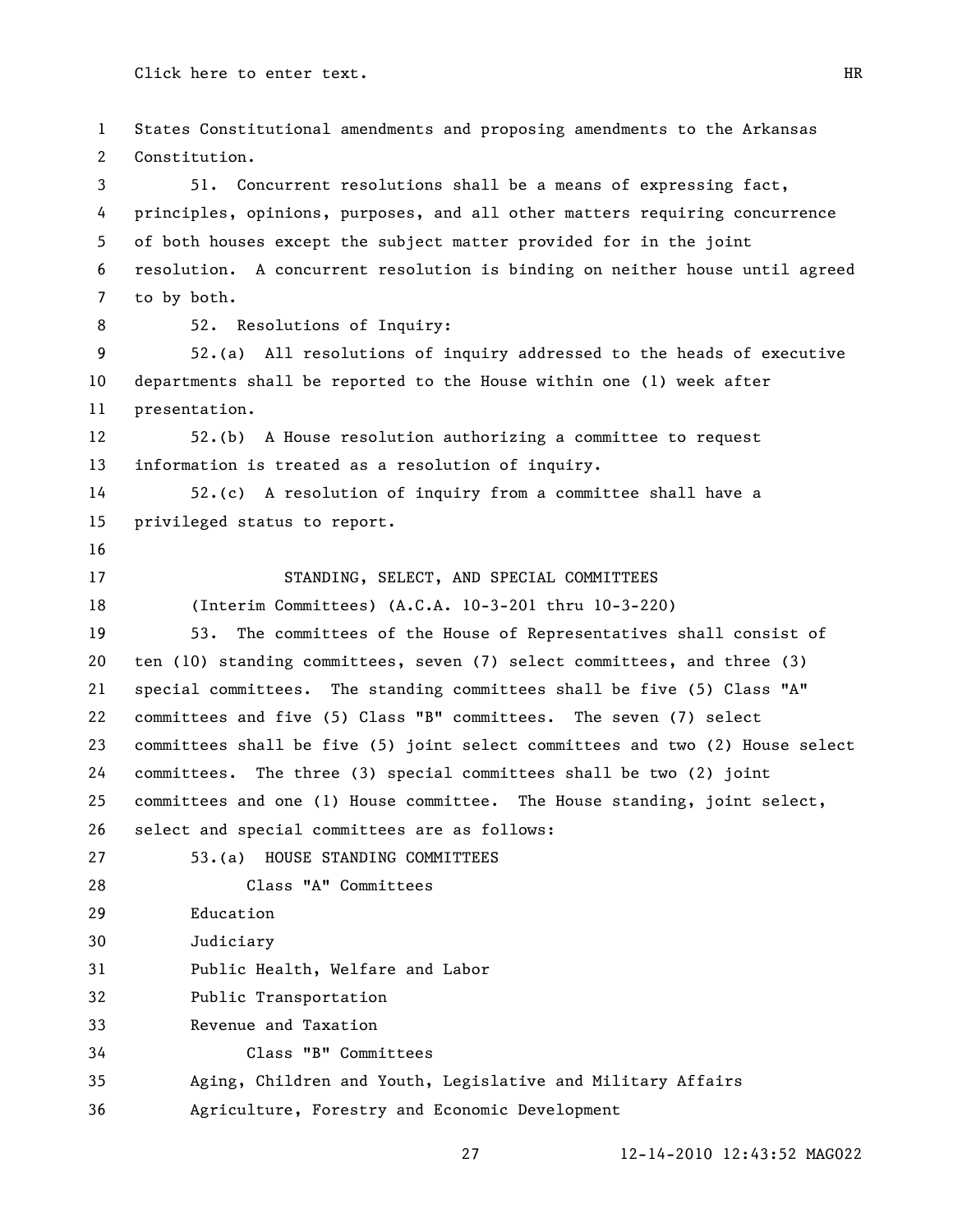States Constitutional amendments and proposing amendments to the Arkansas Constitution.

51. Concurrent resolutions shall be a means of expressing fact, principles, opinions, purposes, and all other matters requiring concurrence of both houses except the subject matter provided for in the joint resolution. A concurrent resolution is binding on neither house until agreed to by both.

52. Resolutions of Inquiry:

52.(a) All resolutions of inquiry addressed to the heads of executive departments shall be reported to the House within one (1) week after presentation.

52.(b) A House resolution authorizing a committee to request information is treated as a resolution of inquiry.

52.(c) A resolution of inquiry from a committee shall have a privileged status to report.

## STANDING, SELECT, AND SPECIAL COMMITTEES

(Interim Committees) (A.C.A. 10-3-201 thru 10-3-220)

53. The committees of the House of Representatives shall consist of ten (10) standing committees, seven (7) select committees, and three (3) special committees. The standing committees shall be five (5) Class "A" committees and five (5) Class "B" committees. The seven (7) select committees shall be five (5) joint select committees and two (2) House select committees. The three (3) special committees shall be two (2) joint committees and one (1) House committee. The House standing, joint select, select and special committees are as follows:

53.(a) HOUSE STANDING COMMITTEES

Class "A" Committees

Education

Judiciary

Public Health, Welfare and Labor

Public Transportation

Revenue and Taxation

Class "B" Committees

Aging, Children and Youth, Legislative and Military Affairs

Agriculture, Forestry and Economic Development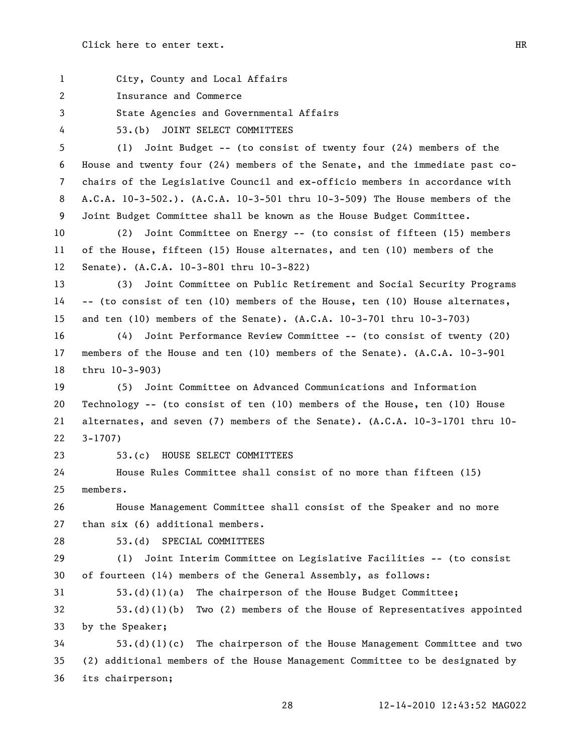City, County and Local Affairs

Insurance and Commerce

State Agencies and Governmental Affairs

53.(b) JOINT SELECT COMMITTEES

(1) Joint Budget -- (to consist of twenty four (24) members of the House and twenty four (24) members of the Senate, and the immediate past co-chairs of the Legislative Council and ex-officio members in accordance with A.C.A. 10-3-502.). (A.C.A. 10-3-501 thru 10-3-509) The House members of the Joint Budget Committee shall be known as the House Budget Committee.

(2) Joint Committee on Energy -- (to consist of fifteen (15) members of the House, fifteen (15) House alternates, and ten (10) members of the Senate). (A.C.A. 10-3-801 thru 10-3-822)

(3) Joint Committee on Public Retirement and Social Security Programs -- (to consist of ten (10) members of the House, ten (10) House alternates, and ten (10) members of the Senate). (A.C.A. 10-3-701 thru 10-3-703)

(4) Joint Performance Review Committee -- (to consist of twenty (20) members of the House and ten (10) members of the Senate). (A.C.A. 10-3-901 thru 10-3-903)

(5) Joint Committee on Advanced Communications and Information Technology -- (to consist of ten (10) members of the House, ten (10) House alternates, and seven (7) members of the Senate). (A.C.A. 10-3-1701 thru 10-3-1707)

53.(c) HOUSE SELECT COMMITTEES

House Rules Committee shall consist of no more than fifteen (15) members.

House Management Committee shall consist of the Speaker and no more than six (6) additional members.

53.(d) SPECIAL COMMITTEES

(1) Joint Interim Committee on Legislative Facilities -- (to consist of fourteen (14) members of the General Assembly, as follows:

53.(d)(1)(a) The chairperson of the House Budget Committee;

53.(d)(1)(b) Two (2) members of the House of Representatives appointed by the Speaker;

53.(d)(1)(c) The chairperson of the House Management Committee and two (2) additional members of the House Management Committee to be designated by its chairperson;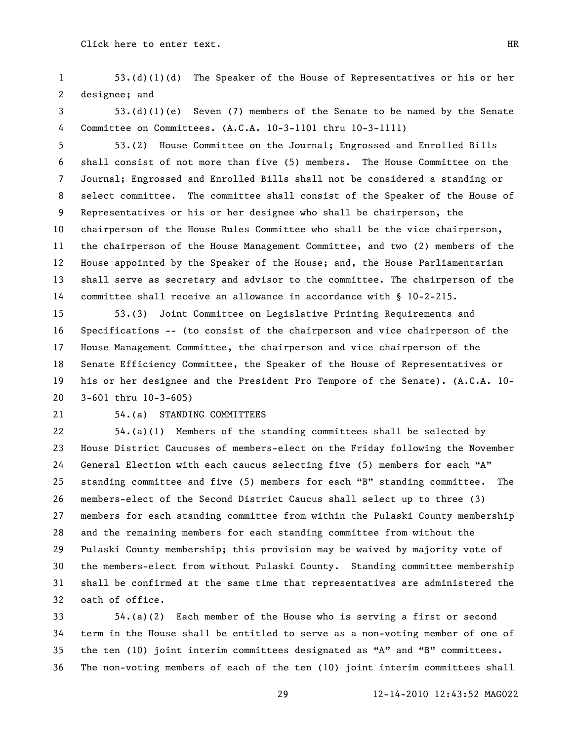53.(d)(1)(d) The Speaker of the House of Representatives or his or her designee; and

53.(d)(1)(e) Seven (7) members of the Senate to be named by the Senate Committee on Committees. (A.C.A. 10-3-1101 thru 10-3-1111)

53.(2) House Committee on the Journal; Engrossed and Enrolled Bills shall consist of not more than five (5) members. The House Committee on the Journal; Engrossed and Enrolled Bills shall not be considered a standing or select committee. The committee shall consist of the Speaker of the House of Representatives or his or her designee who shall be chairperson, the chairperson of the House Rules Committee who shall be the vice chairperson, the chairperson of the House Management Committee, and two (2) members of the House appointed by the Speaker of the House; and, the House Parliamentarian shall serve as secretary and advisor to the committee. The chairperson of the committee shall receive an allowance in accordance with § 10-2-215.

53.(3) Joint Committee on Legislative Printing Requirements and Specifications -- (to consist of the chairperson and vice chairperson of the House Management Committee, the chairperson and vice chairperson of the Senate Efficiency Committee, the Speaker of the House of Representatives or his or her designee and the President Pro Tempore of the Senate). (A.C.A. 10-3-601 thru 10-3-605)

54.(a) STANDING COMMITTEES

54.(a)(1) Members of the standing committees shall be selected by House District Caucuses of members-elect on the Friday following the November General Election with each caucus selecting five (5) members for each "A" standing committee and five (5) members for each "B" standing committee. The members-elect of the Second District Caucus shall select up to three (3) members for each standing committee from within the Pulaski County membership and the remaining members for each standing committee from without the Pulaski County membership; this provision may be waived by majority vote of the members-elect from without Pulaski County. Standing committee membership shall be confirmed at the same time that representatives are administered the oath of office.

54.(a)(2) Each member of the House who is serving a first or second term in the House shall be entitled to serve as a non-voting member of one of the ten (10) joint interim committees designated as "A" and "B" committees. The non-voting members of each of the ten (10) joint interim committees shall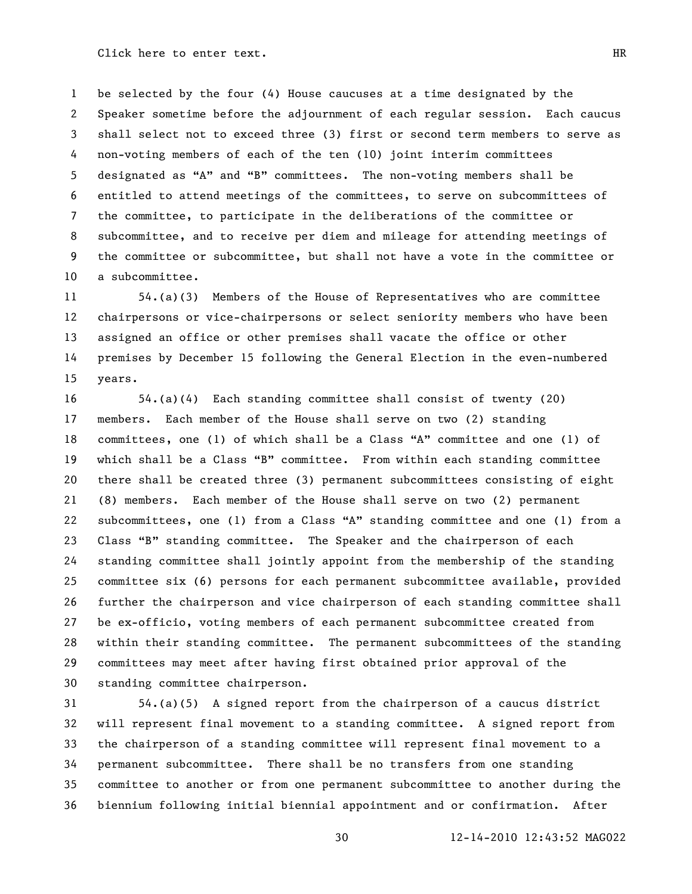be selected by the four (4) House caucuses at a time designated by the Speaker sometime before the adjournment of each regular session. Each caucus shall select not to exceed three (3) first or second term members to serve as non-voting members of each of the ten (10) joint interim committees designated as "A" and "B" committees. The non-voting members shall be entitled to attend meetings of the committees, to serve on subcommittees of the committee, to participate in the deliberations of the committee or subcommittee, and to receive per diem and mileage for attending meetings of the committee or subcommittee, but shall not have a vote in the committee or a subcommittee.

54.(a)(3) Members of the House of Representatives who are committee chairpersons or vice-chairpersons or select seniority members who have been assigned an office or other premises shall vacate the office or other premises by December 15 following the General Election in the even-numbered years.

54.(a)(4) Each standing committee shall consist of twenty (20) members. Each member of the House shall serve on two (2) standing committees, one (1) of which shall be a Class "A" committee and one (1) of which shall be a Class "B" committee. From within each standing committee there shall be created three (3) permanent subcommittees consisting of eight (8) members. Each member of the House shall serve on two (2) permanent subcommittees, one (1) from a Class "A" standing committee and one (1) from a Class "B" standing committee. The Speaker and the chairperson of each standing committee shall jointly appoint from the membership of the standing committee six (6) persons for each permanent subcommittee available, provided further the chairperson and vice chairperson of each standing committee shall be ex-officio, voting members of each permanent subcommittee created from within their standing committee. The permanent subcommittees of the standing committees may meet after having first obtained prior approval of the standing committee chairperson.

54.(a)(5) A signed report from the chairperson of a caucus district will represent final movement to a standing committee. A signed report from the chairperson of a standing committee will represent final movement to a permanent subcommittee. There shall be no transfers from one standing committee to another or from one permanent subcommittee to another during the biennium following initial biennial appointment and or confirmation. After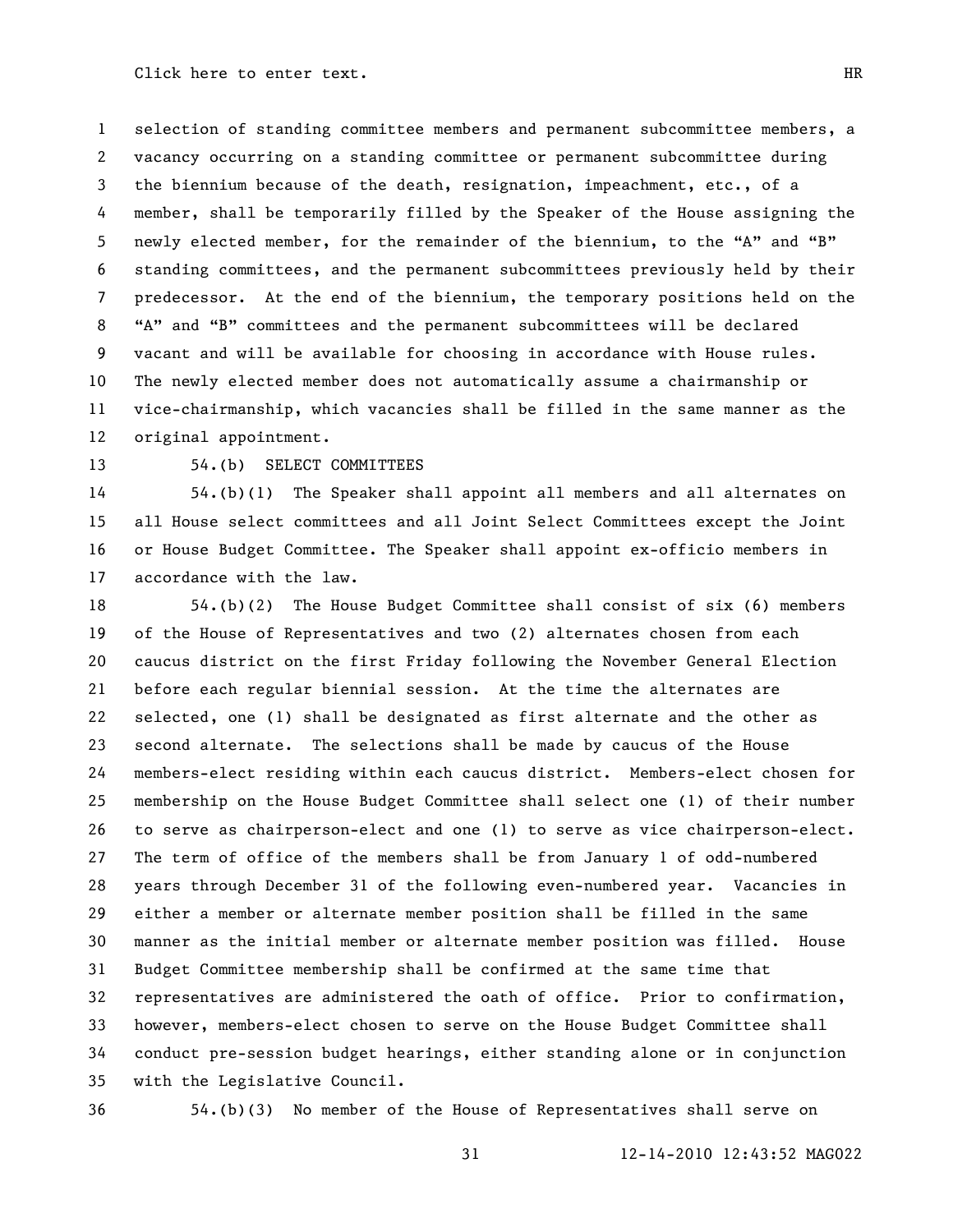selection of standing committee members and permanent subcommittee members, a vacancy occurring on a standing committee or permanent subcommittee during the biennium because of the death, resignation, impeachment, etc., of a member, shall be temporarily filled by the Speaker of the House assigning the newly elected member, for the remainder of the biennium, to the "A" and "B" standing committees, and the permanent subcommittees previously held by their predecessor. At the end of the biennium, the temporary positions held on the "A" and "B" committees and the permanent subcommittees will be declared vacant and will be available for choosing in accordance with House rules. The newly elected member does not automatically assume a chairmanship or vice-chairmanship, which vacancies shall be filled in the same manner as the original appointment.

54.(b) SELECT COMMITTEES

54.(b)(1) The Speaker shall appoint all members and all alternates on all House select committees and all Joint Select Committees except the Joint or House Budget Committee. The Speaker shall appoint ex-officio members in accordance with the law.

54.(b)(2) The House Budget Committee shall consist of six (6) members of the House of Representatives and two (2) alternates chosen from each caucus district on the first Friday following the November General Election before each regular biennial session. At the time the alternates are selected, one (1) shall be designated as first alternate and the other as second alternate. The selections shall be made by caucus of the House members-elect residing within each caucus district. Members-elect chosen for membership on the House Budget Committee shall select one (1) of their number to serve as chairperson-elect and one (1) to serve as vice chairperson-elect. The term of office of the members shall be from January 1 of odd-numbered years through December 31 of the following even-numbered year. Vacancies in either a member or alternate member position shall be filled in the same manner as the initial member or alternate member position was filled. House Budget Committee membership shall be confirmed at the same time that representatives are administered the oath of office. Prior to confirmation, however, members-elect chosen to serve on the House Budget Committee shall conduct pre-session budget hearings, either standing alone or in conjunction with the Legislative Council.

54.(b)(3) No member of the House of Representatives shall serve on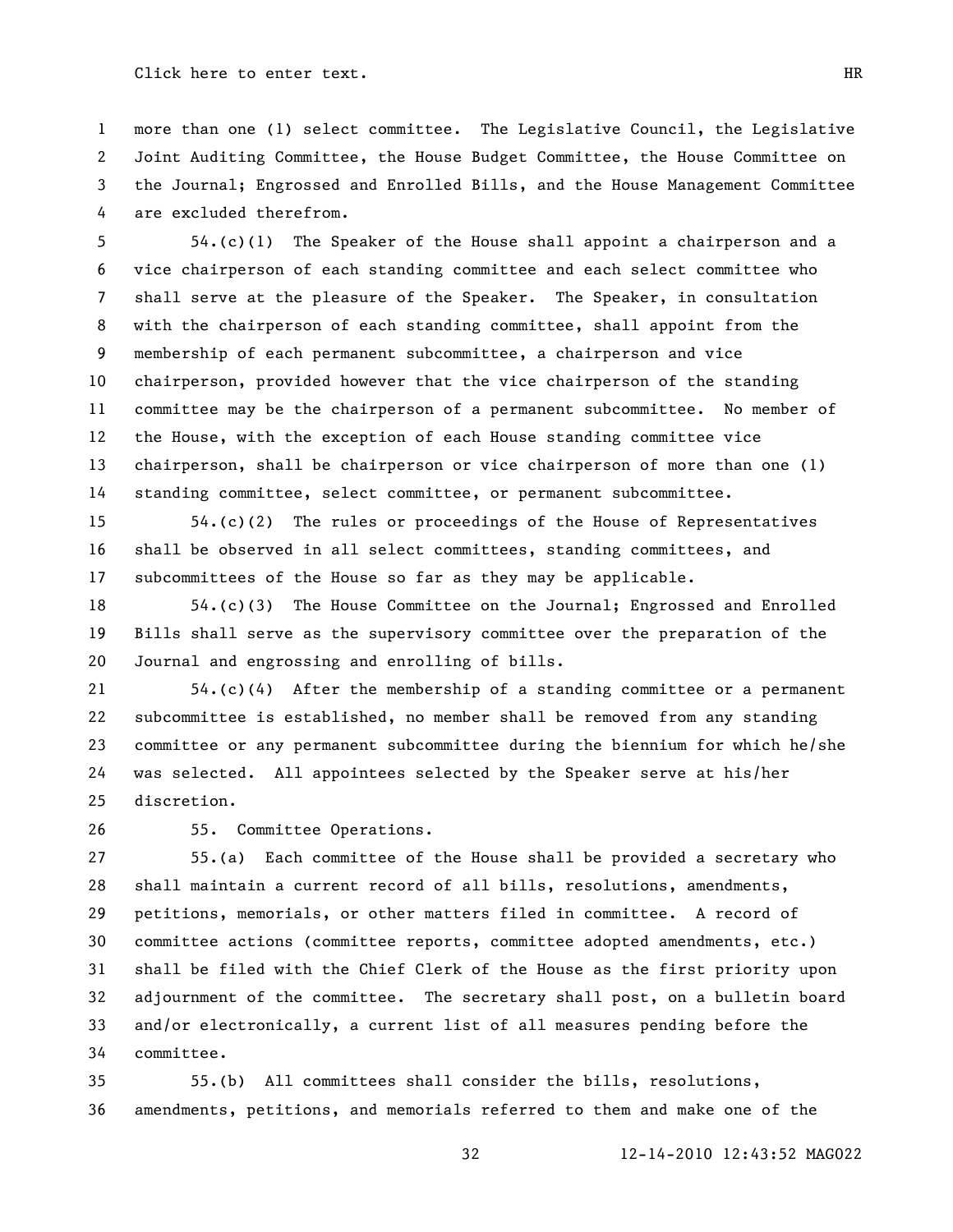more than one (1) select committee. The Legislative Council, the Legislative Joint Auditing Committee, the House Budget Committee, the House Committee on the Journal; Engrossed and Enrolled Bills, and the House Management Committee are excluded therefrom.

54.(c)(1) The Speaker of the House shall appoint a chairperson and a vice chairperson of each standing committee and each select committee who shall serve at the pleasure of the Speaker. The Speaker, in consultation with the chairperson of each standing committee, shall appoint from the membership of each permanent subcommittee, a chairperson and vice chairperson, provided however that the vice chairperson of the standing committee may be the chairperson of a permanent subcommittee. No member of the House, with the exception of each House standing committee vice chairperson, shall be chairperson or vice chairperson of more than one (1) standing committee, select committee, or permanent subcommittee.

54.(c)(2) The rules or proceedings of the House of Representatives shall be observed in all select committees, standing committees, and subcommittees of the House so far as they may be applicable.

54.(c)(3) The House Committee on the Journal; Engrossed and Enrolled Bills shall serve as the supervisory committee over the preparation of the Journal and engrossing and enrolling of bills.

54.(c)(4) After the membership of a standing committee or a permanent subcommittee is established, no member shall be removed from any standing committee or any permanent subcommittee during the biennium for which he/she was selected. All appointees selected by the Speaker serve at his/her discretion.

55. Committee Operations.

55.(a) Each committee of the House shall be provided a secretary who shall maintain a current record of all bills, resolutions, amendments, petitions, memorials, or other matters filed in committee. A record of committee actions (committee reports, committee adopted amendments, etc.) shall be filed with the Chief Clerk of the House as the first priority upon adjournment of the committee. The secretary shall post, on a bulletin board and/or electronically, a current list of all measures pending before the committee.

55.(b) All committees shall consider the bills, resolutions, amendments, petitions, and memorials referred to them and make one of the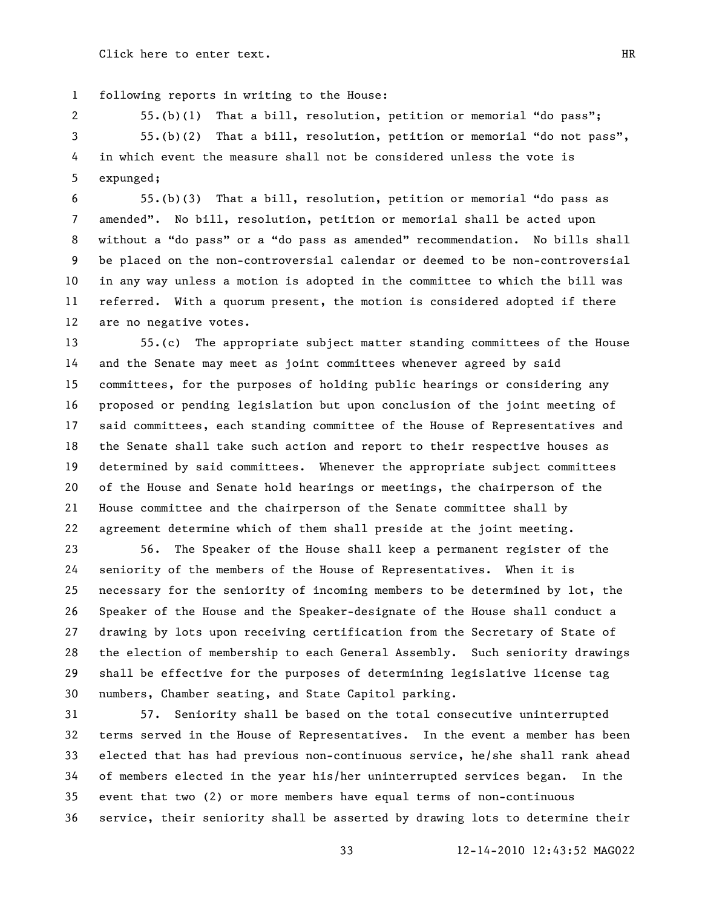following reports in writing to the House:

55.(b)(1) That a bill, resolution, petition or memorial "do pass";

55.(b)(2) That a bill, resolution, petition or memorial "do not pass", in which event the measure shall not be considered unless the vote is expunged;

55.(b)(3) That a bill, resolution, petition or memorial "do pass as amended". No bill, resolution, petition or memorial shall be acted upon without a "do pass" or a "do pass as amended" recommendation. No bills shall be placed on the non-controversial calendar or deemed to be non-controversial in any way unless a motion is adopted in the committee to which the bill was referred. With a quorum present, the motion is considered adopted if there are no negative votes.

55.(c) The appropriate subject matter standing committees of the House and the Senate may meet as joint committees whenever agreed by said committees, for the purposes of holding public hearings or considering any proposed or pending legislation but upon conclusion of the joint meeting of said committees, each standing committee of the House of Representatives and the Senate shall take such action and report to their respective houses as determined by said committees. Whenever the appropriate subject committees of the House and Senate hold hearings or meetings, the chairperson of the House committee and the chairperson of the Senate committee shall by agreement determine which of them shall preside at the joint meeting.

56. The Speaker of the House shall keep a permanent register of the seniority of the members of the House of Representatives. When it is necessary for the seniority of incoming members to be determined by lot, the Speaker of the House and the Speaker-designate of the House shall conduct a drawing by lots upon receiving certification from the Secretary of State of the election of membership to each General Assembly. Such seniority drawings shall be effective for the purposes of determining legislative license tag numbers, Chamber seating, and State Capitol parking.

57. Seniority shall be based on the total consecutive uninterrupted terms served in the House of Representatives. In the event a member has been elected that has had previous non-continuous service, he/she shall rank ahead of members elected in the year his/her uninterrupted services began. In the event that two (2) or more members have equal terms of non-continuous service, their seniority shall be asserted by drawing lots to determine their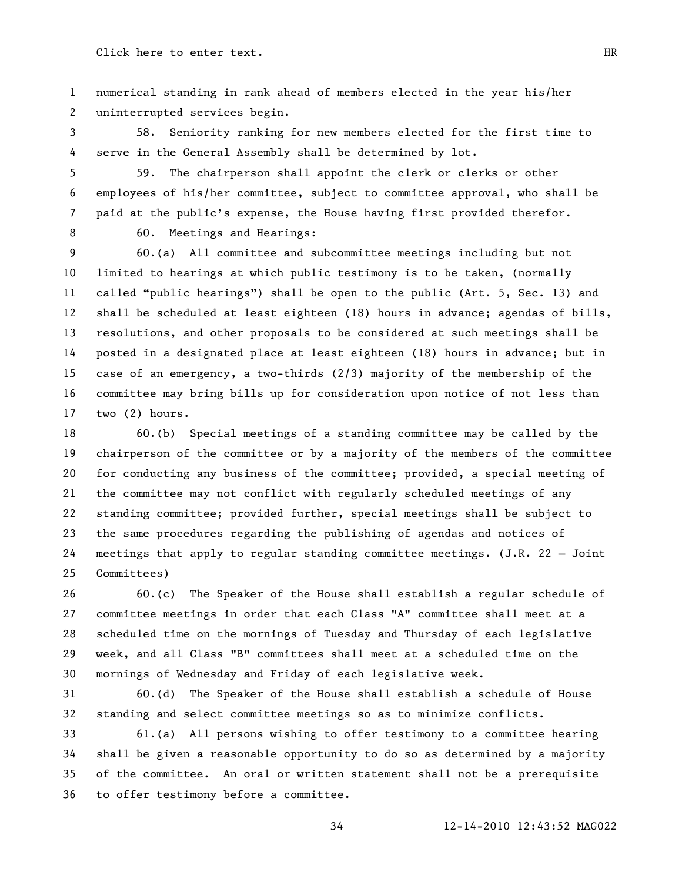numerical standing in rank ahead of members elected in the year his/her uninterrupted services begin.

58. Seniority ranking for new members elected for the first time to serve in the General Assembly shall be determined by lot.

59. The chairperson shall appoint the clerk or clerks or other employees of his/her committee, subject to committee approval, who shall be paid at the public's expense, the House having first provided therefor.

60. Meetings and Hearings:

60.(a) All committee and subcommittee meetings including but not limited to hearings at which public testimony is to be taken, (normally called "public hearings") shall be open to the public (Art. 5, Sec. 13) and shall be scheduled at least eighteen (18) hours in advance; agendas of bills, resolutions, and other proposals to be considered at such meetings shall be posted in a designated place at least eighteen (18) hours in advance; but in case of an emergency, a two-thirds (2/3) majority of the membership of the committee may bring bills up for consideration upon notice of not less than two (2) hours.

60.(b) Special meetings of a standing committee may be called by the chairperson of the committee or by a majority of the members of the committee for conducting any business of the committee; provided, a special meeting of the committee may not conflict with regularly scheduled meetings of any standing committee; provided further, special meetings shall be subject to the same procedures regarding the publishing of agendas and notices of meetings that apply to regular standing committee meetings. (J.R. 22 – Joint Committees)

60.(c) The Speaker of the House shall establish a regular schedule of committee meetings in order that each Class "A" committee shall meet at a scheduled time on the mornings of Tuesday and Thursday of each legislative week, and all Class "B" committees shall meet at a scheduled time on the mornings of Wednesday and Friday of each legislative week.

60.(d) The Speaker of the House shall establish a schedule of House standing and select committee meetings so as to minimize conflicts.

61.(a) All persons wishing to offer testimony to a committee hearing shall be given a reasonable opportunity to do so as determined by a majority of the committee. An oral or written statement shall not be a prerequisite to offer testimony before a committee.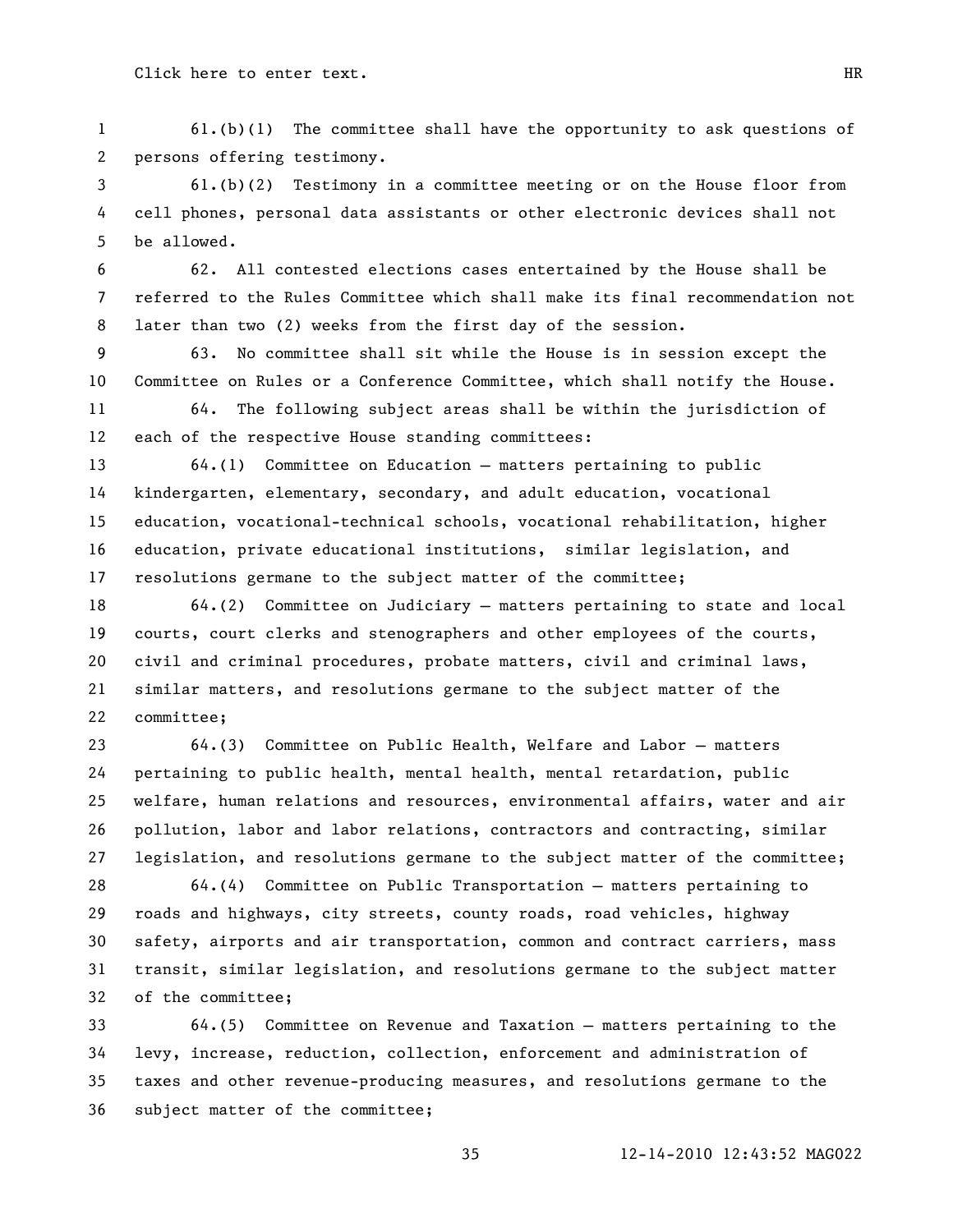61.(b)(1) The committee shall have the opportunity to ask questions of persons offering testimony.

61.(b)(2) Testimony in a committee meeting or on the House floor from cell phones, personal data assistants or other electronic devices shall not be allowed.

62. All contested elections cases entertained by the House shall be referred to the Rules Committee which shall make its final recommendation not later than two (2) weeks from the first day of the session.

63. No committee shall sit while the House is in session except the Committee on Rules or a Conference Committee, which shall notify the House.

64. The following subject areas shall be within the jurisdiction of each of the respective House standing committees:

64.(1) Committee on Education – matters pertaining to public kindergarten, elementary, secondary, and adult education, vocational education, vocational-technical schools, vocational rehabilitation, higher education, private educational institutions, similar legislation, and resolutions germane to the subject matter of the committee;

64.(2) Committee on Judiciary – matters pertaining to state and local courts, court clerks and stenographers and other employees of the courts, civil and criminal procedures, probate matters, civil and criminal laws, similar matters, and resolutions germane to the subject matter of the committee;

64.(3) Committee on Public Health, Welfare and Labor – matters pertaining to public health, mental health, mental retardation, public welfare, human relations and resources, environmental affairs, water and air pollution, labor and labor relations, contractors and contracting, similar legislation, and resolutions germane to the subject matter of the committee;

64.(4) Committee on Public Transportation – matters pertaining to roads and highways, city streets, county roads, road vehicles, highway safety, airports and air transportation, common and contract carriers, mass transit, similar legislation, and resolutions germane to the subject matter of the committee;

64.(5) Committee on Revenue and Taxation – matters pertaining to the levy, increase, reduction, collection, enforcement and administration of taxes and other revenue-producing measures, and resolutions germane to the subject matter of the committee;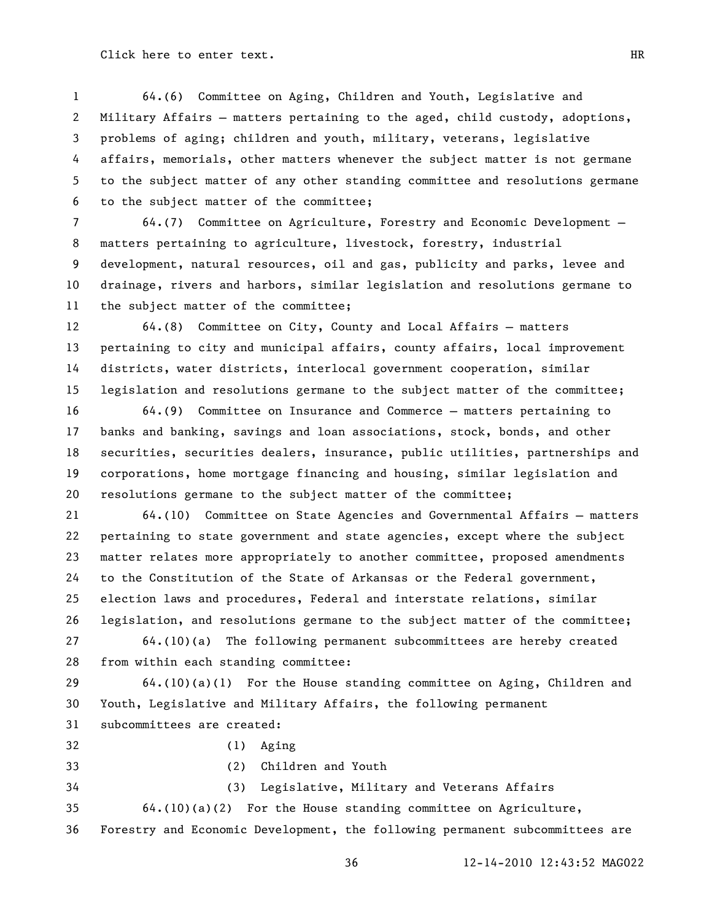64.(6) Committee on Aging, Children and Youth, Legislative and Military Affairs – matters pertaining to the aged, child custody, adoptions, problems of aging; children and youth, military, veterans, legislative affairs, memorials, other matters whenever the subject matter is not germane to the subject matter of any other standing committee and resolutions germane to the subject matter of the committee;

64.(7) Committee on Agriculture, Forestry and Economic Development – matters pertaining to agriculture, livestock, forestry, industrial development, natural resources, oil and gas, publicity and parks, levee and drainage, rivers and harbors, similar legislation and resolutions germane to the subject matter of the committee;

64.(8) Committee on City, County and Local Affairs – matters pertaining to city and municipal affairs, county affairs, local improvement districts, water districts, interlocal government cooperation, similar legislation and resolutions germane to the subject matter of the committee;

64.(9) Committee on Insurance and Commerce – matters pertaining to banks and banking, savings and loan associations, stock, bonds, and other securities, securities dealers, insurance, public utilities, partnerships and corporations, home mortgage financing and housing, similar legislation and resolutions germane to the subject matter of the committee;

64.(10) Committee on State Agencies and Governmental Affairs – matters pertaining to state government and state agencies, except where the subject matter relates more appropriately to another committee, proposed amendments to the Constitution of the State of Arkansas or the Federal government, election laws and procedures, Federal and interstate relations, similar legislation, and resolutions germane to the subject matter of the committee;

64.(10)(a) The following permanent subcommittees are hereby created from within each standing committee:

64.(10)(a)(1) For the House standing committee on Aging, Children and Youth, Legislative and Military Affairs, the following permanent subcommittees are created:

(1) Aging

(2) Children and Youth

(3) Legislative, Military and Veterans Affairs

64.(10)(a)(2) For the House standing committee on Agriculture, Forestry and Economic Development, the following permanent subcommittees are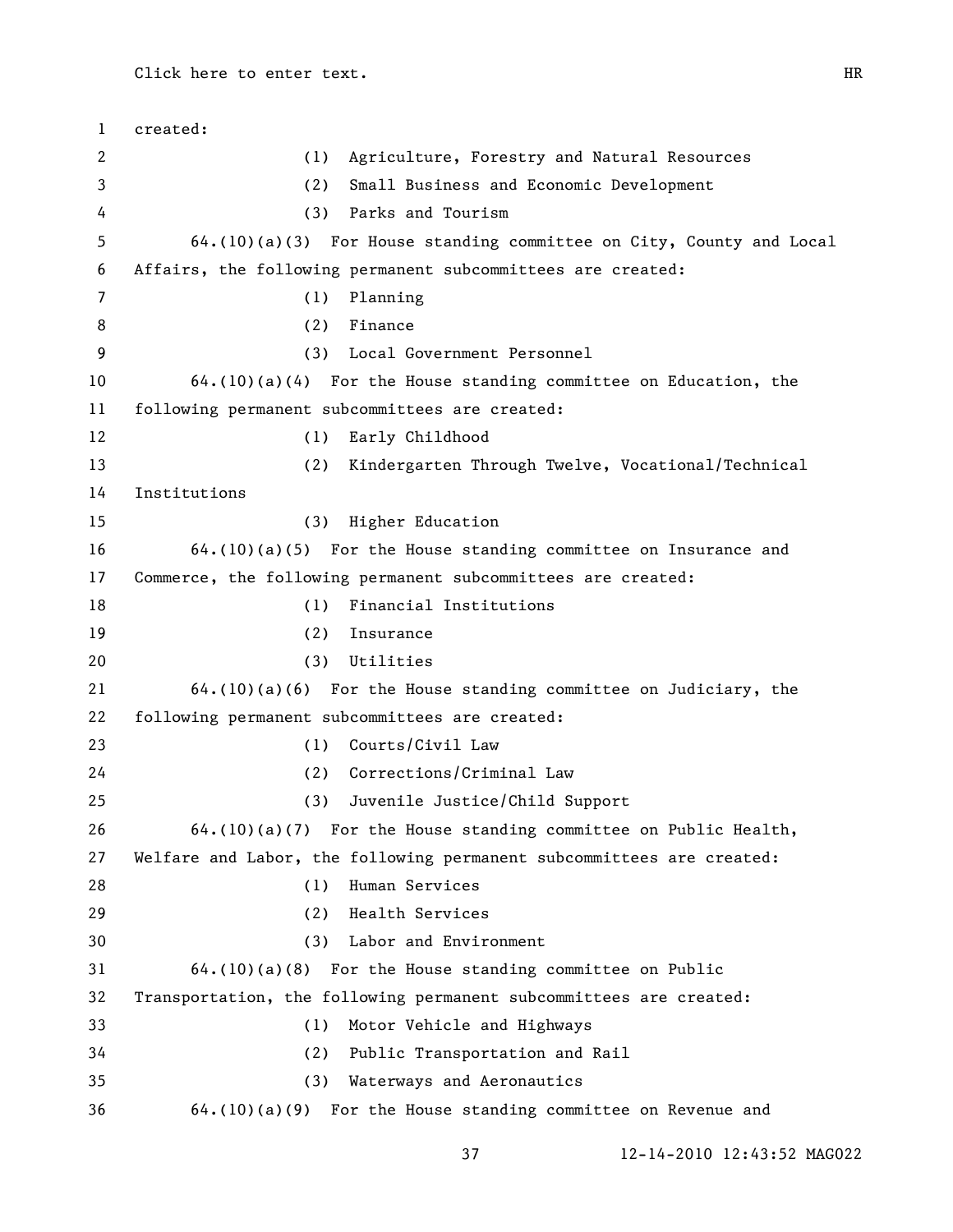created:

(1) Agriculture, Forestry and Natural Resources

(2) Small Business and Economic Development

(3) Parks and Tourism

64.(10)(a)(3) For House standing committee on City, County and Local Affairs, the following permanent subcommittees are created:

(1) Planning

(2) Finance

(3) Local Government Personnel

64.(10)(a)(4) For the House standing committee on Education, the following permanent subcommittees are created:

(1) Early Childhood

(2) Kindergarten Through Twelve, Vocational/Technical Institutions

(3) Higher Education

64.(10)(a)(5) For the House standing committee on Insurance and Commerce, the following permanent subcommittees are created:

(1) Financial Institutions

(2) Insurance

(3) Utilities

64.(10)(a)(6) For the House standing committee on Judiciary, the following permanent subcommittees are created:

(1) Courts/Civil Law

(2) Corrections/Criminal Law

(3) Juvenile Justice/Child Support

64.(10)(a)(7) For the House standing committee on Public Health, Welfare and Labor, the following permanent subcommittees are created:

(1) Human Services

(2) Health Services

(3) Labor and Environment

64.(10)(a)(8) For the House standing committee on Public Transportation, the following permanent subcommittees are created:

(1) Motor Vehicle and Highways

(2) Public Transportation and Rail

(3) Waterways and Aeronautics

64.(10)(a)(9) For the House standing committee on Revenue and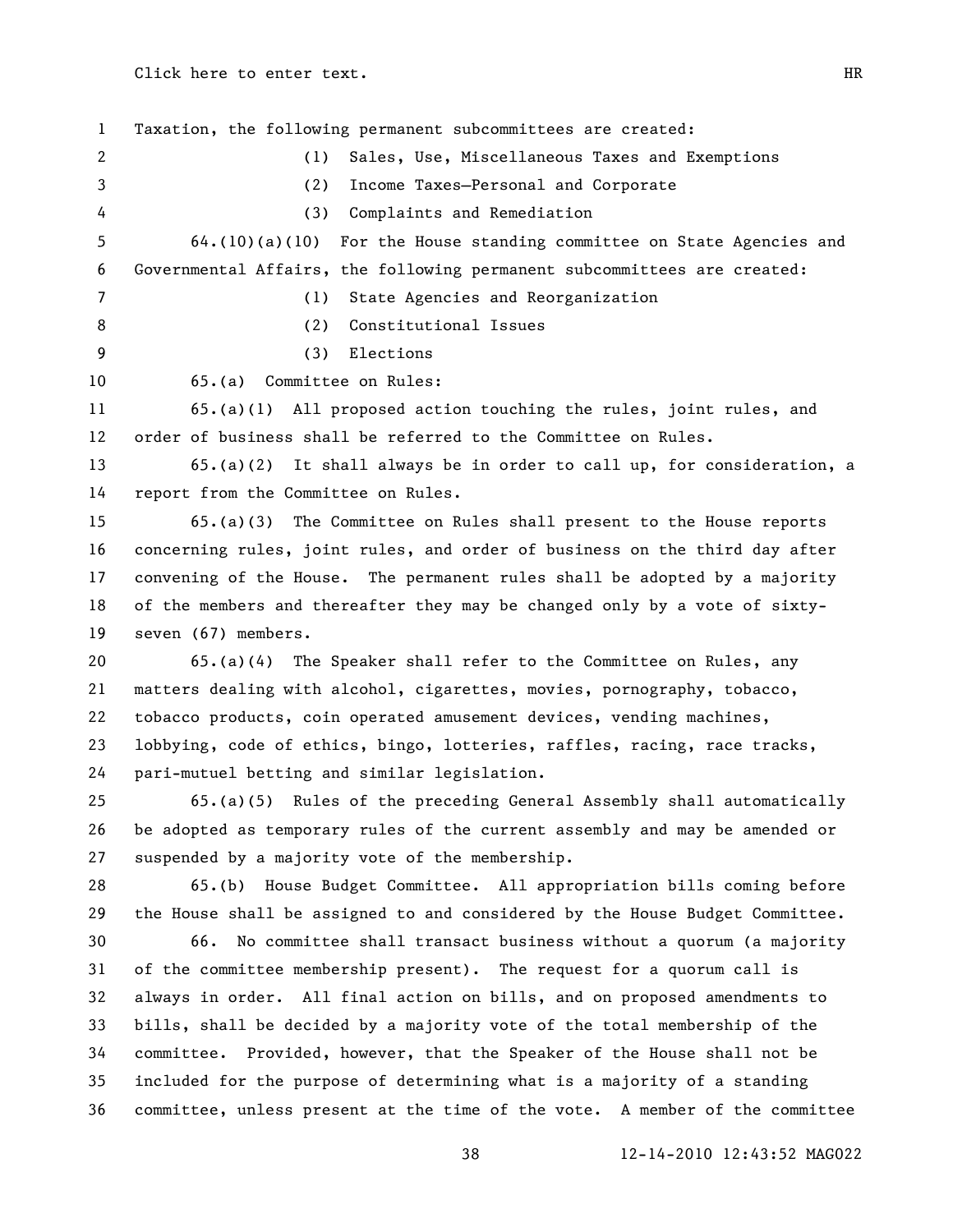Taxation, the following permanent subcommittees are created:

(1) Sales, Use, Miscellaneous Taxes and Exemptions

(2) Income Taxes—Personal and Corporate

(3) Complaints and Remediation

64.(10)(a)(10) For the House standing committee on State Agencies and Governmental Affairs, the following permanent subcommittees are created:

(1) State Agencies and Reorganization

(2) Constitutional Issues

(3) Elections

65.(a) Committee on Rules:

65.(a)(1) All proposed action touching the rules, joint rules, and order of business shall be referred to the Committee on Rules.

65.(a)(2) It shall always be in order to call up, for consideration, a report from the Committee on Rules.

65.(a)(3) The Committee on Rules shall present to the House reports concerning rules, joint rules, and order of business on the third day after convening of the House. The permanent rules shall be adopted by a majority of the members and thereafter they may be changed only by a vote of sixty-seven (67) members.

65.(a)(4) The Speaker shall refer to the Committee on Rules, any matters dealing with alcohol, cigarettes, movies, pornography, tobacco, tobacco products, coin operated amusement devices, vending machines, lobbying, code of ethics, bingo, lotteries, raffles, racing, race tracks, pari-mutuel betting and similar legislation.

65.(a)(5) Rules of the preceding General Assembly shall automatically be adopted as temporary rules of the current assembly and may be amended or suspended by a majority vote of the membership.

65.(b) House Budget Committee. All appropriation bills coming before the House shall be assigned to and considered by the House Budget Committee.

66. No committee shall transact business without a quorum (a majority of the committee membership present). The request for a quorum call is always in order. All final action on bills, and on proposed amendments to bills, shall be decided by a majority vote of the total membership of the committee. Provided, however, that the Speaker of the House shall not be included for the purpose of determining what is a majority of a standing committee, unless present at the time of the vote. A member of the committee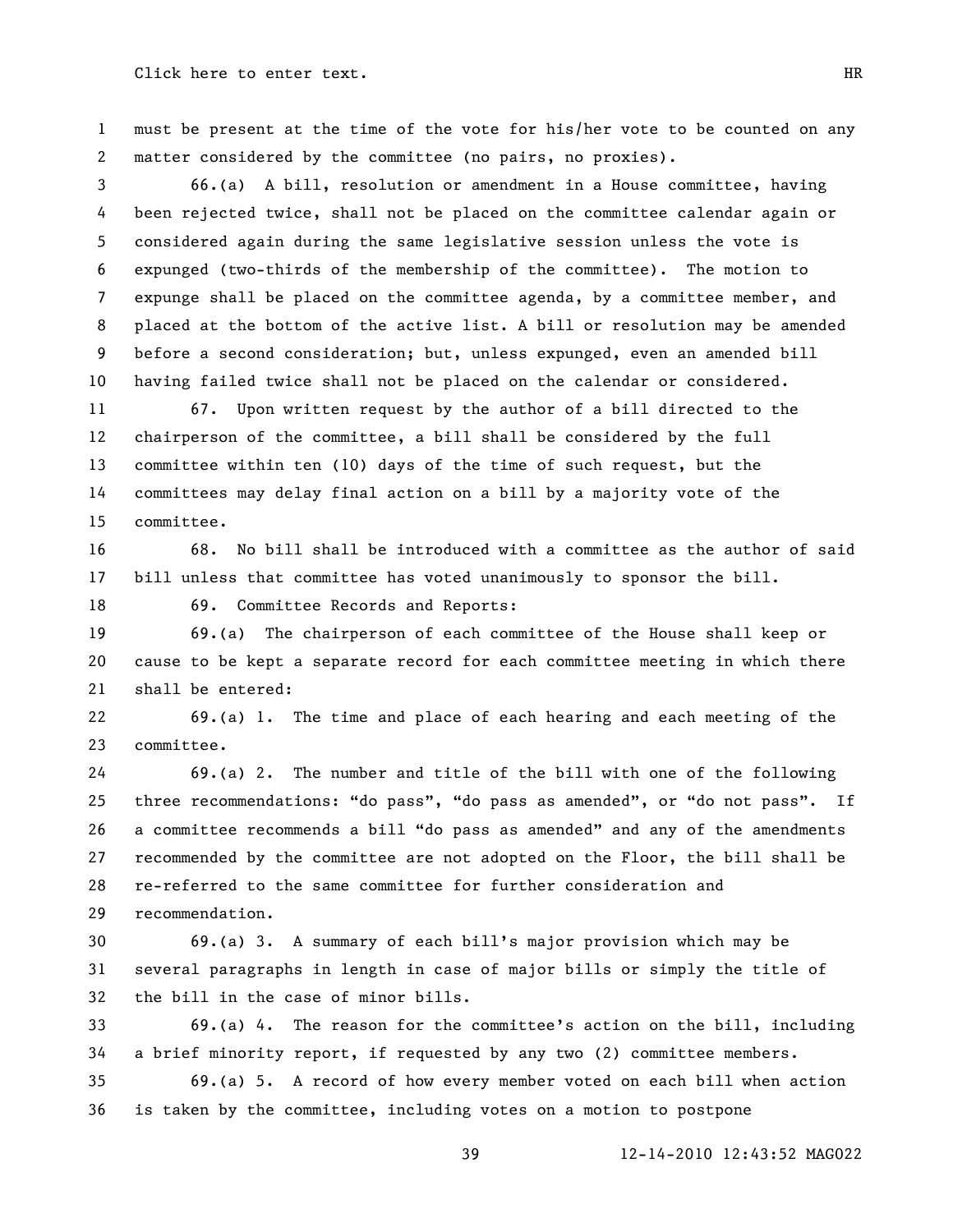must be present at the time of the vote for his/her vote to be counted on any matter considered by the committee (no pairs, no proxies).

66.(a) A bill, resolution or amendment in a House committee, having been rejected twice, shall not be placed on the committee calendar again or considered again during the same legislative session unless the vote is expunged (two-thirds of the membership of the committee). The motion to expunge shall be placed on the committee agenda, by a committee member, and placed at the bottom of the active list. A bill or resolution may be amended before a second consideration; but, unless expunged, even an amended bill having failed twice shall not be placed on the calendar or considered.

67. Upon written request by the author of a bill directed to the chairperson of the committee, a bill shall be considered by the full committee within ten (10) days of the time of such request, but the committees may delay final action on a bill by a majority vote of the committee.

68. No bill shall be introduced with a committee as the author of said bill unless that committee has voted unanimously to sponsor the bill.

69. Committee Records and Reports:

69.(a) The chairperson of each committee of the House shall keep or cause to be kept a separate record for each committee meeting in which there shall be entered:

69.(a) 1. The time and place of each hearing and each meeting of the committee.

69.(a) 2. The number and title of the bill with one of the following three recommendations: "do pass", "do pass as amended", or "do not pass". If a committee recommends a bill "do pass as amended" and any of the amendments recommended by the committee are not adopted on the Floor, the bill shall be re-referred to the same committee for further consideration and recommendation.

69.(a) 3. A summary of each bill's major provision which may be several paragraphs in length in case of major bills or simply the title of the bill in the case of minor bills.

69.(a) 4. The reason for the committee's action on the bill, including a brief minority report, if requested by any two (2) committee members.

69.(a) 5. A record of how every member voted on each bill when action is taken by the committee, including votes on a motion to postpone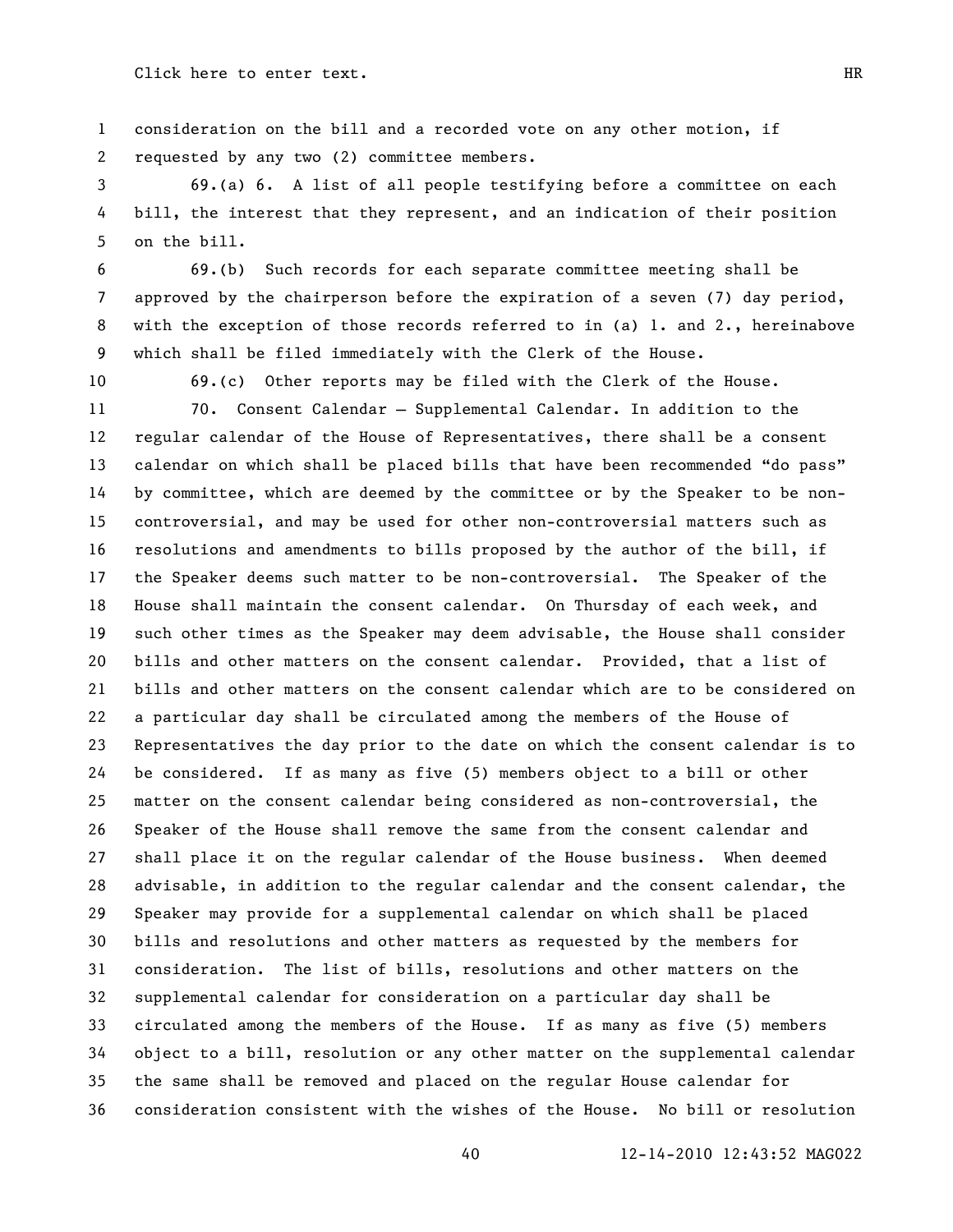consideration on the bill and a recorded vote on any other motion, if requested by any two (2) committee members.

69.(a) 6. A list of all people testifying before a committee on each bill, the interest that they represent, and an indication of their position on the bill.

69.(b) Such records for each separate committee meeting shall be approved by the chairperson before the expiration of a seven (7) day period, with the exception of those records referred to in (a) 1. and 2., hereinabove which shall be filed immediately with the Clerk of the House.

69.(c) Other reports may be filed with the Clerk of the House.

70. Consent Calendar – Supplemental Calendar. In addition to the regular calendar of the House of Representatives, there shall be a consent calendar on which shall be placed bills that have been recommended "do pass" by committee, which are deemed by the committee or by the Speaker to be non-controversial, and may be used for other non-controversial matters such as resolutions and amendments to bills proposed by the author of the bill, if the Speaker deems such matter to be non-controversial. The Speaker of the House shall maintain the consent calendar. On Thursday of each week, and such other times as the Speaker may deem advisable, the House shall consider bills and other matters on the consent calendar. Provided, that a list of bills and other matters on the consent calendar which are to be considered on a particular day shall be circulated among the members of the House of Representatives the day prior to the date on which the consent calendar is to be considered. If as many as five (5) members object to a bill or other matter on the consent calendar being considered as non-controversial, the Speaker of the House shall remove the same from the consent calendar and shall place it on the regular calendar of the House business. When deemed advisable, in addition to the regular calendar and the consent calendar, the Speaker may provide for a supplemental calendar on which shall be placed bills and resolutions and other matters as requested by the members for consideration. The list of bills, resolutions and other matters on the supplemental calendar for consideration on a particular day shall be circulated among the members of the House. If as many as five (5) members object to a bill, resolution or any other matter on the supplemental calendar the same shall be removed and placed on the regular House calendar for consideration consistent with the wishes of the House. No bill or resolution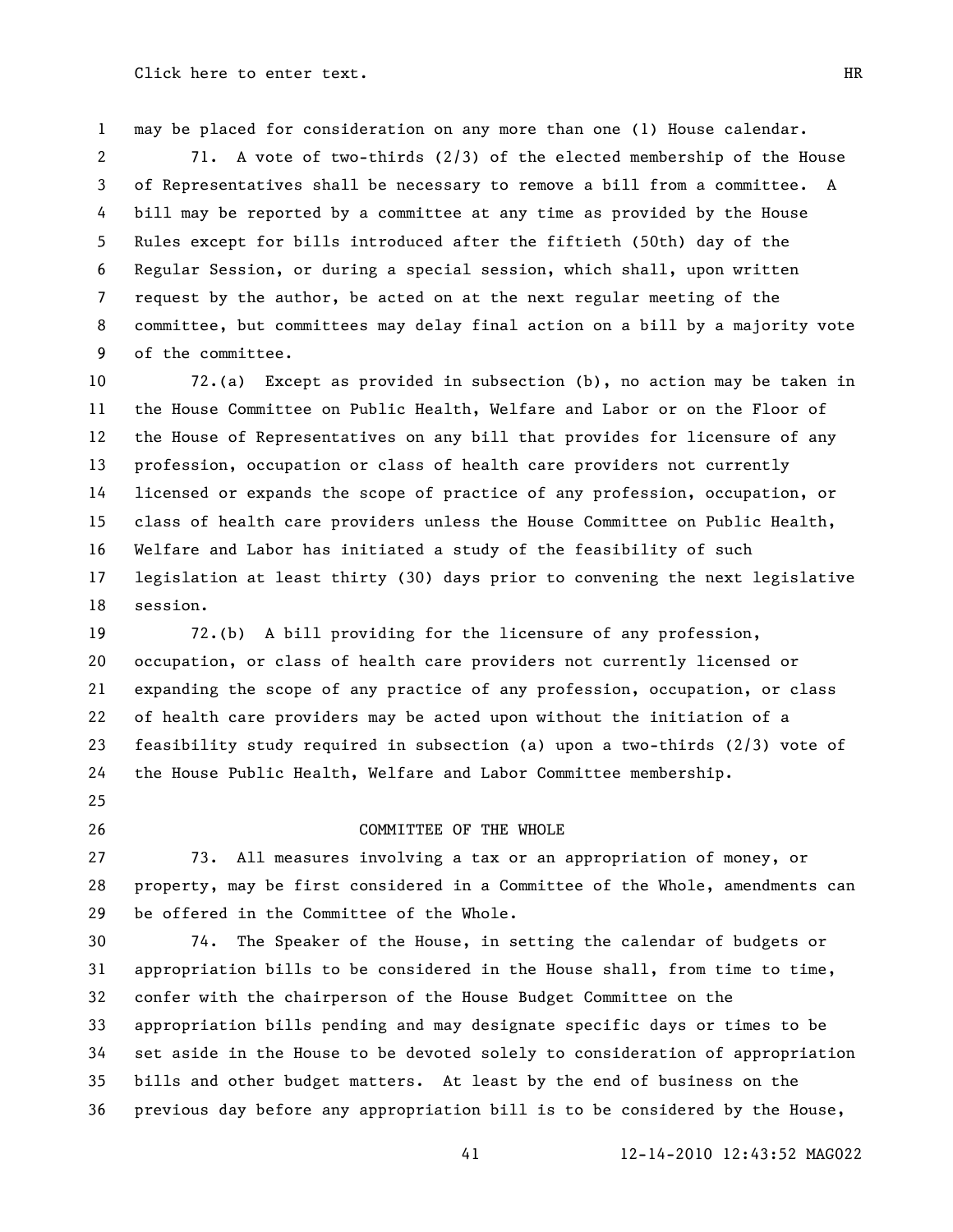may be placed for consideration on any more than one (1) House calendar.

71. A vote of two-thirds (2/3) of the elected membership of the House of Representatives shall be necessary to remove a bill from a committee. A bill may be reported by a committee at any time as provided by the House Rules except for bills introduced after the fiftieth (50th) day of the Regular Session, or during a special session, which shall, upon written request by the author, be acted on at the next regular meeting of the committee, but committees may delay final action on a bill by a majority vote of the committee.

72.(a) Except as provided in subsection (b), no action may be taken in the House Committee on Public Health, Welfare and Labor or on the Floor of the House of Representatives on any bill that provides for licensure of any profession, occupation or class of health care providers not currently licensed or expands the scope of practice of any profession, occupation, or class of health care providers unless the House Committee on Public Health, Welfare and Labor has initiated a study of the feasibility of such legislation at least thirty (30) days prior to convening the next legislative session.

72.(b) A bill providing for the licensure of any profession, occupation, or class of health care providers not currently licensed or expanding the scope of any practice of any profession, occupation, or class of health care providers may be acted upon without the initiation of a feasibility study required in subsection (a) upon a two-thirds (2/3) vote of the House Public Health, Welfare and Labor Committee membership.

## COMMITTEE OF THE WHOLE

73. All measures involving a tax or an appropriation of money, or property, may be first considered in a Committee of the Whole, amendments can be offered in the Committee of the Whole.

74. The Speaker of the House, in setting the calendar of budgets or appropriation bills to be considered in the House shall, from time to time, confer with the chairperson of the House Budget Committee on the appropriation bills pending and may designate specific days or times to be set aside in the House to be devoted solely to consideration of appropriation bills and other budget matters. At least by the end of business on the previous day before any appropriation bill is to be considered by the House,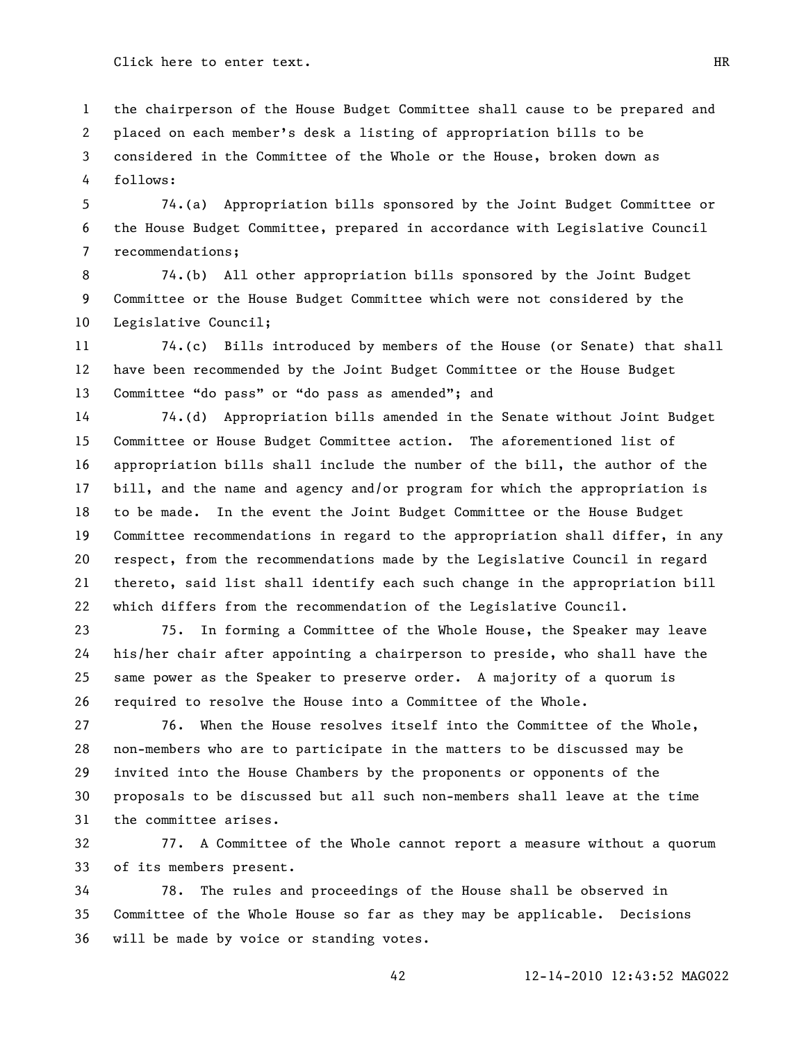the chairperson of the House Budget Committee shall cause to be prepared and placed on each member's desk a listing of appropriation bills to be considered in the Committee of the Whole or the House, broken down as follows:

74.(a) Appropriation bills sponsored by the Joint Budget Committee or the House Budget Committee, prepared in accordance with Legislative Council recommendations;

74.(b) All other appropriation bills sponsored by the Joint Budget Committee or the House Budget Committee which were not considered by the Legislative Council;

74.(c) Bills introduced by members of the House (or Senate) that shall have been recommended by the Joint Budget Committee or the House Budget Committee "do pass" or "do pass as amended"; and

74.(d) Appropriation bills amended in the Senate without Joint Budget Committee or House Budget Committee action. The aforementioned list of appropriation bills shall include the number of the bill, the author of the bill, and the name and agency and/or program for which the appropriation is to be made. In the event the Joint Budget Committee or the House Budget Committee recommendations in regard to the appropriation shall differ, in any respect, from the recommendations made by the Legislative Council in regard thereto, said list shall identify each such change in the appropriation bill which differs from the recommendation of the Legislative Council.

75. In forming a Committee of the Whole House, the Speaker may leave his/her chair after appointing a chairperson to preside, who shall have the same power as the Speaker to preserve order. A majority of a quorum is required to resolve the House into a Committee of the Whole.

76. When the House resolves itself into the Committee of the Whole, non-members who are to participate in the matters to be discussed may be invited into the House Chambers by the proponents or opponents of the proposals to be discussed but all such non-members shall leave at the time the committee arises.

77. A Committee of the Whole cannot report a measure without a quorum of its members present.

78. The rules and proceedings of the House shall be observed in Committee of the Whole House so far as they may be applicable. Decisions will be made by voice or standing votes.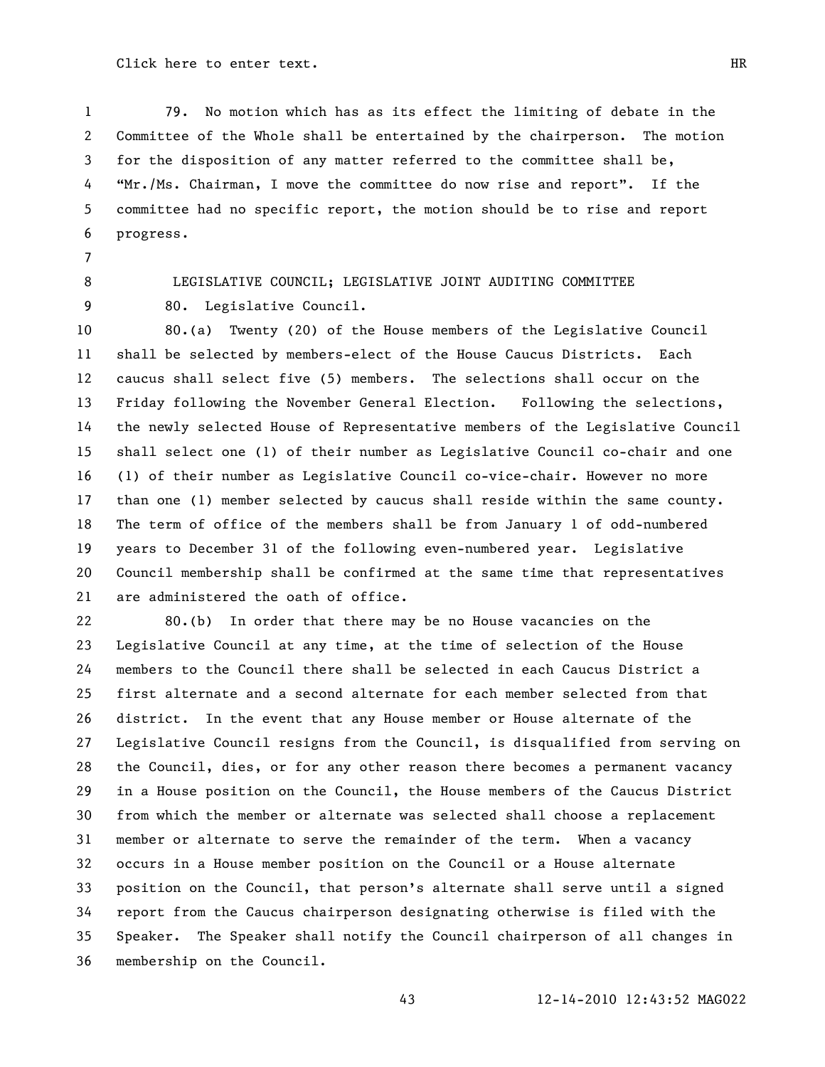79. No motion which has as its effect the limiting of debate in the Committee of the Whole shall be entertained by the chairperson. The motion for the disposition of any matter referred to the committee shall be, "Mr./Ms. Chairman, I move the committee do now rise and report". If the committee had no specific report, the motion should be to rise and report progress.

## LEGISLATIVE COUNCIL; LEGISLATIVE JOINT AUDITING COMMITTEE

80. Legislative Council.

80.(a) Twenty (20) of the House members of the Legislative Council shall be selected by members-elect of the House Caucus Districts. Each caucus shall select five (5) members. The selections shall occur on the Friday following the November General Election. Following the selections, the newly selected House of Representative members of the Legislative Council shall select one (1) of their number as Legislative Council co-chair and one (1) of their number as Legislative Council co-vice-chair. However no more than one (1) member selected by caucus shall reside within the same county. The term of office of the members shall be from January 1 of odd-numbered years to December 31 of the following even-numbered year. Legislative Council membership shall be confirmed at the same time that representatives are administered the oath of office.

80.(b) In order that there may be no House vacancies on the Legislative Council at any time, at the time of selection of the House members to the Council there shall be selected in each Caucus District a first alternate and a second alternate for each member selected from that district. In the event that any House member or House alternate of the Legislative Council resigns from the Council, is disqualified from serving on the Council, dies, or for any other reason there becomes a permanent vacancy in a House position on the Council, the House members of the Caucus District from which the member or alternate was selected shall choose a replacement member or alternate to serve the remainder of the term. When a vacancy occurs in a House member position on the Council or a House alternate position on the Council, that person's alternate shall serve until a signed report from the Caucus chairperson designating otherwise is filed with the Speaker. The Speaker shall notify the Council chairperson of all changes in membership on the Council.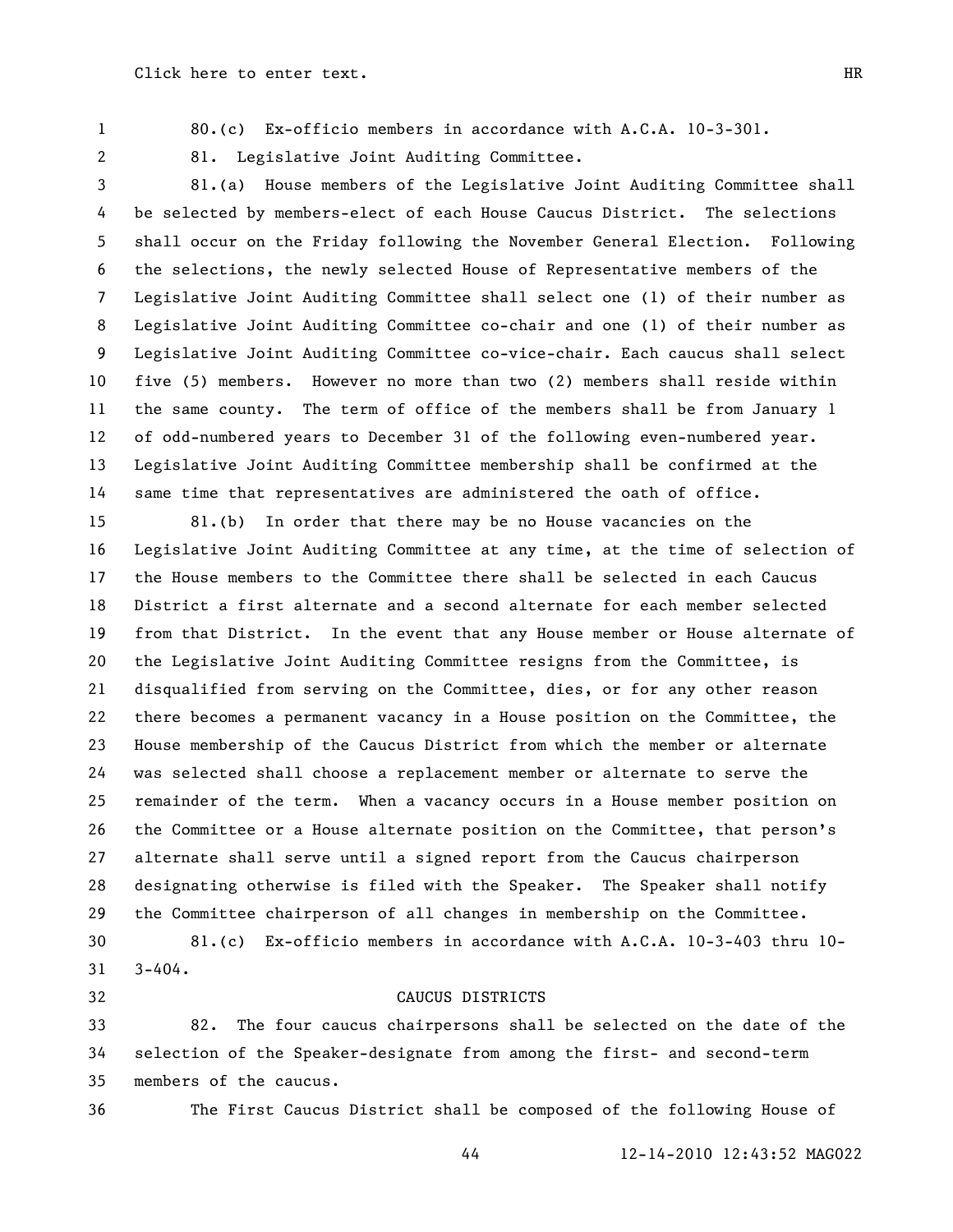80.(c) Ex-officio members in accordance with A.C.A. 10-3-301.

81. Legislative Joint Auditing Committee.

81.(a) House members of the Legislative Joint Auditing Committee shall be selected by members-elect of each House Caucus District. The selections shall occur on the Friday following the November General Election. Following the selections, the newly selected House of Representative members of the Legislative Joint Auditing Committee shall select one (1) of their number as Legislative Joint Auditing Committee co-chair and one (1) of their number as Legislative Joint Auditing Committee co-vice-chair. Each caucus shall select five (5) members. However no more than two (2) members shall reside within the same county. The term of office of the members shall be from January 1 of odd-numbered years to December 31 of the following even-numbered year. Legislative Joint Auditing Committee membership shall be confirmed at the same time that representatives are administered the oath of office.

81.(b) In order that there may be no House vacancies on the Legislative Joint Auditing Committee at any time, at the time of selection of the House members to the Committee there shall be selected in each Caucus District a first alternate and a second alternate for each member selected from that District. In the event that any House member or House alternate of the Legislative Joint Auditing Committee resigns from the Committee, is disqualified from serving on the Committee, dies, or for any other reason there becomes a permanent vacancy in a House position on the Committee, the House membership of the Caucus District from which the member or alternate was selected shall choose a replacement member or alternate to serve the remainder of the term. When a vacancy occurs in a House member position on the Committee or a House alternate position on the Committee, that person's alternate shall serve until a signed report from the Caucus chairperson designating otherwise is filed with the Speaker. The Speaker shall notify the Committee chairperson of all changes in membership on the Committee.

81.(c) Ex-officio members in accordance with A.C.A. 10-3-403 thru 10-3-404.

## CAUCUS DISTRICTS

82. The four caucus chairpersons shall be selected on the date of the selection of the Speaker-designate from among the first- and second-term members of the caucus.

The First Caucus District shall be composed of the following House of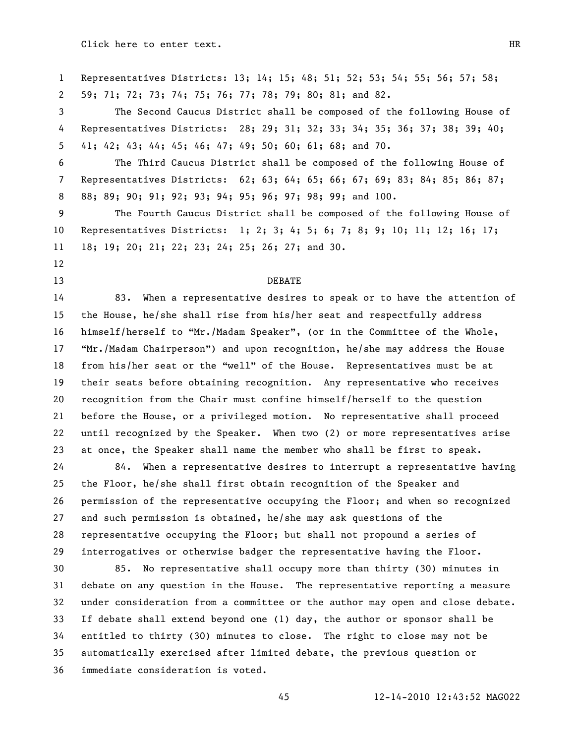Representatives Districts: 13; 14; 15; 48; 51; 52; 53; 54; 55; 56; 57; 58; 59; 71; 72; 73; 74; 75; 76; 77; 78; 79; 80; 81; and 82.

The Second Caucus District shall be composed of the following House of Representatives Districts: 28; 29; 31; 32; 33; 34; 35; 36; 37; 38; 39; 40; 41; 42; 43; 44; 45; 46; 47; 49; 50; 60; 61; 68; and 70.

The Third Caucus District shall be composed of the following House of Representatives Districts: 62; 63; 64; 65; 66; 67; 69; 83; 84; 85; 86; 87; 88; 89; 90; 91; 92; 93; 94; 95; 96; 97; 98; 99; and 100.

The Fourth Caucus District shall be composed of the following House of Representatives Districts: 1; 2; 3; 4; 5; 6; 7; 8; 9; 10; 11; 12; 16; 17; 18; 19; 20; 21; 22; 23; 24; 25; 26; 27; and 30.

## DEBATE

83. When a representative desires to speak or to have the attention of the House, he/she shall rise from his/her seat and respectfully address himself/herself to "Mr./Madam Speaker", (or in the Committee of the Whole, "Mr./Madam Chairperson") and upon recognition, he/she may address the House from his/her seat or the "well" of the House. Representatives must be at their seats before obtaining recognition. Any representative who receives recognition from the Chair must confine himself/herself to the question before the House, or a privileged motion. No representative shall proceed until recognized by the Speaker. When two (2) or more representatives arise at once, the Speaker shall name the member who shall be first to speak.

84. When a representative desires to interrupt a representative having the Floor, he/she shall first obtain recognition of the Speaker and permission of the representative occupying the Floor; and when so recognized and such permission is obtained, he/she may ask questions of the representative occupying the Floor; but shall not propound a series of interrogatives or otherwise badger the representative having the Floor.

85. No representative shall occupy more than thirty (30) minutes in debate on any question in the House. The representative reporting a measure under consideration from a committee or the author may open and close debate. If debate shall extend beyond one (1) day, the author or sponsor shall be entitled to thirty (30) minutes to close. The right to close may not be automatically exercised after limited debate, the previous question or immediate consideration is voted.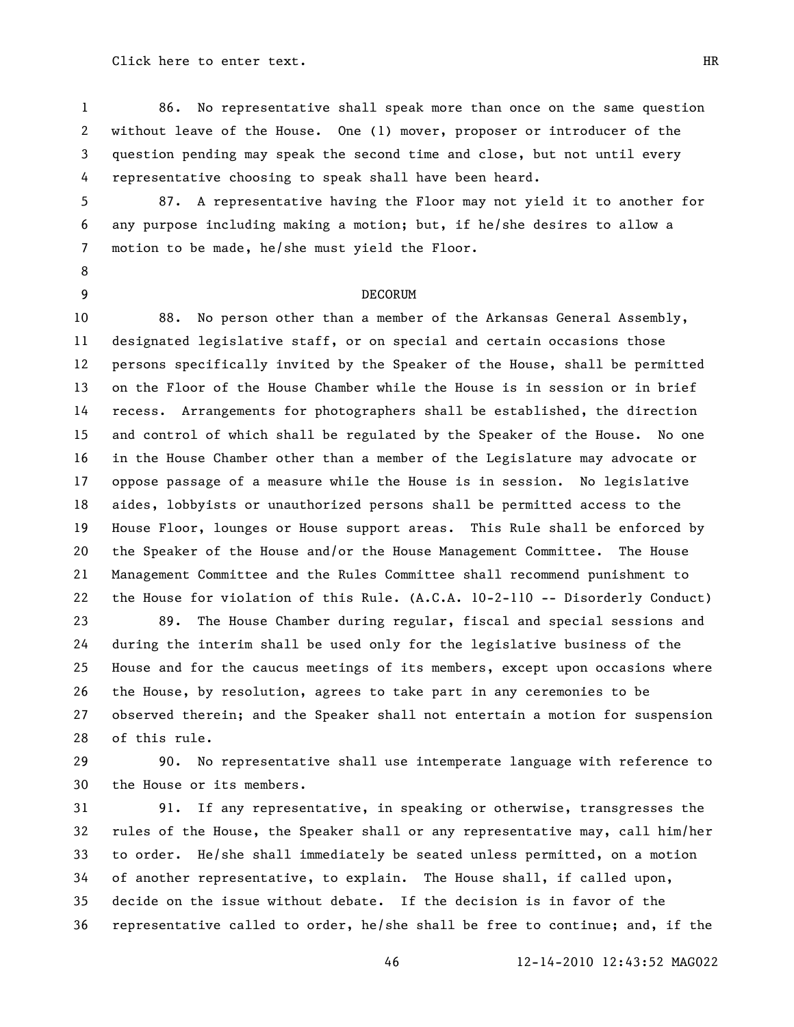86. No representative shall speak more than once on the same question without leave of the House. One (1) mover, proposer or introducer of the question pending may speak the second time and close, but not until every representative choosing to speak shall have been heard.

87. A representative having the Floor may not yield it to another for any purpose including making a motion; but, if he/she desires to allow a motion to be made, he/she must yield the Floor.

## DECORUM

88. No person other than a member of the Arkansas General Assembly, designated legislative staff, or on special and certain occasions those persons specifically invited by the Speaker of the House, shall be permitted on the Floor of the House Chamber while the House is in session or in brief recess. Arrangements for photographers shall be established, the direction and control of which shall be regulated by the Speaker of the House. No one in the House Chamber other than a member of the Legislature may advocate or oppose passage of a measure while the House is in session. No legislative aides, lobbyists or unauthorized persons shall be permitted access to the House Floor, lounges or House support areas. This Rule shall be enforced by the Speaker of the House and/or the House Management Committee. The House Management Committee and the Rules Committee shall recommend punishment to the House for violation of this Rule. (A.C.A. 10-2-110 -- Disorderly Conduct)

89. The House Chamber during regular, fiscal and special sessions and during the interim shall be used only for the legislative business of the House and for the caucus meetings of its members, except upon occasions where the House, by resolution, agrees to take part in any ceremonies to be observed therein; and the Speaker shall not entertain a motion for suspension of this rule.

90. No representative shall use intemperate language with reference to the House or its members.

91. If any representative, in speaking or otherwise, transgresses the rules of the House, the Speaker shall or any representative may, call him/her to order. He/she shall immediately be seated unless permitted, on a motion of another representative, to explain. The House shall, if called upon, decide on the issue without debate. If the decision is in favor of the representative called to order, he/she shall be free to continue; and, if the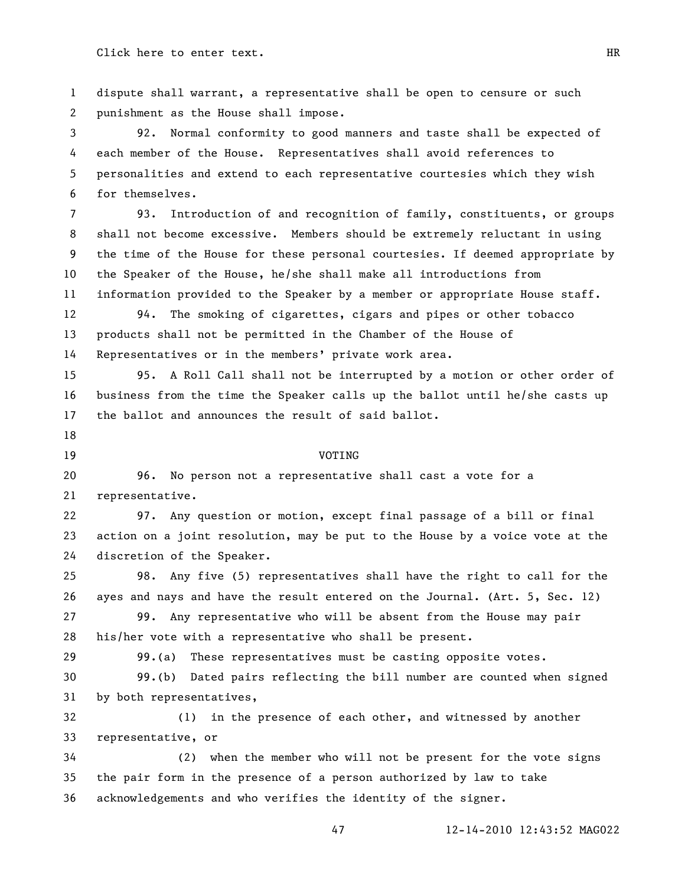dispute shall warrant, a representative shall be open to censure or such punishment as the House shall impose.

92. Normal conformity to good manners and taste shall be expected of each member of the House. Representatives shall avoid references to personalities and extend to each representative courtesies which they wish for themselves.

93. Introduction of and recognition of family, constituents, or groups shall not become excessive. Members should be extremely reluctant in using the time of the House for these personal courtesies. If deemed appropriate by the Speaker of the House, he/she shall make all introductions from information provided to the Speaker by a member or appropriate House staff.

94. The smoking of cigarettes, cigars and pipes or other tobacco products shall not be permitted in the Chamber of the House of Representatives or in the members' private work area.

95. A Roll Call shall not be interrupted by a motion or other order of business from the time the Speaker calls up the ballot until he/she casts up the ballot and announces the result of said ballot.

## VOTING

96. No person not a representative shall cast a vote for a representative.

97. Any question or motion, except final passage of a bill or final action on a joint resolution, may be put to the House by a voice vote at the discretion of the Speaker.

98. Any five (5) representatives shall have the right to call for the ayes and nays and have the result entered on the Journal. (Art. 5, Sec. 12)

99. Any representative who will be absent from the House may pair his/her vote with a representative who shall be present.

99.(a) These representatives must be casting opposite votes.

99.(b) Dated pairs reflecting the bill number are counted when signed by both representatives,

(1) in the presence of each other, and witnessed by another representative, or

(2) when the member who will not be present for the vote signs the pair form in the presence of a person authorized by law to take acknowledgements and who verifies the identity of the signer.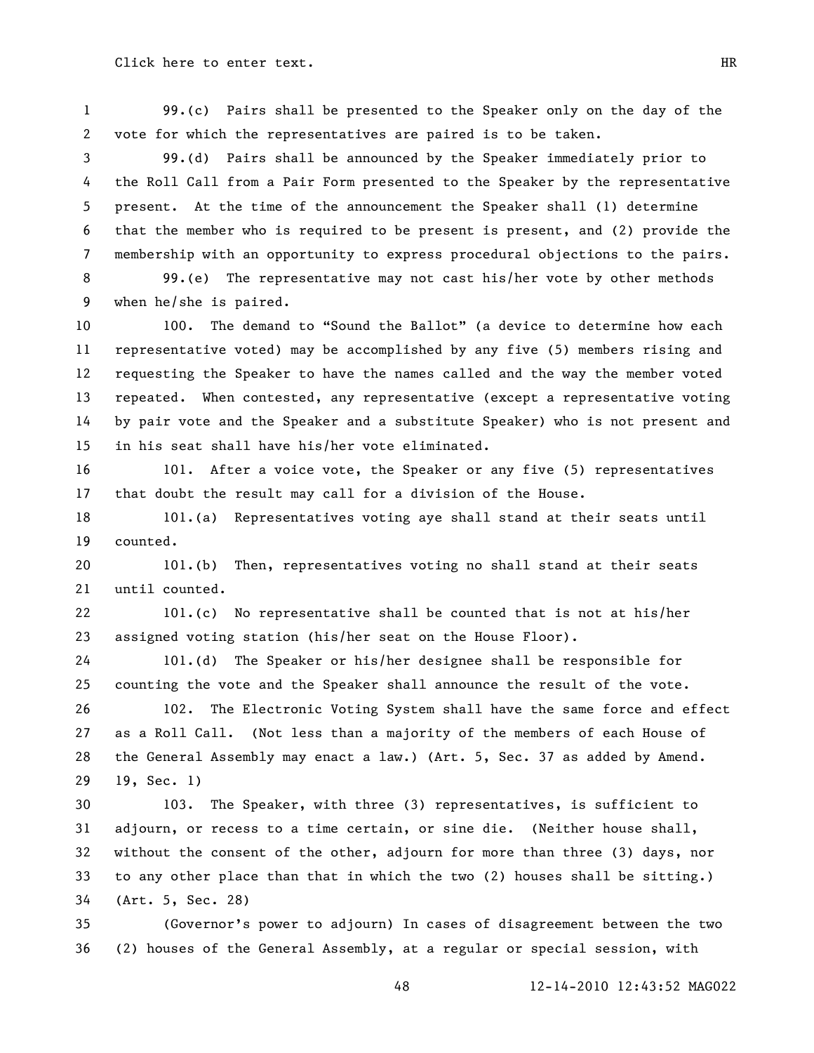99.(c) Pairs shall be presented to the Speaker only on the day of the vote for which the representatives are paired is to be taken.

99.(d) Pairs shall be announced by the Speaker immediately prior to the Roll Call from a Pair Form presented to the Speaker by the representative present. At the time of the announcement the Speaker shall (1) determine that the member who is required to be present is present, and (2) provide the membership with an opportunity to express procedural objections to the pairs.

99.(e) The representative may not cast his/her vote by other methods when he/she is paired.

100. The demand to "Sound the Ballot" (a device to determine how each representative voted) may be accomplished by any five (5) members rising and requesting the Speaker to have the names called and the way the member voted repeated. When contested, any representative (except a representative voting by pair vote and the Speaker and a substitute Speaker) who is not present and in his seat shall have his/her vote eliminated.

101. After a voice vote, the Speaker or any five (5) representatives that doubt the result may call for a division of the House.

101.(a) Representatives voting aye shall stand at their seats until counted.

101.(b) Then, representatives voting no shall stand at their seats until counted.

101.(c) No representative shall be counted that is not at his/her assigned voting station (his/her seat on the House Floor).

101.(d) The Speaker or his/her designee shall be responsible for counting the vote and the Speaker shall announce the result of the vote.

102. The Electronic Voting System shall have the same force and effect as a Roll Call. (Not less than a majority of the members of each House of the General Assembly may enact a law.) (Art. 5, Sec. 37 as added by Amend. 19, Sec. 1)

103. The Speaker, with three (3) representatives, is sufficient to adjourn, or recess to a time certain, or sine die. (Neither house shall, without the consent of the other, adjourn for more than three (3) days, nor to any other place than that in which the two (2) houses shall be sitting.) (Art. 5, Sec. 28)

(Governor's power to adjourn) In cases of disagreement between the two (2) houses of the General Assembly, at a regular or special session, with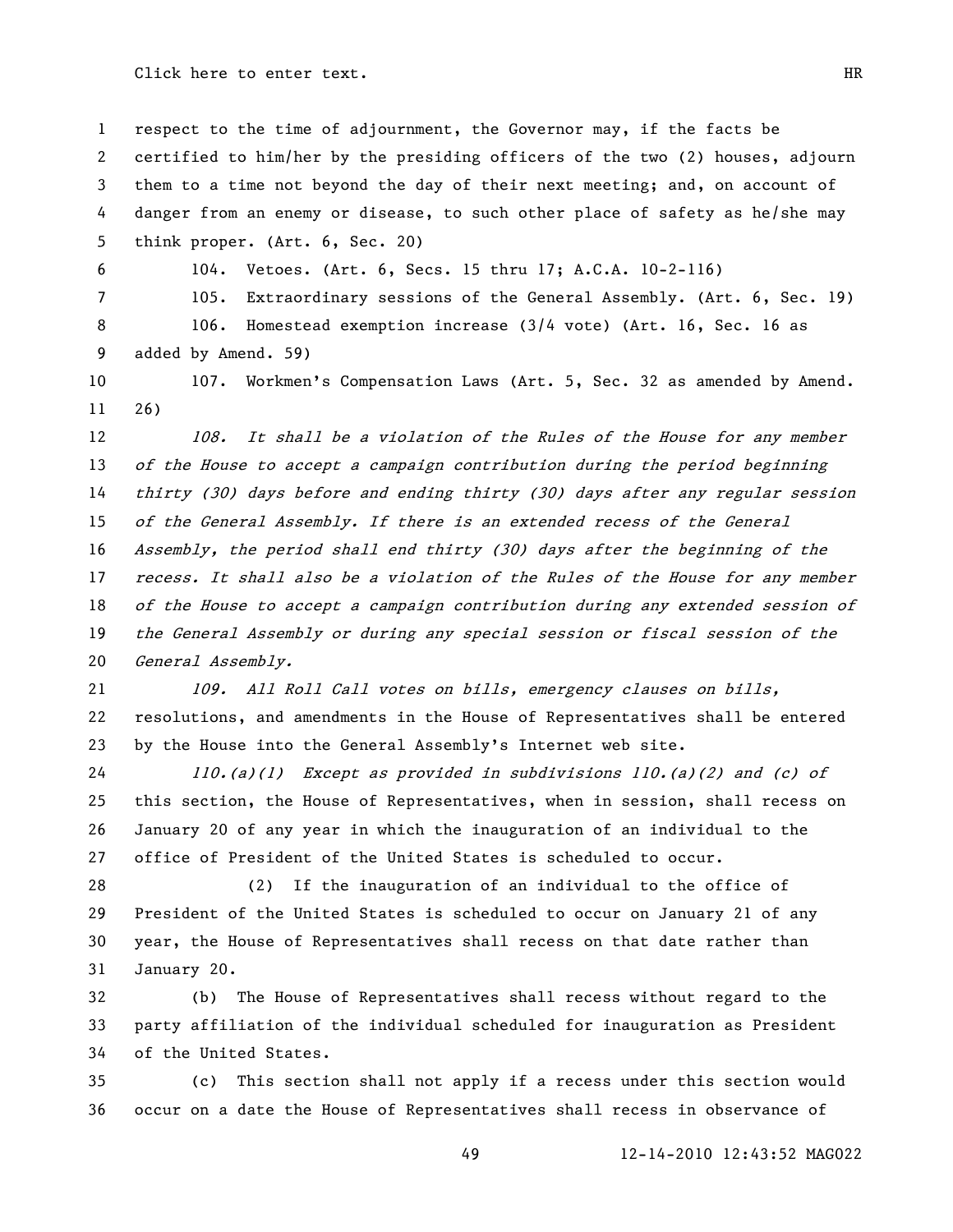respect to the time of adjournment, the Governor may, if the facts be certified to him/her by the presiding officers of the two (2) houses, adjourn them to a time not beyond the day of their next meeting; and, on account of danger from an enemy or disease, to such other place of safety as he/she may think proper. (Art. 6, Sec. 20)

104. Vetoes. (Art. 6, Secs. 15 thru 17; A.C.A. 10-2-116)

105. Extraordinary sessions of the General Assembly. (Art. 6, Sec. 19)

106. Homestead exemption increase (3/4 vote) (Art. 16, Sec. 16 as added by Amend. 59)

107. Workmen's Compensation Laws (Art. 5, Sec. 32 as amended by Amend. 26)

*108. It shall be a violation of the Rules of the House for any member of the House to accept a campaign contribution during the period beginning thirty (30) days before and ending thirty (30) days after any regular session of the General Assembly. If there is an extended recess of the General Assembly, the period shall end thirty (30) days after the beginning of the recess. It shall also be a violation of the Rules of the House for any member of the House to accept a campaign contribution during any extended session of the General Assembly or during any special session or fiscal session of the General Assembly.*

*109. All Roll Call votes on bills, emergency clauses on bills,* resolutions, and amendments in the House of Representatives shall be entered by the House into the General Assembly's Internet web site.

*110.(a)(1) Except as provided in subdivisions 110.(a)(2) and (c) of* this section, the House of Representatives, when in session, shall recess on January 20 of any year in which the inauguration of an individual to the office of President of the United States is scheduled to occur.

(2) If the inauguration of an individual to the office of President of the United States is scheduled to occur on January 21 of any year, the House of Representatives shall recess on that date rather than January 20.

(b) The House of Representatives shall recess without regard to the party affiliation of the individual scheduled for inauguration as President of the United States.

(c) This section shall not apply if a recess under this section would occur on a date the House of Representatives shall recess in observance of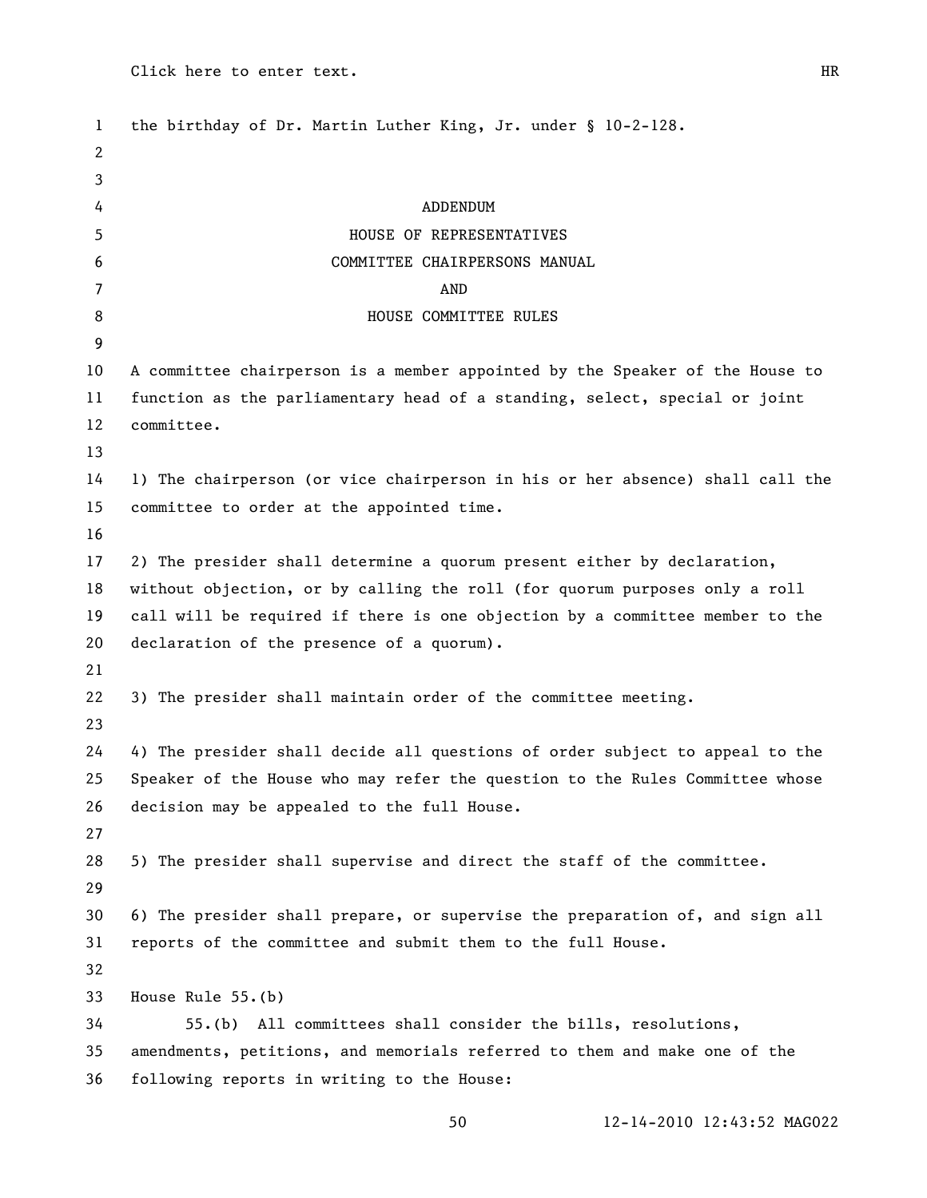the birthday of Dr. Martin Luther King, Jr. under § 10-2-128.

# ADDENDUM
## HOUSE OF REPRESENTATIVES
## COMMITTEE CHAIRPERSONS MANUAL
## AND
## HOUSE COMMITTEE RULES

A committee chairperson is a member appointed by the Speaker of the House to function as the parliamentary head of a standing, select, special or joint committee.

1) The chairperson (or vice chairperson in his or her absence) shall call the committee to order at the appointed time.

2) The presider shall determine a quorum present either by declaration, without objection, or by calling the roll (for quorum purposes only a roll call will be required if there is one objection by a committee member to the declaration of the presence of a quorum).

3) The presider shall maintain order of the committee meeting.

4) The presider shall decide all questions of order subject to appeal to the Speaker of the House who may refer the question to the Rules Committee whose decision may be appealed to the full House.

5) The presider shall supervise and direct the staff of the committee.

6) The presider shall prepare, or supervise the preparation of, and sign all reports of the committee and submit them to the full House.

House Rule 55.(b)

55.(b) All committees shall consider the bills, resolutions, amendments, petitions, and memorials referred to them and make one of the following reports in writing to the House: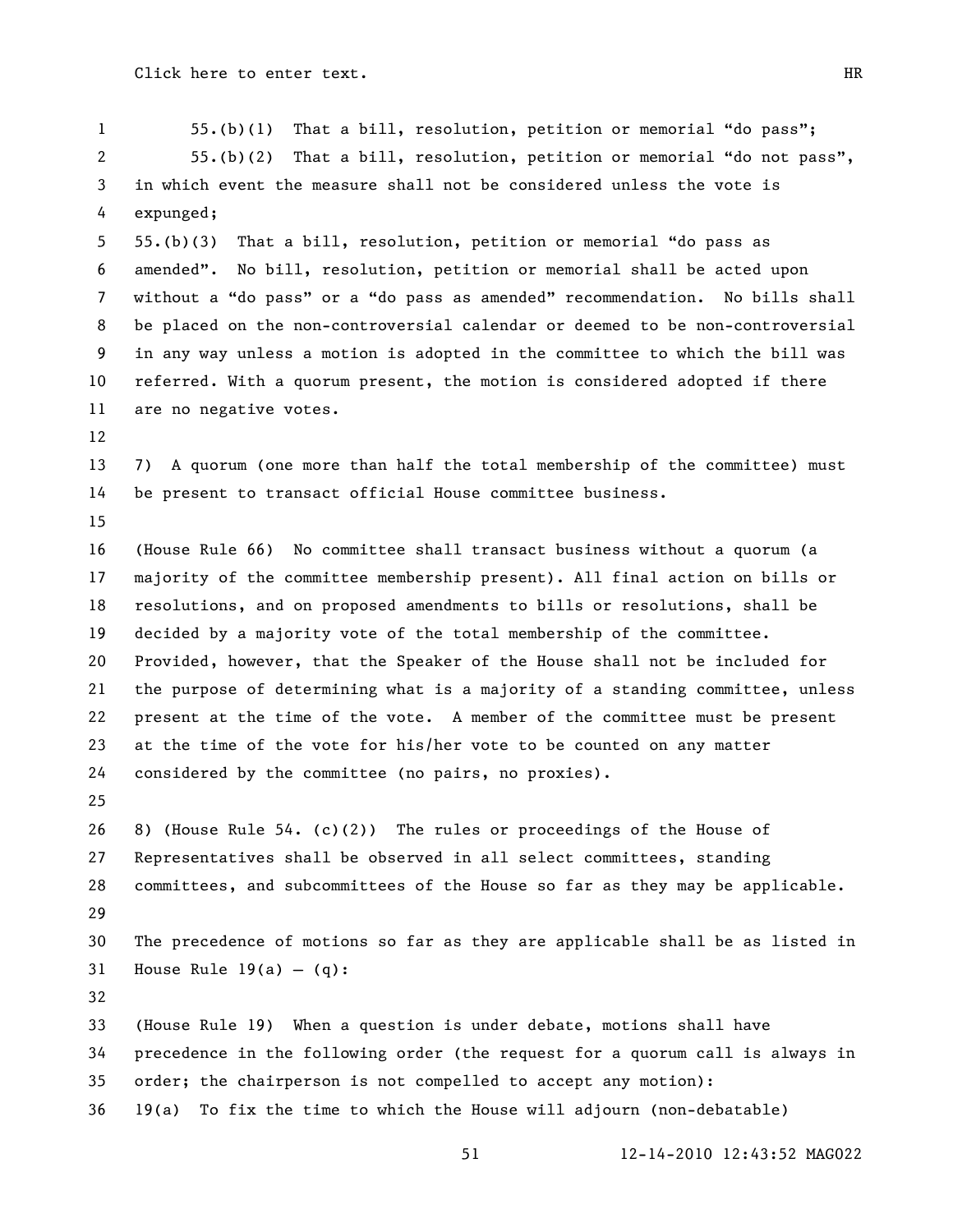55.(b)(1) That a bill, resolution, petition or memorial "do pass";

55.(b)(2) That a bill, resolution, petition or memorial "do not pass", in which event the measure shall not be considered unless the vote is expunged;

55.(b)(3) That a bill, resolution, petition or memorial "do pass as amended". No bill, resolution, petition or memorial shall be acted upon without a "do pass" or a "do pass as amended" recommendation. No bills shall be placed on the non-controversial calendar or deemed to be non-controversial in any way unless a motion is adopted in the committee to which the bill was referred. With a quorum present, the motion is considered adopted if there are no negative votes.

7) A quorum (one more than half the total membership of the committee) must be present to transact official House committee business.

(House Rule 66) No committee shall transact business without a quorum (a majority of the committee membership present). All final action on bills or resolutions, and on proposed amendments to bills or resolutions, shall be decided by a majority vote of the total membership of the committee. Provided, however, that the Speaker of the House shall not be included for the purpose of determining what is a majority of a standing committee, unless present at the time of the vote. A member of the committee must be present at the time of the vote for his/her vote to be counted on any matter considered by the committee (no pairs, no proxies).

8) (House Rule 54. (c)(2)) The rules or proceedings of the House of Representatives shall be observed in all select committees, standing committees, and subcommittees of the House so far as they may be applicable.

The precedence of motions so far as they are applicable shall be as listed in House Rule 19(a) – (q):

(House Rule 19) When a question is under debate, motions shall have precedence in the following order (the request for a quorum call is always in order; the chairperson is not compelled to accept any motion):

19(a) To fix the time to which the House will adjourn (non-debatable)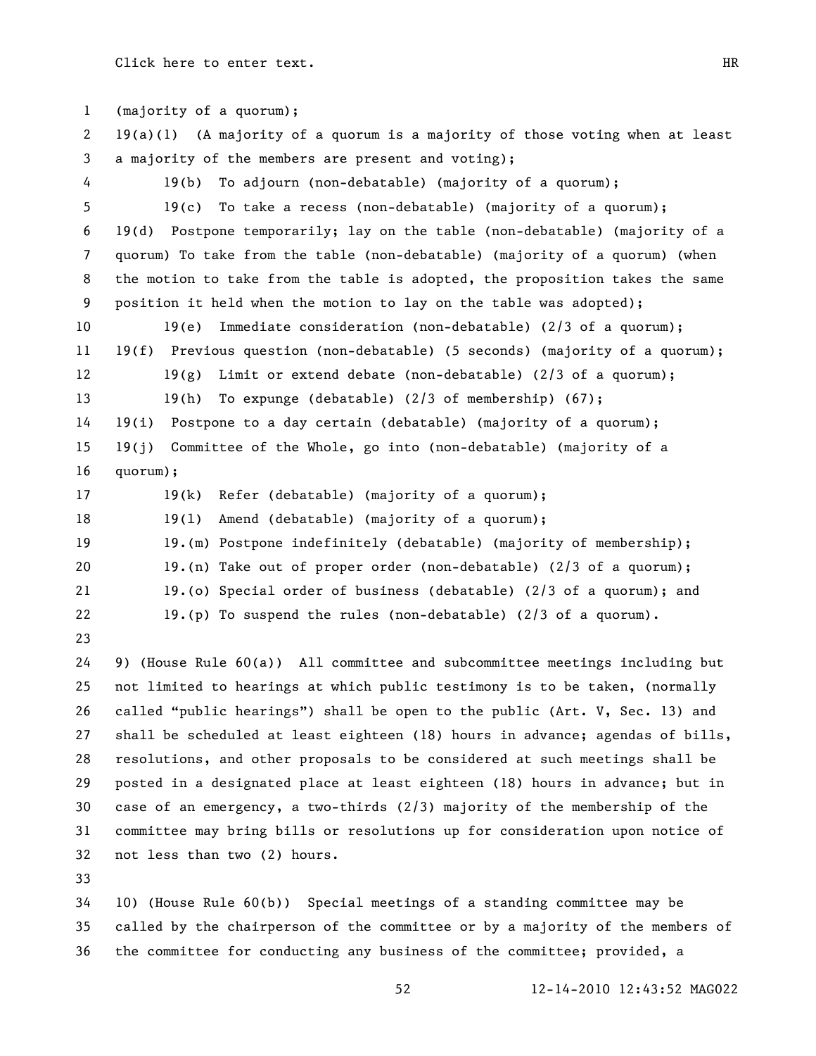(majority of a quorum);

19(a)(1) (A majority of a quorum is a majority of those voting when at least a majority of the members are present and voting);

19(b) To adjourn (non-debatable) (majority of a quorum);

19(c) To take a recess (non-debatable) (majority of a quorum);

19(d) Postpone temporarily; lay on the table (non-debatable) (majority of a quorum) To take from the table (non-debatable) (majority of a quorum) (when the motion to take from the table is adopted, the proposition takes the same position it held when the motion to lay on the table was adopted);

19(e) Immediate consideration (non-debatable) (2/3 of a quorum);

19(f) Previous question (non-debatable) (5 seconds) (majority of a quorum);

19(g) Limit or extend debate (non-debatable) (2/3 of a quorum);

19(h) To expunge (debatable) (2/3 of membership) (67);

19(i) Postpone to a day certain (debatable) (majority of a quorum);

19(j) Committee of the Whole, go into (non-debatable) (majority of a quorum);

19(k) Refer (debatable) (majority of a quorum);

19(l) Amend (debatable) (majority of a quorum);

19.(m) Postpone indefinitely (debatable) (majority of membership);

19.(n) Take out of proper order (non-debatable) (2/3 of a quorum);

19.(o) Special order of business (debatable) (2/3 of a quorum); and

19.(p) To suspend the rules (non-debatable) (2/3 of a quorum).

9) (House Rule 60(a)) All committee and subcommittee meetings including but not limited to hearings at which public testimony is to be taken, (normally called "public hearings") shall be open to the public (Art. V, Sec. 13) and shall be scheduled at least eighteen (18) hours in advance; agendas of bills, resolutions, and other proposals to be considered at such meetings shall be posted in a designated place at least eighteen (18) hours in advance; but in case of an emergency, a two-thirds (2/3) majority of the membership of the committee may bring bills or resolutions up for consideration upon notice of not less than two (2) hours.

10) (House Rule 60(b)) Special meetings of a standing committee may be called by the chairperson of the committee or by a majority of the members of the committee for conducting any business of the committee; provided, a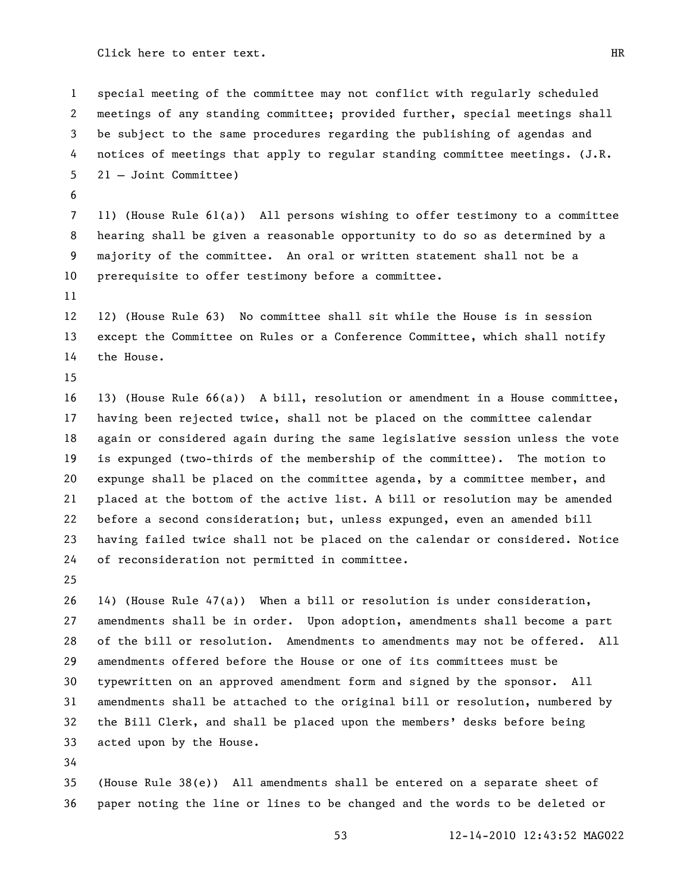special meeting of the committee may not conflict with regularly scheduled meetings of any standing committee; provided further, special meetings shall be subject to the same procedures regarding the publishing of agendas and notices of meetings that apply to regular standing committee meetings. (J.R. 21 – Joint Committee)

11) (House Rule 61(a)) All persons wishing to offer testimony to a committee hearing shall be given a reasonable opportunity to do so as determined by a majority of the committee. An oral or written statement shall not be a prerequisite to offer testimony before a committee.

12) (House Rule 63) No committee shall sit while the House is in session except the Committee on Rules or a Conference Committee, which shall notify the House.

13) (House Rule 66(a)) A bill, resolution or amendment in a House committee, having been rejected twice, shall not be placed on the committee calendar again or considered again during the same legislative session unless the vote is expunged (two-thirds of the membership of the committee). The motion to expunge shall be placed on the committee agenda, by a committee member, and placed at the bottom of the active list. A bill or resolution may be amended before a second consideration; but, unless expunged, even an amended bill having failed twice shall not be placed on the calendar or considered. Notice of reconsideration not permitted in committee.

14) (House Rule 47(a)) When a bill or resolution is under consideration, amendments shall be in order. Upon adoption, amendments shall become a part of the bill or resolution. Amendments to amendments may not be offered. All amendments offered before the House or one of its committees must be typewritten on an approved amendment form and signed by the sponsor. All amendments shall be attached to the original bill or resolution, numbered by the Bill Clerk, and shall be placed upon the members' desks before being acted upon by the House.

(House Rule 38(e)) All amendments shall be entered on a separate sheet of paper noting the line or lines to be changed and the words to be deleted or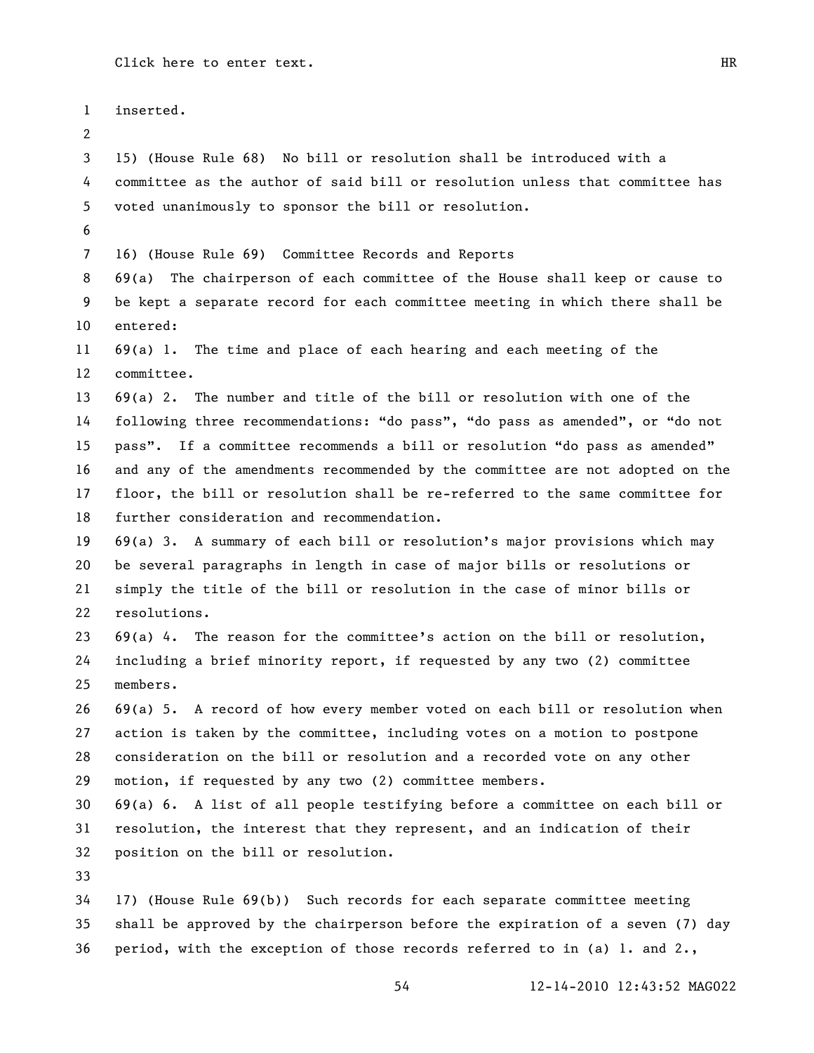inserted.

15) (House Rule 68) No bill or resolution shall be introduced with a committee as the author of said bill or resolution unless that committee has voted unanimously to sponsor the bill or resolution.

16) (House Rule 69) Committee Records and Reports

69(a) The chairperson of each committee of the House shall keep or cause to be kept a separate record for each committee meeting in which there shall be entered:

69(a) 1. The time and place of each hearing and each meeting of the committee.

69(a) 2. The number and title of the bill or resolution with one of the following three recommendations: "do pass", "do pass as amended", or "do not pass". If a committee recommends a bill or resolution "do pass as amended" and any of the amendments recommended by the committee are not adopted on the floor, the bill or resolution shall be re-referred to the same committee for further consideration and recommendation.

69(a) 3. A summary of each bill or resolution's major provisions which may be several paragraphs in length in case of major bills or resolutions or simply the title of the bill or resolution in the case of minor bills or resolutions.

69(a) 4. The reason for the committee's action on the bill or resolution, including a brief minority report, if requested by any two (2) committee members.

69(a) 5. A record of how every member voted on each bill or resolution when action is taken by the committee, including votes on a motion to postpone consideration on the bill or resolution and a recorded vote on any other motion, if requested by any two (2) committee members.

69(a) 6. A list of all people testifying before a committee on each bill or resolution, the interest that they represent, and an indication of their position on the bill or resolution.

17) (House Rule 69(b)) Such records for each separate committee meeting shall be approved by the chairperson before the expiration of a seven (7) day period, with the exception of those records referred to in (a) 1. and 2.,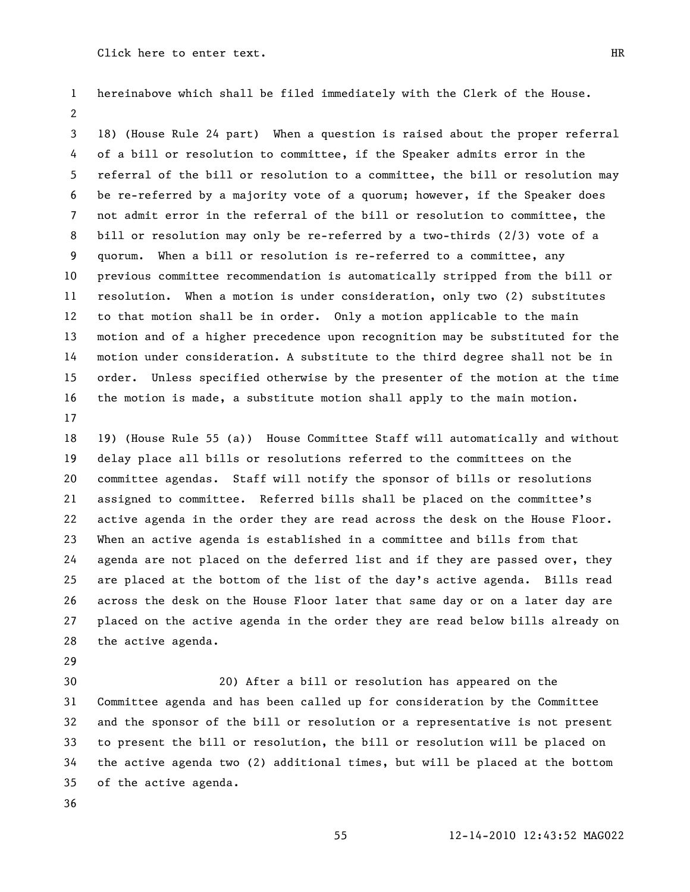hereinabove which shall be filed immediately with the Clerk of the House.

18) (House Rule 24 part) When a question is raised about the proper referral of a bill or resolution to committee, if the Speaker admits error in the referral of the bill or resolution to a committee, the bill or resolution may be re-referred by a majority vote of a quorum; however, if the Speaker does not admit error in the referral of the bill or resolution to committee, the bill or resolution may only be re-referred by a two-thirds (2/3) vote of a quorum. When a bill or resolution is re-referred to a committee, any previous committee recommendation is automatically stripped from the bill or resolution. When a motion is under consideration, only two (2) substitutes to that motion shall be in order. Only a motion applicable to the main motion and of a higher precedence upon recognition may be substituted for the motion under consideration. A substitute to the third degree shall not be in order. Unless specified otherwise by the presenter of the motion at the time the motion is made, a substitute motion shall apply to the main motion.

19) (House Rule 55 (a)) House Committee Staff will automatically and without delay place all bills or resolutions referred to the committees on the committee agendas. Staff will notify the sponsor of bills or resolutions assigned to committee. Referred bills shall be placed on the committee's active agenda in the order they are read across the desk on the House Floor. When an active agenda is established in a committee and bills from that agenda are not placed on the deferred list and if they are passed over, they are placed at the bottom of the list of the day's active agenda. Bills read across the desk on the House Floor later that same day or on a later day are placed on the active agenda in the order they are read below bills already on the active agenda.

20) After a bill or resolution has appeared on the Committee agenda and has been called up for consideration by the Committee and the sponsor of the bill or resolution or a representative is not present to present the bill or resolution, the bill or resolution will be placed on the active agenda two (2) additional times, but will be placed at the bottom of the active agenda.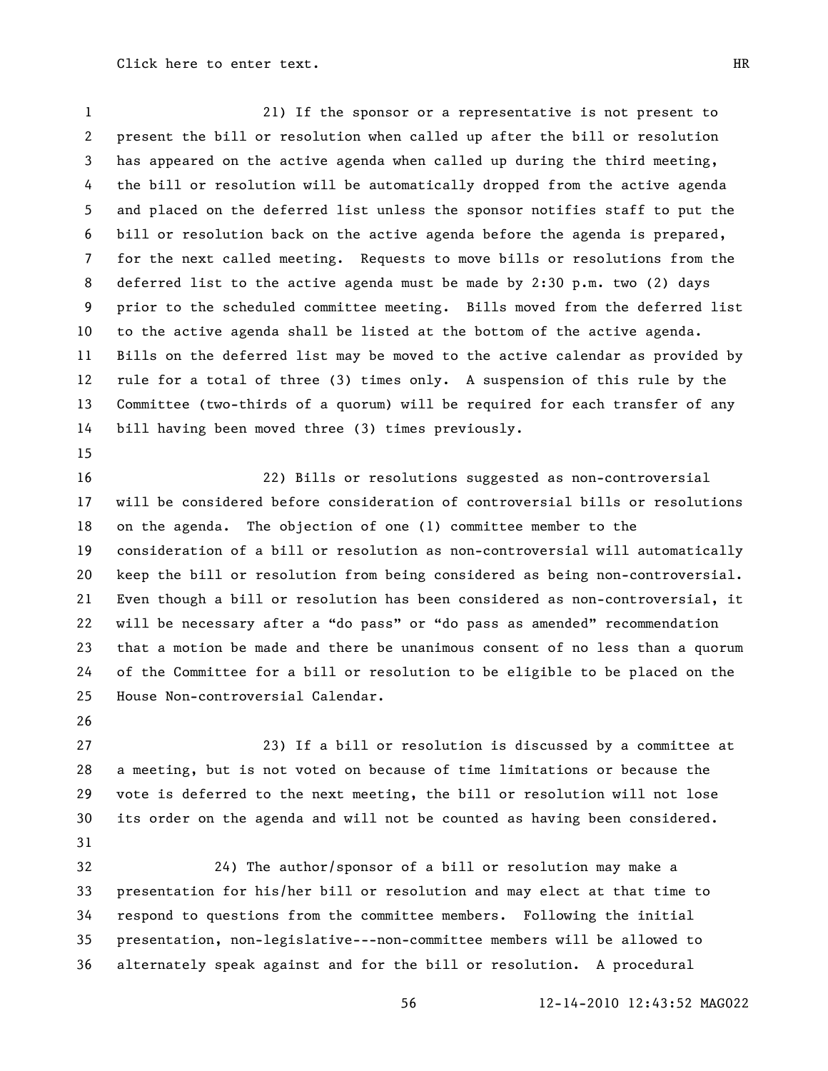21) If the sponsor or a representative is not present to present the bill or resolution when called up after the bill or resolution has appeared on the active agenda when called up during the third meeting, the bill or resolution will be automatically dropped from the active agenda and placed on the deferred list unless the sponsor notifies staff to put the bill or resolution back on the active agenda before the agenda is prepared, for the next called meeting. Requests to move bills or resolutions from the deferred list to the active agenda must be made by 2:30 p.m. two (2) days prior to the scheduled committee meeting. Bills moved from the deferred list to the active agenda shall be listed at the bottom of the active agenda. Bills on the deferred list may be moved to the active calendar as provided by rule for a total of three (3) times only. A suspension of this rule by the Committee (two-thirds of a quorum) will be required for each transfer of any bill having been moved three (3) times previously.

22) Bills or resolutions suggested as non-controversial will be considered before consideration of controversial bills or resolutions on the agenda. The objection of one (1) committee member to the consideration of a bill or resolution as non-controversial will automatically keep the bill or resolution from being considered as being non-controversial. Even though a bill or resolution has been considered as non-controversial, it will be necessary after a "do pass" or "do pass as amended" recommendation that a motion be made and there be unanimous consent of no less than a quorum of the Committee for a bill or resolution to be eligible to be placed on the House Non-controversial Calendar.

23) If a bill or resolution is discussed by a committee at a meeting, but is not voted on because of time limitations or because the vote is deferred to the next meeting, the bill or resolution will not lose its order on the agenda and will not be counted as having been considered.

24) The author/sponsor of a bill or resolution may make a presentation for his/her bill or resolution and may elect at that time to respond to questions from the committee members. Following the initial presentation, non-legislative---non-committee members will be allowed to alternately speak against and for the bill or resolution. A procedural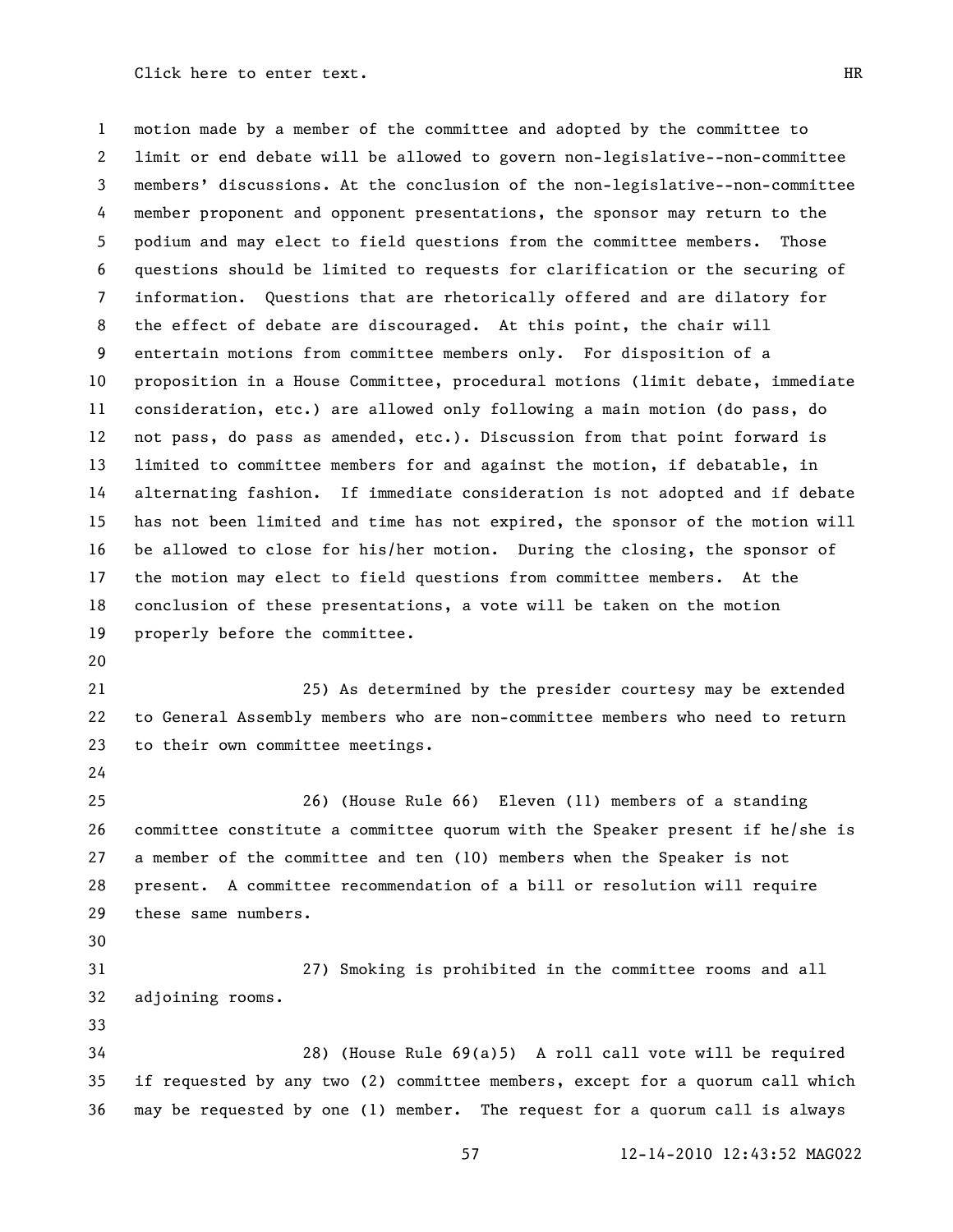motion made by a member of the committee and adopted by the committee to limit or end debate will be allowed to govern non-legislative--non-committee members' discussions. At the conclusion of the non-legislative--non-committee member proponent and opponent presentations, the sponsor may return to the podium and may elect to field questions from the committee members. Those questions should be limited to requests for clarification or the securing of information. Questions that are rhetorically offered and are dilatory for the effect of debate are discouraged. At this point, the chair will entertain motions from committee members only. For disposition of a proposition in a House Committee, procedural motions (limit debate, immediate consideration, etc.) are allowed only following a main motion (do pass, do not pass, do pass as amended, etc.). Discussion from that point forward is limited to committee members for and against the motion, if debatable, in alternating fashion. If immediate consideration is not adopted and if debate has not been limited and time has not expired, the sponsor of the motion will be allowed to close for his/her motion. During the closing, the sponsor of the motion may elect to field questions from committee members. At the conclusion of these presentations, a vote will be taken on the motion properly before the committee.

25) As determined by the presider courtesy may be extended to General Assembly members who are non-committee members who need to return to their own committee meetings.

26) (House Rule 66) Eleven (11) members of a standing committee constitute a committee quorum with the Speaker present if he/she is a member of the committee and ten (10) members when the Speaker is not present. A committee recommendation of a bill or resolution will require these same numbers.

27) Smoking is prohibited in the committee rooms and all adjoining rooms.

28) (House Rule 69(a)5) A roll call vote will be required if requested by any two (2) committee members, except for a quorum call which may be requested by one (1) member. The request for a quorum call is always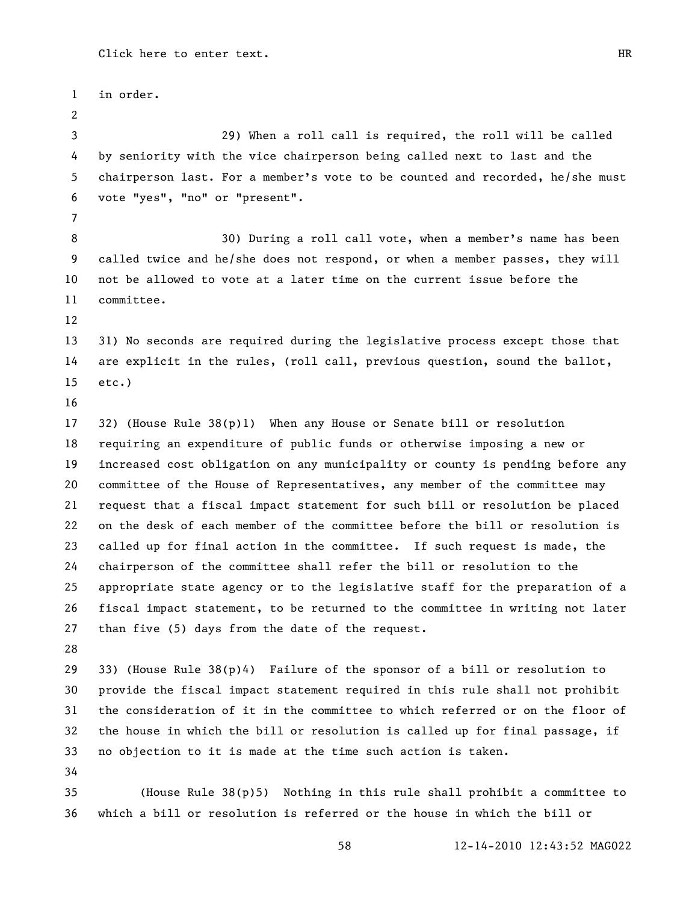in order.

29) When a roll call is required, the roll will be called by seniority with the vice chairperson being called next to last and the chairperson last. For a member's vote to be counted and recorded, he/she must vote "yes", "no" or "present".

30) During a roll call vote, when a member's name has been called twice and he/she does not respond, or when a member passes, they will not be allowed to vote at a later time on the current issue before the committee.

31) No seconds are required during the legislative process except those that are explicit in the rules, (roll call, previous question, sound the ballot, etc.)

32) (House Rule 38(p)1) When any House or Senate bill or resolution requiring an expenditure of public funds or otherwise imposing a new or increased cost obligation on any municipality or county is pending before any committee of the House of Representatives, any member of the committee may request that a fiscal impact statement for such bill or resolution be placed on the desk of each member of the committee before the bill or resolution is called up for final action in the committee. If such request is made, the chairperson of the committee shall refer the bill or resolution to the appropriate state agency or to the legislative staff for the preparation of a fiscal impact statement, to be returned to the committee in writing not later than five (5) days from the date of the request.

33) (House Rule 38(p)4) Failure of the sponsor of a bill or resolution to provide the fiscal impact statement required in this rule shall not prohibit the consideration of it in the committee to which referred or on the floor of the house in which the bill or resolution is called up for final passage, if no objection to it is made at the time such action is taken.

(House Rule 38(p)5) Nothing in this rule shall prohibit a committee to which a bill or resolution is referred or the house in which the bill or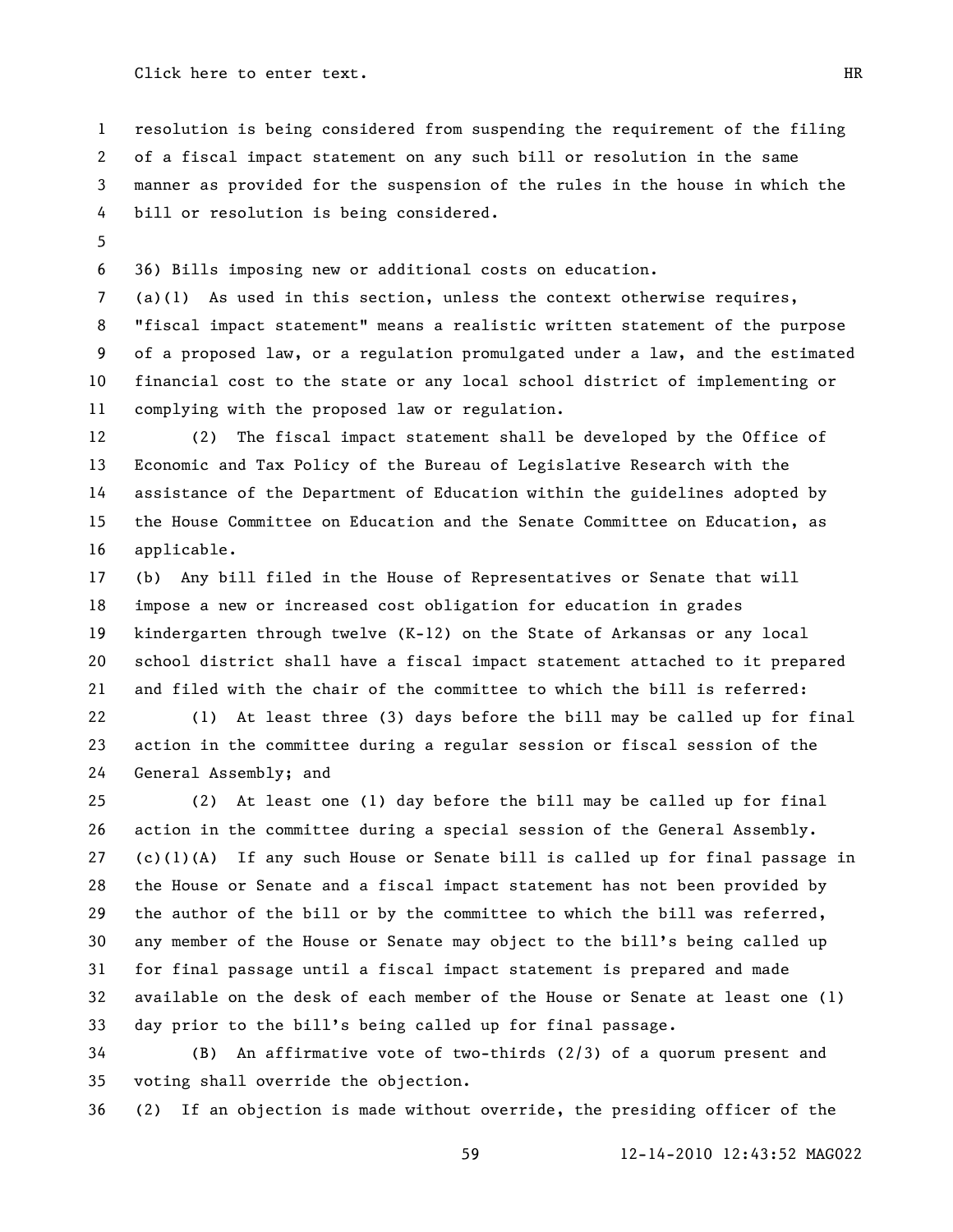resolution is being considered from suspending the requirement of the filing of a fiscal impact statement on any such bill or resolution in the same manner as provided for the suspension of the rules in the house in which the bill or resolution is being considered.

36) Bills imposing new or additional costs on education.

(a)(1) As used in this section, unless the context otherwise requires, "fiscal impact statement" means a realistic written statement of the purpose of a proposed law, or a regulation promulgated under a law, and the estimated financial cost to the state or any local school district of implementing or complying with the proposed law or regulation.

(2) The fiscal impact statement shall be developed by the Office of Economic and Tax Policy of the Bureau of Legislative Research with the assistance of the Department of Education within the guidelines adopted by the House Committee on Education and the Senate Committee on Education, as applicable.

(b) Any bill filed in the House of Representatives or Senate that will impose a new or increased cost obligation for education in grades kindergarten through twelve (K-12) on the State of Arkansas or any local school district shall have a fiscal impact statement attached to it prepared and filed with the chair of the committee to which the bill is referred:

(1) At least three (3) days before the bill may be called up for final action in the committee during a regular session or fiscal session of the General Assembly; and

(2) At least one (1) day before the bill may be called up for final action in the committee during a special session of the General Assembly.

(c)(1)(A) If any such House or Senate bill is called up for final passage in the House or Senate and a fiscal impact statement has not been provided by the author of the bill or by the committee to which the bill was referred, any member of the House or Senate may object to the bill's being called up for final passage until a fiscal impact statement is prepared and made available on the desk of each member of the House or Senate at least one (1) day prior to the bill's being called up for final passage.

(B) An affirmative vote of two-thirds (2/3) of a quorum present and voting shall override the objection.

(2) If an objection is made without override, the presiding officer of the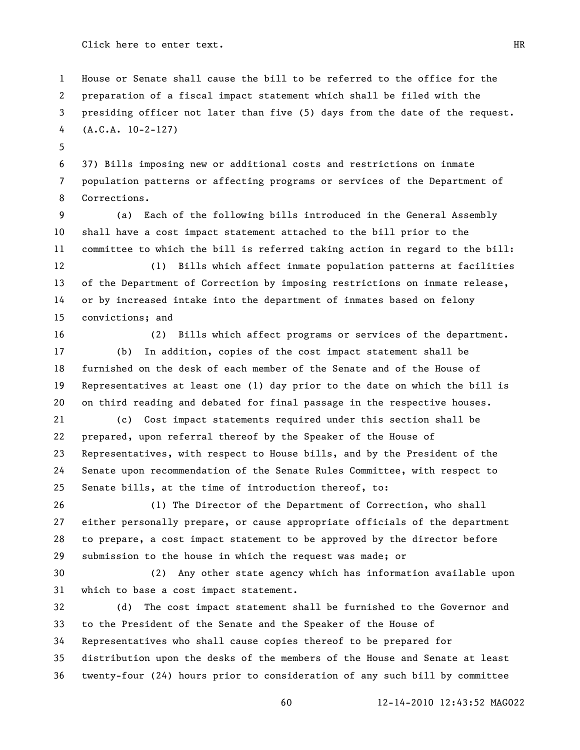House or Senate shall cause the bill to be referred to the office for the preparation of a fiscal impact statement which shall be filed with the presiding officer not later than five (5) days from the date of the request. (A.C.A. 10-2-127)

37) Bills imposing new or additional costs and restrictions on inmate population patterns or affecting programs or services of the Department of Corrections.

(a) Each of the following bills introduced in the General Assembly shall have a cost impact statement attached to the bill prior to the committee to which the bill is referred taking action in regard to the bill:

(1) Bills which affect inmate population patterns at facilities of the Department of Correction by imposing restrictions on inmate release, or by increased intake into the department of inmates based on felony convictions; and

(2) Bills which affect programs or services of the department.

(b) In addition, copies of the cost impact statement shall be furnished on the desk of each member of the Senate and of the House of Representatives at least one (1) day prior to the date on which the bill is on third reading and debated for final passage in the respective houses.

(c) Cost impact statements required under this section shall be prepared, upon referral thereof by the Speaker of the House of Representatives, with respect to House bills, and by the President of the Senate upon recommendation of the Senate Rules Committee, with respect to Senate bills, at the time of introduction thereof, to:

(1) The Director of the Department of Correction, who shall either personally prepare, or cause appropriate officials of the department to prepare, a cost impact statement to be approved by the director before submission to the house in which the request was made; or

(2) Any other state agency which has information available upon which to base a cost impact statement.

(d) The cost impact statement shall be furnished to the Governor and to the President of the Senate and the Speaker of the House of Representatives who shall cause copies thereof to be prepared for distribution upon the desks of the members of the House and Senate at least twenty-four (24) hours prior to consideration of any such bill by committee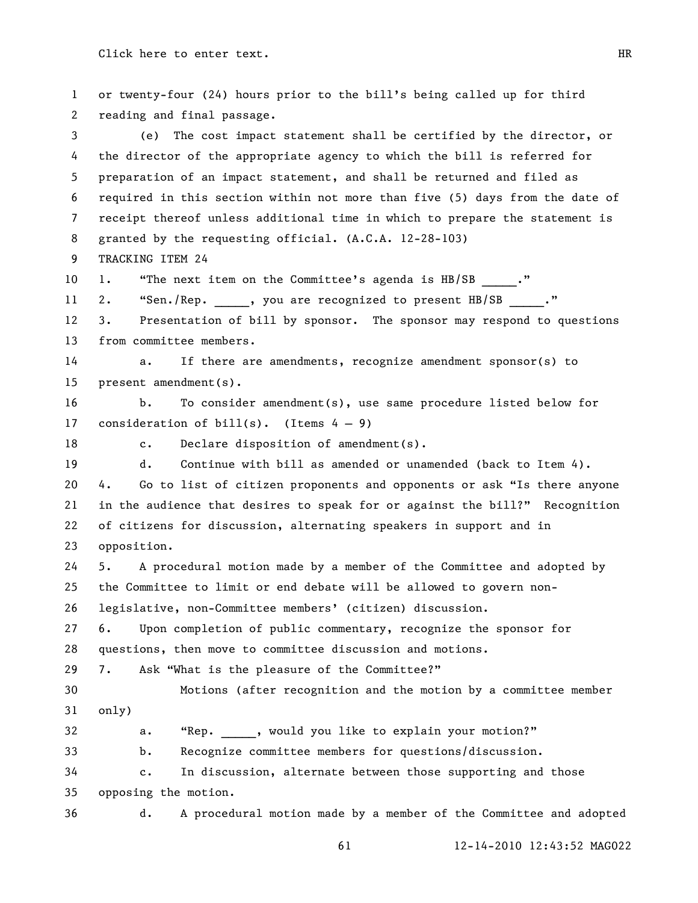or twenty-four (24) hours prior to the bill's being called up for third reading and final passage.

(e) The cost impact statement shall be certified by the director, or the director of the appropriate agency to which the bill is referred for preparation of an impact statement, and shall be returned and filed as required in this section within not more than five (5) days from the date of receipt thereof unless additional time in which to prepare the statement is granted by the requesting official. (A.C.A. 12-28-103)

TRACKING ITEM 24

1. "The next item on the Committee's agenda is HB/SB _____."
2. "Sen./Rep. _____, you are recognized to present HB/SB _____."
3. Presentation of bill by sponsor. The sponsor may respond to questions from committee members.
   a. If there are amendments, recognize amendment sponsor(s) to present amendment(s).
   b. To consider amendment(s), use same procedure listed below for consideration of bill(s). (Items 4 – 9)
   c. Declare disposition of amendment(s).
   d. Continue with bill as amended or unamended (back to Item 4).
4. Go to list of citizen proponents and opponents or ask "Is there anyone in the audience that desires to speak for or against the bill?" Recognition of citizens for discussion, alternating speakers in support and in opposition.
5. A procedural motion made by a member of the Committee and adopted by the Committee to limit or end debate will be allowed to govern non-legislative, non-Committee members' (citizen) discussion.
6. Upon completion of public commentary, recognize the sponsor for questions, then move to committee discussion and motions.
7. Ask "What is the pleasure of the Committee?"

   Motions (after recognition and the motion by a committee member only)

   a. "Rep. _____, would you like to explain your motion?"
   b. Recognize committee members for questions/discussion.
   c. In discussion, alternate between those supporting and those opposing the motion.
   d. A procedural motion made by a member of the Committee and adopted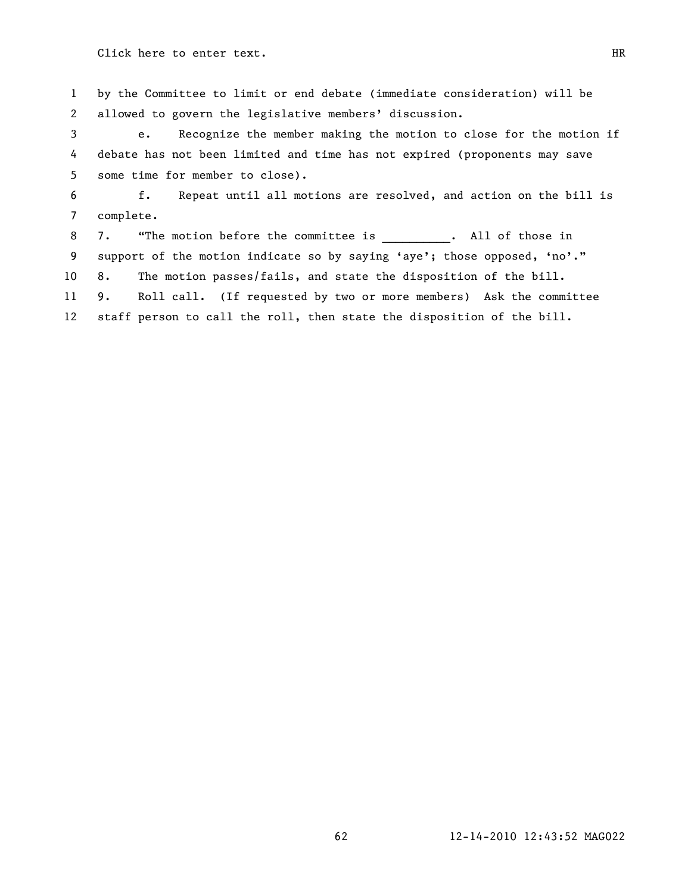by the Committee to limit or end debate (immediate consideration) will be allowed to govern the legislative members' discussion.

e. Recognize the member making the motion to close for the motion if debate has not been limited and time has not expired (proponents may save some time for member to close).

f. Repeat until all motions are resolved, and action on the bill is complete.

7. "The motion before the committee is __________. All of those in support of the motion indicate so by saying 'aye'; those opposed, 'no'."

8. The motion passes/fails, and state the disposition of the bill.

9. Roll call. (If requested by two or more members) Ask the committee staff person to call the roll, then state the disposition of the bill.